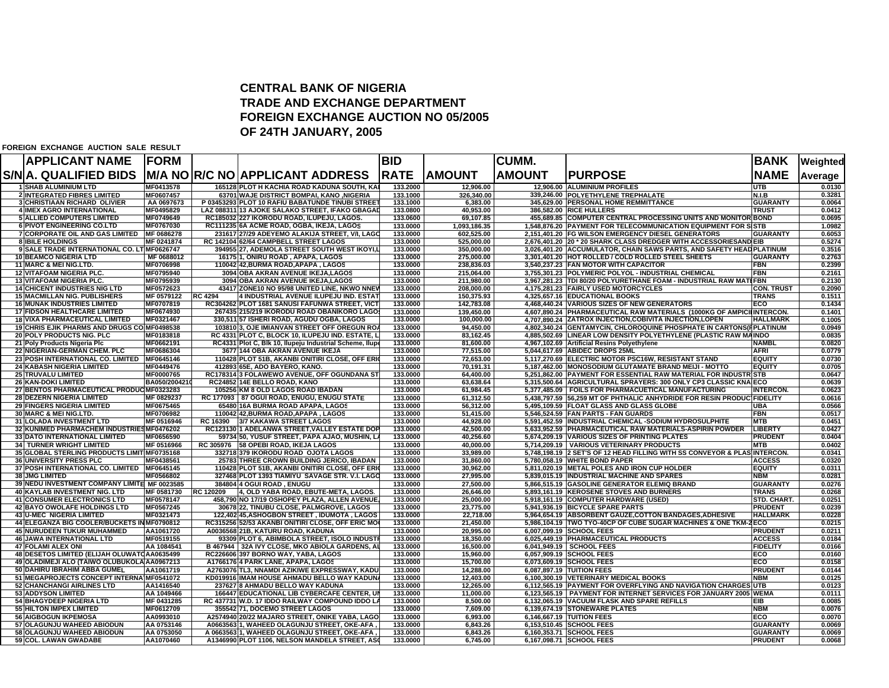# CENTRAL BANK OF NIGERIA
## TRADE AND EXCHANGE DEPARTMENT
## FOREIGN EXCHANGE AUCTION NO 05/2005
## OF 24TH JANUARY, 2005

**FOREIGN EXCHANGE AUCTION SALE RESULT**

| S/N | APPLICANT NAME A. QUALIFIED BIDS | FORM M/A NO | R/C NO | APPLICANT ADDRESS | BID RATE | AMOUNT | CUMM. AMOUNT | PURPOSE | BANK NAME | Weighted Average |
|---|---|---|---|---|---|---|---|---|---|---|
| 1 | SHAB ALUMINIUM LTD | MF0413578 | 165128 | PLOT H KACHIA ROAD KADUNA SOUTH, KAI | 133.2000 | 12,906.00 | 12,906.00 | ALUMINIUM PROFILES | UTB | 0.0130 |
| 2 | INTEGRATED FIBRES LIMITED | MF0607457 | 63701 | WAJE DISTRICT BOMPAI, KANO ,NIGERIA | 133.1000 | 326,340.00 | 339,246.00 | POLYETHYLENE TREPHALATE | N.I.B | 0.3281 |
| 3 | CHRISTIAAN RICHARD OLIVIER | AA 0697673 | P 03453293 | PLOT 10 RAFIU BABATUNDE TINUBI STREET | 133.1000 | 6,383.00 | 345,629.00 | PERSONAL HOME REMMITTANCE | GUARANTY | 0.0064 |
| 4 | IMEX AGRO INTERNATIONAL | MF0495829 | LAZ 088311 | 13 AJOKE SALAKO STREET, IFAKO GBAGAD | 133.0800 | 40,953.00 | 386,582.00 | RICE HULLERS | TRUST | 0.0412 |
| 5 | ALLIED COMPUTERS LIMITED | MF0749649 | RC185032 | 227 IKORODU ROAD, ILUPEJU, LAGOS. | 133.0600 | 69,107.85 | 455,689.85 | COMPUTER CENTRAL PROCESSING UNITS AND MONITOR | BOND | 0.0695 |
| 6 | PIVOT ENGINEERING CO.LTD | MF0767030 | RC111235 | 6A ACME ROAD, OGBA, IKEJA, LAGOS | 133.0000 | 1,093,186.35 | 1,548,876.20 | PAYMENT FOR TELECOMMUNICATION EQUIPMENT FOR S | STB | 1.0982 |
| 7 | CORPORATE OIL AND GAS LIMITED | MF 0686278 | 231617 | 27/29 ADEYEMO ALAKIJA STREET, V/I, LAGO | 133.0000 | 602,525.00 | 2,151,401.20 | FG WILSON EMERGENCY DIESEL GENERATORS | GUARANTY | 0.6053 |
| 8 | IBILE HOLDINGS | MF 0241874 | RC 142104 | 62/64 CAMPBELL STREET LAGOS | 133.0000 | 525,000.00 | 2,676,401.20 | 20 * 20 SHARK CLASS DREDGER WITH ACCESSORIESAND | EIB | 0.5274 |
| 9 | SALE TRADE INTERNATIONAL CO. LT | MF0626747 | 394955 | 27, ADEMOLA STREET SOUTH WEST IKOYI,L | 133.0000 | 350,000.00 | 3,026,401.20 | ACCUMULATOR, CHAIN SAWS PARTS, AND SAFETY HEAD | PLATINUM | 0.3516 |
| 10 | BEAMCO NIGERIA LTD | MF 0688012 | 16175 | 1, ONIRU ROAD , APAPA, LAGOS | 133.0000 | 275,000.00 | 3,301,401.20 | HOT ROLLED / COLD ROLLED STEEL SHEETS | GUARANTY | 0.2763 |
| 11 | MARC & MEI NIG.LTD. | MF0706998 | 110042 | 42,BURMA ROAD,APAPA , LAGOS | 133.0000 | 238,836.03 | 3,540,237.23 | FAN MOTOR WITH CAPACITOR | FBN | 0.2399 |
| 12 | VITAFOAM NIGERIA PLC. | MF0795940 | 3094 | OBA AKRAN AVENUE IKEJA,LAGOS | 133.0000 | 215,064.00 | 3,755,301.23 | POLYMERIC POLYOL - INDUSTRIAL CHEMICAL | FBN | 0.2161 |
| 13 | VITAFOAM NIGERIA PLC. | MF0795939 | 3094 | OBA AKRAN AVENUE IKEJA,LAGOS | 133.0000 | 211,980.00 | 3,967,281.23 | TDI 80/20 POLYURETHANE FOAM - INDUSTRIAL RAW MAT | FBN | 0.2130 |
| 14 | CHICENT INDUSTRIES NIG LTD | MF0572623 | 43417 | ZONE10 NO 95/98 UNITED LINE, NKWO NNEW | 133.0000 | 208,000.00 | 4,175,281.23 | FAIRLY USED MOTORCYCLES | CON. TRUST | 0.2090 |
| 15 | MACMILLAN NIG. PUBLISHERS | MF 0579122 | RC 4294 | 4 INDUSTRIAL AVENUE ILUPEJU IND. ESTAT | 133.0000 | 150,375.93 | 4,325,657.16 | EDUCATIONAL BOOKS | TRANS | 0.1511 |
| 16 | MUNAK INDUSTRIES LIMITED | MF0707819 | RC304262 | PLOT 1681 SANUSI FAFUNWA STREET, VICT | 133.0000 | 142,783.08 | 4,468,440.24 | VARIOUS SIZES OF NEW GENERATORS | ECO | 0.1434 |
| 17 | FIDSON HEALTHCARE LIMITED | MF0674930 | 267435 | 215/219 IKORODU ROAD OBANIKORO LAGOS | 133.0000 | 139,450.00 | 4,607,890.24 | PHARMACEUTICAL RAW MATERIALS (1000KG OF AMPICI | INTERCON. | 0.1401 |
| 18 | VIXA PHARMACEUTICAL LIMITED | MF0321467 | 330,511 | 57 ISHERI ROAD, AGUDU OGBA, LAGOS | 133.0000 | 100,000.00 | 4,707,890.24 | ZATROX INJECTION,COBIVITA INJECTION,LOPEN | HALLMARK | 0.1005 |
| 19 | CHRIS EJIK PHARMS AND DRUGS CO | MF0498538 | 103810 | 3, OJE IMIANVAN STREET OFF OREGUN ROA | 133.0000 | 94,450.00 | 4,802,340.24 | GENTAMYCIN, CHLOROQUINE PHOSPHATE IN CARTONS( | PLATINUM | 0.0949 |
| 20 | POLY PRODUCTS NIG. PLC | MF0183818 | RC 4331 | PLOT C, BLOCK 10, ILUPEJU IND. ESTATE, L | 133.0000 | 83,162.45 | 4,885,502.69 | LINEAR LOW DENSITY POLYETHYLENE (PLASTIC RAW MA | INDO | 0.0835 |
| 21 | Poly Products Nigeria Plc | MF0662191 | RC4331 | Plot C, Blk 10, Ilupeju Industrial Scheme, Ilupe | 133.0000 | 81,600.00 | 4,967,102.69 | Artificial Resins Polyethylene | NAMBL | 0.0820 |
| 22 | NIGERIAN-GERMAN CHEM. PLC | MF0686304 | 3677 | 144 OBA AKRAN AVENUE IKEJA | 133.0000 | 77,515.00 | 5,044,617.69 | ABIDEC DROPS 25ML | AFRI | 0.0779 |
| 23 | POSH INTERNATIONAL CO. LIMITED | MF0645146 | 110428 | PLOT 51B, AKANBI ONITIRI CLOSE, OFF ERIC | 133.0000 | 72,653.00 | 5,117,270.69 | ELECTRIC MOTOR PSC16W, RESISTANT STAND | EQUITY | 0.0730 |
| 24 | KABASH NIGERIA LIMITED | MF0449476 | 412893 | 65E, ADO BAYERO, KANO. | 133.0000 | 70,191.31 | 5,187,462.00 | MONOSODIUM GLUTAMATE BRAND MEIJI - MOTTO | EQUITY | 0.0705 |
| 25 | TRUVALU LIMITED | MF0000765 | RC178314 | 3 FOLAWEWO AVENUE, OFF OGUNDANA ST | 133.0000 | 64,400.00 | 5,251,862.00 | PAYMENT FOR ESSENTIAL RAW MATERIAL FOR INDUSTR | STB | 0.0647 |
| 26 | KAN-DOKI LIMITED | BA050/200421C | RC24852 | 14E BELLO ROAD, KANO | 133.0000 | 63,638.64 | 5,315,500.64 | AGRICULTURAL SPRAYERS: 300 ONLY CP3 CLASSIC KNA | ECO | 0.0639 |
| 27 | BENTOS PHARMACEUTICAL PRODUC | MF0323283 | 105256 | KM 8 OLD LAGOS ROAD IBADAN | 133.0000 | 61,984.45 | 5,377,485.09 | FOILS FOR PHARMACUETICAL MANUFACTURING | INTERCON. | 0.0623 |
| 28 | DEZERN NIGERIA LIMITED | MF 0829237 | RC 177093 | 87 OGUI ROAD, ENUGU, ENUGU STATE | 133.0000 | 61,312.50 | 5,438,797.59 | 56,259 MT OF PHTHALIC ANHYDRIDE FOR RESIN PRODUC | FIDELITY | 0.0616 |
| 29 | FINGERS NIGERIA LIMITED | MF0675465 | 65480 | 16A BURMA ROAD APAPA, LAGOS | 133.0000 | 56,312.00 | 5,495,109.59 | FLOAT GLASS AND GLASS GLOBE | UBA | 0.0566 |
| 30 | MARC & MEI NIG.LTD. | MF0706982 | 110042 | 42,BURMA ROAD,APAPA , LAGOS | 133.0000 | 51,415.00 | 5,546,524.59 | FAN PARTS - FAN GUARDS | FBN | 0.0517 |
| 31 | LOLADA INVESTMENT LTD | MF 0516946 | RC 16390 | 3/7 KAKAWA STREET LAGOS | 133.0000 | 44,928.00 | 5,591,452.59 | INDUSTRIAL CHEMICAL -SODIUM HYDROSULPHITE | MTB | 0.0451 |
| 32 | KUNIMED PHARMACHEM INDUSTRIES | MF0476202 | RC123130 | 1 ADELANWA STREET,VALLEY ESTATE DOP | 133.0000 | 42,500.00 | 5,633,952.59 | PHARMACEUTICAL RAW MATERIALS-ASPIRIN POWDER | LIBERTY | 0.0427 |
| 33 | DATO INTERNATIONAL LIMITED | MF0656590 | 59734 | 50, YUSUF STREET, PAPA AJAO, MUSHIN, LA | 133.0000 | 40,256.60 | 5,674,209.19 | VARIOUS SIZES OF PRINTING PLATES | PRUDENT | 0.0404 |
| 34 | TURNER WRIGHT LIMITED | MF 0516966 | RC 305976 | 58 OPEBI ROAD, IKEJA LAGOS | 133.0000 | 40,000.00 | 5,714,209.19 | VARIOUS VETERINARY PRODUCTS | MTB | 0.0402 |
| 35 | GLOBAL STERLING PRODUCTS LIMIT | MF0735168 | 332718 | 379 IKORODU ROAD OJOTA LAGOS | 133.0000 | 33,989.00 | 5,748,198.19 | 2 SET'S OF 12 HEAD FILLING WITH SS CONVEYOR & PLAS | INTERCON. | 0.0341 |
| 36 | UNIVERSITY PRESS PLC | MF0438561 | 25783 | THREE CROWN BUILDING JERICO, IBADAN | 133.0000 | 31,860.00 | 5,780,058.19 | WHITE BOND PAPER | ACCESS | 0.0320 |
| 37 | POSH INTERNATIONAL CO. LIMITED | MF0645145 | 110428 | PLOT 51B, AKANBI ONITIRI CLOSE, OFF ERIC | 133.0000 | 30,962.00 | 5,811,020.19 | METAL POLES AND IRON CUP HOLDER | EQUITY | 0.0311 |
| 38 | JMG LIMITED | MF0566802 | 327468 | PLOT 1393 TIAMIYU SAVAGE STR. V.I. LAGO | 133.0000 | 27,995.00 | 5,839,015.19 | INDUSTRIAL MACHINE AND SPARES | NBM | 0.0281 |
| 39 | NEDU INVESTMENT COMPANY LIMITE | MF 0023585 | 384804 | 4 OGUI ROAD , ENUGU | 133.0000 | 27,500.00 | 5,866,515.19 | GASOLINE GENERATOR ELEMIQ BRAND | GUARANTY | 0.0276 |
| 40 | KAYLAB INVESTMENT NIG. LTD | MF 0581730 | RC 120209 | 4, OLD YABA ROAD, EBUTE-META, LAGOS. | 133.0000 | 26,646.00 | 5,893,161.19 | KEROSENE STOVES AND BURNERS | TRANS | 0.0268 |
| 41 | CONSUMER ELECTRONICS LTD | MF0578147 | 458,790 | NO 17/19 OSHOPEY PLAZA, ALLEN AVENUE, | 133.0000 | 25,000.00 | 5,918,161.19 | COMPUTER HARDWARE (USED) | STD. CHART. | 0.0251 |
| 42 | BAYO OWOLAFE HOLDINGS LTD | MF0567245 | 30678 | 22, TINUBU CLOSE, PALMGROVE, LAGOS | 133.0000 | 23,775.00 | 5,941,936.19 | BICYCLE SPARE PARTS | PRUDENT | 0.0239 |
| 43 | U-MEC NIGERIA LIMITED | MF0321473 | 122,402 | 45,ASHOGBON STREET , IDUMOTA , LAGOS | 133.0000 | 22,718.00 | 5,964,654.19 | ABSORBENT GAUZE,COTTON BANDAGES,ADHESIVE | HALLMARK | 0.0228 |
| 44 | ELEGANZA BIG COOLER/BUCKETS IN | MF0790812 | RC315256 | 52/53 AKANBI ONITIRI CLOSE, OFF ERIC MO | 133.0000 | 21,450.00 | 5,986,104.19 | TWO TYO-40CP OF CUBE SUGAR MACHINES & ONE TKM-2 | ECO | 0.0215 |
| 45 | NURUDEEN TUKUR MUHAMMED | AA1061720 | A0036568 | 21B, KATURU ROAD, KADUNA | 133.0000 | 20,995.00 | 6,007,099.19 | SCHOOL FEES | PRUDENT | 0.0211 |
| 46 | JAWA INTERNATIONAL LTD | MF0519155 | 93309 | PLOT 6, ABIMBOLA STREET, ISOLO INDUSTF | 133.0000 | 18,350.00 | 6,025,449.19 | PHARMACEUTICAL PRODUCTS | ACCESS | 0.0184 |
| 47 | FOLAMI ALEX ONI | AA 1084541 | B 467944 | 32A IVY CLOSE, MKO ABIOLA GARDENS, AL | 133.0000 | 16,500.00 | 6,041,949.19 | SCHOOL FEES | FIDELITY | 0.0166 |
| 48 | DESETOS LIMITED (ELIJAH OLUWATO | AA0635499 | RC226606 | 397 BORNO WAY, YABA, LAGOS | 133.0000 | 15,960.00 | 6,057,909.19 | SCHOOL FEES | ECO | 0.0160 |
| 49 | OLADIMEJI ALO (TAIWO OLUBUKOLA | AA0967213 | A1766176 | 4 PARK LANE, APAPA, LAGOS | 133.0000 | 15,700.00 | 6,073,609.19 | SCHOOL FEES | ECO | 0.0158 |
| 50 | DAHIRU IBRAHIM ABBA GUMEL | AA1061719 | A2763076 | TL3, NNAMDI AZIKIWE EXPRESSWAY, KADU | 133.0000 | 14,288.00 | 6,087,897.19 | TUITION FEES | PRUDENT | 0.0144 |
| 51 | MEGAPROJECTS CONCEPT INTERNA | MF0541072 | KD019916 | IMAM HOUSE AHMADU BELLO WAY KADUNA | 133.0000 | 12,403.00 | 6,100,300.19 | VETERINARY MEDICAL BOOKS | NBM | 0.0125 |
| 52 | CHANCHANGI AIRLINES LTD | AA1416540 | 237627 | 8 AHMADU BELLO WAY KADUNA | 133.0000 | 12,265.00 | 6,112,565.19 | PAYMENT FOR OVERFLYING AND NAVIGATION CHARGES | UTB | 0.0123 |
| 53 | ADDYSON LIMITED | AA 1049466 | 166447 | EDUCATIONAL LIB CYBERCAFE CENTER, UN | 133.0000 | 11,000.00 | 6,123,565.19 | PAYMENT FOR INTERNET SERVICES FOR JANUARY 2005 | WEMA | 0.0111 |
| 54 | BHAGYDEEP NIGERIA LTD | MF 0431285 | RC 437731 | W.D. 17 IDDO RAILWAY COMPOUND IDDO LA | 133.0000 | 8,500.00 | 6,132,065.19 | VACUUM FLASK AND SPARE REFILLS | EIB | 0.0085 |
| 55 | HILTON IMPEX LIMITED | MF0612709 | 355542 | 71, DOCEMO STREET LAGOS | 133.0000 | 7,609.00 | 6,139,674.19 | STONEWARE PLATES | NBM | 0.0076 |
| 56 | AIGBOGUN IKPEMOSA | AA0993010 | A2574940 | 20/22 MAJARO STREET, ONIKE YABA, LAGO | 133.0000 | 6,993.00 | 6,146,667.19 | TUITION FEES | ECO | 0.0070 |
| 57 | OLAGUNJU WAHEED ABIODUN | AA 0753146 | A0663563 | 1, WAHEED OLAGUNJU STREET, OKE-AFA , | 133.0000 | 6,843.26 | 6,153,510.45 | SCHOOL FEES | GUARANTY | 0.0069 |
| 58 | OLAGUNJU WAHEED ABIODUN | AA 0753050 | A 0663563 | 1, WAHEED OLAGUNJU STREET, OKE-AFA , | 133.0000 | 6,843.26 | 6,160,353.71 | SCHOOL FEES | GUARANTY | 0.0069 |
| 59 | COL. LAWAN GWADABE | AA1070460 | A1346990 | PLOT 1106, NELSON MANDELA STREET, ASO | 133.0000 | 6,745.00 | 6,167,098.71 | SCHOOL FEES | PRUDENT | 0.0068 |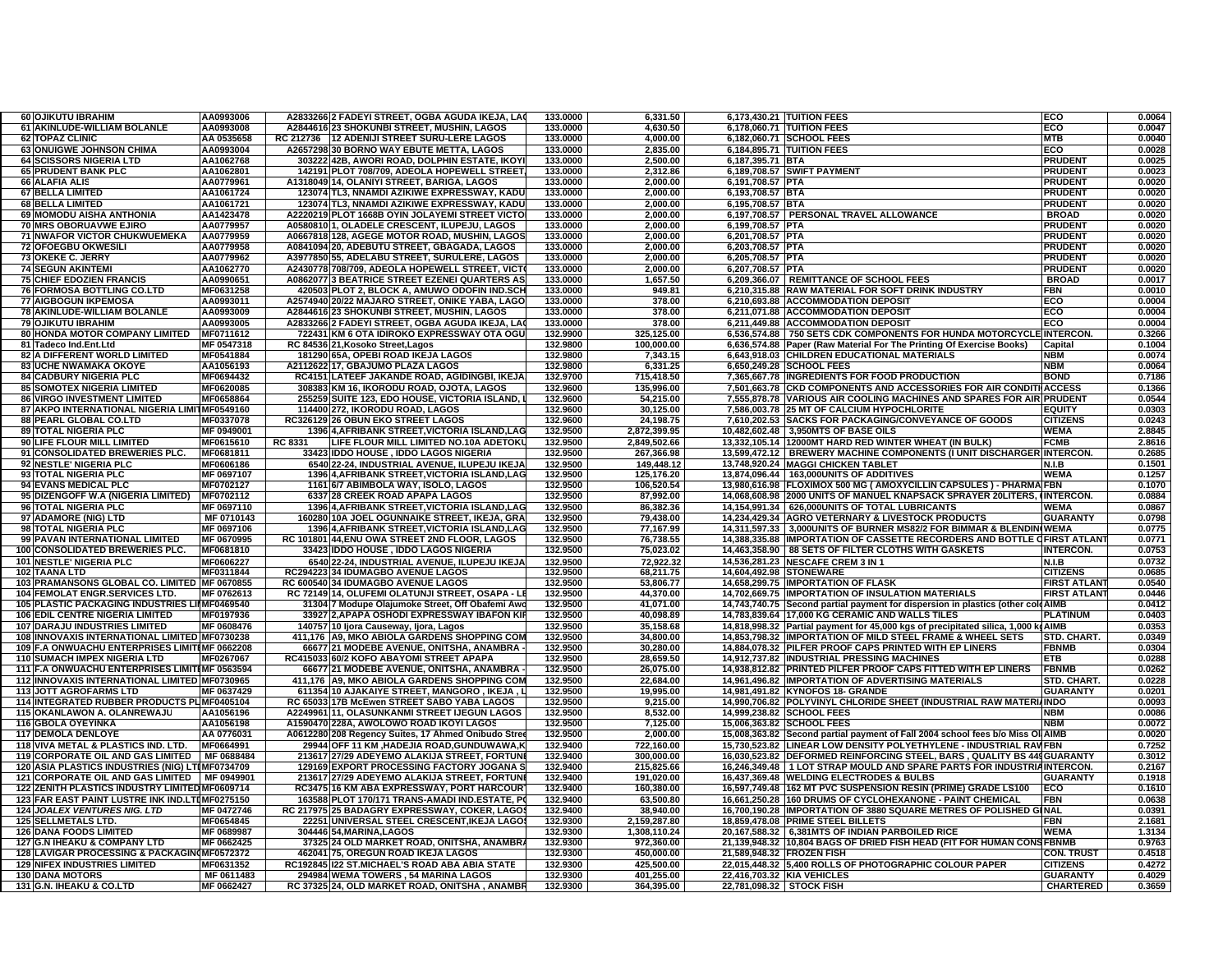| | | | | | | | | | |
|---|---|---|---|---|---|---|---|---|---|
| 60 | OJIKUTU IBRAHIM | AA0993006 | A2833266 2 FADEYI STREET, OGBA AGUDA IKEJA, LA | 133.0000 | 6,331.50 | 6,173,430.21 | TUITION FEES | ECO | 0.0064 |
| 61 | AKINLUDE-WILLIAM BOLANLE | AA0993008 | A2844616 23 SHOKUNBI STREET, MUSHIN, LAGOS | 133.0000 | 4,630.50 | 6,178,060.71 | TUITION FEES | ECO | 0.0047 |
| 62 | TOPAZ CLINIC | AA 0535658 | RC 212736 12 ADENIJI STREET SURU-LERE LAGOS | 133.0000 | 4,000.00 | 6,182,060.71 | SCHOOL FEES | MTB | 0.0040 |
| 63 | ONUIGWE JOHNSON CHIMA | AA0993004 | A2657298 30 BORNO WAY EBUTE METTA, LAGOS | 133.0000 | 2,835.00 | 6,184,895.71 | TUITION FEES | ECO | 0.0028 |
| 64 | SCISSORS NIGERIA LTD | AA1062768 | 303222 42B, AWORI ROAD, DOLPHIN ESTATE, IKOYI | 133.0000 | 2,500.00 | 6,187,395.71 | BTA | PRUDENT | 0.0025 |
| 65 | PRUDENT BANK PLC | AA1062801 | 142191 PLOT 708/709, ADEOLA HOPEWELL STREET, | 133.0000 | 2,312.86 | 6,189,708.57 | SWIFT PAYMENT | PRUDENT | 0.0023 |
| 66 | ALAFIA ALIS | AA0779961 | A1318049 14, OLANIYI STREET, BARIGA, LAGOS | 133.0000 | 2,000.00 | 6,191,708.57 | PTA | PRUDENT | 0.0020 |
| 67 | BELLA LIMITED | AA1061724 | 123074 TL3, NNAMDI AZIKIWE EXPRESSWAY, KADU | 133.0000 | 2,000.00 | 6,193,708.57 | BTA | PRUDENT | 0.0020 |
| 68 | BELLA LIMITED | AA1061721 | 123074 TL3, NNAMDI AZIKIWE EXPRESSWAY, KADU | 133.0000 | 2,000.00 | 6,195,708.57 | BTA | PRUDENT | 0.0020 |
| 69 | MOMODU AISHA ANTHONIA | AA1423478 | A2220219 PLOT 1668B OYIN JOLAYEMI STREET VICTO | 133.0000 | 2,000.00 | 6,197,708.57 | PERSONAL TRAVEL ALLOWANCE | BROAD | 0.0020 |
| 70 | MRS OBORUAVWE EJIRO | AA0779957 | A0580810 1, OLADELE CRESCENT, ILUPEJU, LAGOS | 133.0000 | 2,000.00 | 6,199,708.57 | PTA | PRUDENT | 0.0020 |
| 71 | NWAFOR VICTOR CHUKWUEMEKA | AA0779959 | A0667818 128, AGEGE MOTOR ROAD, MUSHIN, LAGOS | 133.0000 | 2,000.00 | 6,201,708.57 | PTA | PRUDENT | 0.0020 |
| 72 | OFOEGBU OKWESILI | AA0779958 | A0841094 20, ADEBUTU STREET, GBAGADA, LAGOS | 133.0000 | 2,000.00 | 6,203,708.57 | PTA | PRUDENT | 0.0020 |
| 73 | OKEKE C. JERRY | AA0779962 | A3977850 55, ADELABU STREET, SURULERE, LAGOS | 133.0000 | 2,000.00 | 6,205,708.57 | PTA | PRUDENT | 0.0020 |
| 74 | SEGUN AKINTEMI | AA1062770 | A2430778 708/709, ADEOLA HOPEWELL STREET, VICT | 133.0000 | 2,000.00 | 6,207,708.57 | PTA | PRUDENT | 0.0020 |
| 75 | CHIEF EDOZIEN FRANCIS | AA0990651 | A0862077 3 BEATRICE STREET EZENEI QUARTERS AS | 133.0000 | 1,657.50 | 6,209,366.07 | REMITTANCE OF SCHOOL FEES | BROAD | 0.0017 |
| 76 | FORMOSA BOTTLING CO.LTD | MF0631258 | 420503 PLOT 2, BLOCK A, AMUWO ODOFIN IND.SCH | 133.0000 | 949.81 | 6,210,315.88 | RAW MATERIAL FOR SOFT DRINK INDUSTRY | FBN | 0.0010 |
| 77 | AIGBOGUN IKPEMOSA | AA0993011 | A2574940 20/22 MAJARO STREET, ONIKE YABA, LAGO | 133.0000 | 378.00 | 6,210,693.88 | ACCOMMODATION DEPOSIT | ECO | 0.0004 |
| 78 | AKINLUDE-WILLIAM BOLANLE | AA0993009 | A2844616 23 SHOKUNBI STREET, MUSHIN, LAGOS | 133.0000 | 378.00 | 6,211,071.88 | ACCOMMODATION DEPOSIT | ECO | 0.0004 |
| 79 | OJIKUTU IBRAHIM | AA0993005 | A2833266 2 FADEYI STREET, OGBA AGUDA IKEJA, LA | 133.0000 | 378.00 | 6,211,449.88 | ACCOMMODATION DEPOSIT | ECO | 0.0004 |
| 80 | HONDA MOTOR COMPANY LIMITED | MF0711612 | 722431 KM 6 OTA IDIROKO EXPRESSWAY OTA OGU | 132.9900 | 325,125.00 | 6,536,574.88 | 750 SETS CDK COMPONENTS FOR HUNDA MOTORCYCLE | INTERCON. | 0.3266 |
| 81 | Tadeco Ind.Ent.Ltd | MF 0547318 | RC 84536 21,Kosoko Street,Lagos | 132.9800 | 100,000.00 | 6,636,574.88 | Paper (Raw Material For The Printing Of Exercise Books) | Capital | 0.1004 |
| 82 | A DIFFERENT WORLD LIMITED | MF0541884 | 181290 65A, OPEBI ROAD IKEJA LAGOS | 132.9800 | 7,343.15 | 6,643,918.03 | CHILDREN EDUCATIONAL MATERIALS | NBM | 0.0074 |
| 83 | UCHE NWAMAKA OKOYE | AA1056193 | A2112622 17, GBAJUMO PLAZA LAGOS | 132.9800 | 6,331.25 | 6,650,249.28 | SCHOOL FEES | NBM | 0.0064 |
| 84 | CADBURY NIGERIA PLC | MF0694432 | RC4151 LATEEF JAKANDE ROAD, AGIDINGBI, IKEJA | 132.9700 | 715,418.50 | 7,365,667.78 | INGREDIENTS FOR FOOD PRODUCTION | BOND | 0.7186 |
| 85 | SOMOTEX NIGERIA LIMITED | MF0620085 | 308383 KM 16, IKORODU ROAD, OJOTA, LAGOS | 132.9600 | 135,996.00 | 7,501,663.78 | CKD COMPONENTS AND ACCESSORIES FOR AIR CONDITI | ACCESS | 0.1366 |
| 86 | VIRGO INVESTMENT LIMITED | MF0658864 | 255259 SUITE 123, EDO HOUSE, VICTORIA ISLAND, | 132.9600 | 54,215.00 | 7,555,878.78 | VARIOUS AIR COOLING MACHINES AND SPARES FOR AIR | PRUDENT | 0.0544 |
| 87 | AKPO INTERNATIONAL NIGERIA LIMIT | MF0549160 | 114400 272, IKORODU ROAD, LAGOS | 132.9600 | 30,125.00 | 7,586,003.78 | 25 MT OF CALCIUM HYPOCHLORITE | EQUITY | 0.0303 |
| 88 | PEARL GLOBAL CO.LTD | MF0337078 | RC326129 26 OBUN EKO STREET LAGOS | 132.9600 | 24,198.75 | 7,610,202.53 | SACKS FOR PACKAGING/CONVEYANCE OF GOODS | CITIZENS | 0.0243 |
| 89 | TOTAL NIGERIA PLC | MF 0949001 | 1396 4,AFRIBANK STREET,VICTORIA ISLAND,LAG | 132.9500 | 2,872,399.95 | 10,482,602.48 | 3,950MTS OF BASE OILS | WEMA | 2.8845 |
| 90 | LIFE FLOUR MILL LIMITED | MF0615610 | RC 8331 LIFE FLOUR MILL LIMITED NO.10A ADETOKU | 132.9500 | 2,849,502.66 | 13,332,105.14 | 12000MT HARD RED WINTER WHEAT (IN BULK) | FCMB | 2.8616 |
| 91 | CONSOLIDATED BREWERIES PLC. | MF0681811 | 33423 IDDO HOUSE , IDDO LAGOS NIGERIA | 132.9500 | 267,366.98 | 13,599,472.12 | BREWERY MACHINE COMPONENTS (I UNIT DISCHARGER | INTERCON. | 0.2685 |
| 92 | NESTLE' NIGERIA PLC | MF0606186 | 6540 22-24, INDUSTRIAL AVENUE, ILUPEJU IKEJA | 132.9500 | 149,448.12 | 13,748,920.24 | MAGGI CHICKEN TABLET | N.I.B | 0.1501 |
| 93 | TOTAL NIGERIA PLC | MF 0697107 | 1396 4,AFRIBANK STREET,VICTORIA ISLAND,LAG | 132.9500 | 125,176.20 | 13,874,096.44 | 163,000UNITS OF ADDITIVES | WEMA | 0.1257 |
| 94 | EVANS MEDICAL PLC | MF0702127 | 1161 6/7 ABIMBOLA WAY, ISOLO, LAGOS | 132.9500 | 106,520.54 | 13,980,616.98 | FLOXIMOX 500 MG ( AMOXYCILLIN CAPSULES ) - PHARMA | FBN | 0.1070 |
| 95 | DIZENGOFF W.A (NIGERIA LIMITED) | MF0702112 | 6337 28 CREEK ROAD APAPA LAGOS | 132.9500 | 87,992.00 | 14,068,608.98 | 2000 UNITS OF MANUEL KNAPSACK SPRAYER 20LITERS, ( | INTERCON. | 0.0884 |
| 96 | TOTAL NIGERIA PLC | MF 0697110 | 1396 4,AFRIBANK STREET,VICTORIA ISLAND,LAG | 132.9500 | 86,382.36 | 14,154,991.34 | 626,000UNITS OF TOTAL LUBRICANTS | WEMA | 0.0867 |
| 97 | ADAMORE (NIG) LTD | MF 0710143 | 160280 10A JOEL OGUNNAIKE STREET, IKEJA, GRA | 132.9500 | 79,438.00 | 14,234,429.34 | AGRO VETERNARY & LIVESTOCK PRODUCTS | GUARANTY | 0.0798 |
| 98 | TOTAL NIGERIA PLC | MF 0697106 | 1396 4,AFRIBANK STREET,VICTORIA ISLAND,LAG | 132.9500 | 77,167.99 | 14,311,597.33 | 3,000UNITS OF BURNER MS82/2 FOR BIMMAR & BLENDIN | WEMA | 0.0775 |
| 99 | PAVAN INTERNATIONAL LIMITED | MF 0670995 | RC 101801 44,ENU OWA STREET 2ND FLOOR, LAGOS | 132.9500 | 76,738.55 | 14,388,335.88 | IMPORTATION OF CASSETTE RECORDERS AND BOTTLE C | FIRST ATLANT | 0.0771 |
| 100 | CONSOLIDATED BREWERIES PLC. | MF0681810 | 33423 IDDO HOUSE , IDDO LAGOS NIGERIA | 132.9500 | 75,023.02 | 14,463,358.90 | 88 SETS OF FILTER CLOTHS WITH GASKETS | INTERCON. | 0.0753 |
| 101 | NESTLE' NIGERIA PLC | MF0606227 | 6540 22-24, INDUSTRIAL AVENUE, ILUPEJU IKEJA | 132.9500 | 72,922.32 | 14,536,281.23 | NESCAFE CREM 3 IN 1 | N.I.B | 0.0732 |
| 102 | TAANA LTD | MF0311844 | RC294223 34 IDUMAGBO AVENUE LAGOS | 132.9500 | 68,211.75 | 14,604,492.98 | STONEWARE | CITIZENS | 0.0685 |
| 103 | PRAMANSONS GLOBAL CO. LIMITED | MF 0670855 | RC 600540 34 IDUMAGBO AVENUE LAGOS | 132.9500 | 53,806.77 | 14,658,299.75 | IMPORTATION OF FLASK | FIRST ATLANT | 0.0540 |
| 104 | FEMOLAT ENGR.SERVICES LTD. | MF 0762613 | RC 72149 14, OLUFEMI OLATUNJI STREET, OSAPA - LE | 132.9500 | 44,370.00 | 14,702,669.75 | IMPORTATION OF INSULATION MATERIALS | FIRST ATLANT | 0.0446 |
| 105 | PLASTIC PACKAGING INDUSTRIES LI | MF0469540 | 31304 7 Modupe Olajumoke Street, Off Obafemi Awo | 132.9500 | 41,071.00 | 14,743,740.75 | Second partial payment for dispersion in plastics (other col | AIMB | 0.0412 |
| 106 | EDIL CENTRE NIGERIA LIMITED | MF0197936 | 33927 2,APAPA OSHODI EXPRESSWAY IBAFON KIR | 132.9500 | 40,098.89 | 14,783,839.64 | 17,000 KG CERAMIC AND WALLS TILES | PLATINUM | 0.0403 |
| 107 | DARAJU INDUSTRIES LIMITED | MF 0608476 | 140757 10 Ijora Causeway, Ijora, Lagos | 132.9500 | 35,158.68 | 14,818,998.32 | Partial payment for 45,000 kgs of precipitated silica, 1,000 k | AIMB | 0.0353 |
| 108 | INNOVAXIS INTERNATIONAL LIMITED | MF0730238 | 411,176 A9, MKO ABIOLA GARDENS SHOPPING COM | 132.9500 | 34,800.00 | 14,853,798.32 | IMPORTATION OF MILD STEEL FRAME & WHEEL SETS | STD. CHART. | 0.0349 |
| 109 | F.A ONWUACHU ENTERPRISES LIMIT | MF 0662208 | 66677 21 MODEBE AVENUE, ONITSHA, ANAMBRA - | 132.9500 | 30,280.00 | 14,884,078.32 | PILFER PROOF CAPS PRINTED WITH EP LINERS | FBNMB | 0.0304 |
| 110 | SUMACH IMPEX NIGERIA LTD | MF0267067 | RC415033 60/2 KOFO ABAYOMI STREET APAPA | 132.9500 | 28,659.50 | 14,912,737.82 | INDUSTRIAL PRESSING MACHINES | ETB | 0.0288 |
| 111 | F.A ONWUACHU ENTERPRISES LIMIT | MF 0563594 | 66677 21 MODEBE AVENUE, ONITSHA, ANAMBRA - | 132.9500 | 26,075.00 | 14,938,812.82 | PRINTED PILFER PROOF CAPS FITTED WITH EP LINERS | FBNMB | 0.0262 |
| 112 | INNOVAXIS INTERNATIONAL LIMITED | MF0730965 | 411,176 A9, MKO ABIOLA GARDENS SHOPPING COM | 132.9500 | 22,684.00 | 14,961,496.82 | IMPORTATION OF ADVERTISING MATERIALS | STD. CHART. | 0.0228 |
| 113 | JOTT AGROFARMS LTD | MF 0637429 | 611354 10 AJAKAIYE STREET, MANGORO , IKEJA , L | 132.9500 | 19,995.00 | 14,981,491.82 | KYNOFOS 18- GRANDE | GUARANTY | 0.0201 |
| 114 | INTEGRATED RUBBER PRODUCTS PL | MF0405104 | RC 65033 17B McEwen STREET SABO YABA LAGOS | 132.9500 | 9,215.00 | 14,990,706.82 | POLYVINYL CHLORIDE SHEET (INDUSTRIAL RAW MATERI | INDO | 0.0093 |
| 115 | OKANLAWON A. OLANREWAJU | AA1056196 | A2249961 11, OLASUNKANMI STREET IJEGUN LAGOS | 132.9500 | 8,532.00 | 14,999,238.82 | SCHOOL FEES | NBM | 0.0086 |
| 116 | GBOLA OYEYINKA | AA1056198 | A1590470 228A, AWOLOWO ROAD IKOYI LAGOS | 132.9500 | 7,125.00 | 15,006,363.82 | SCHOOL FEES | NBM | 0.0072 |
| 117 | DEMOLA DENLOYE | AA 0776031 | A0612280 208 Regency Suites, 17 Ahmed Onibudo Stree | 132.9500 | 2,000.00 | 15,008,363.82 | Second partial payment of Fall 2004 school fees b/o Miss Ol | AIMB | 0.0020 |
| 118 | VIVA METAL & PLASTICS IND. LTD. | MF0664991 | 29944 OFF 11 KM ,HADEJIA ROAD,GUNDUWAWA,K | 132.9400 | 722,160.00 | 15,730,523.82 | LINEAR LOW DENSITY POLYETHYLENE - INDUSTRIAL RAW | FBN | 0.7252 |
| 119 | CORPORATE OIL AND GAS LIMITED | MF 0688484 | 213617 27/29 ADEYEMO ALAKIJA STREET, FORTUNE | 132.9400 | 300,000.00 | 16,030,523.82 | DEFORMED REINFORCING STEEL, BARS , QUALITY BS 449 | GUARANTY | 0.3012 |
| 120 | ASIA PLASTICS INDUSTRIES (NIG) LT | MF0734709 | 129169 EXPORT PROCESSING FACTORY JOGANA S | 132.9400 | 215,825.66 | 16,246,349.48 | 1 LOT STRAP MOULD AND SPARE PARTS FOR INDUSTRIA | INTERCON. | 0.2167 |
| 121 | CORPORATE OIL AND GAS LIMITED | MF 0949901 | 213617 27/29 ADEYEMO ALAKIJA STREET, FORTUNE | 132.9400 | 191,020.00 | 16,437,369.48 | WELDING ELECTRODES & BULBS | GUARANTY | 0.1918 |
| 122 | ZENITH PLASTICS INDUSTRY LIMITED | MF0609714 | RC3475 16 KM ABA EXPRESSWAY, PORT HARCOURT | 132.9400 | 160,380.00 | 16,597,749.48 | 162 MT PVC SUSPENSION RESIN (PRIME) GRADE LS100 | ECO | 0.1610 |
| 123 | FAR EAST PAINT LUSTRE INK IND.LTD | MF0275150 | 163588 PLOT 170/171 TRANS-AMADI IND.ESTATE, P | 132.9400 | 63,500.80 | 16,661,250.28 | 160 DRUMS OF CYCLOHEXANONE - PAINT CHEMICAL | FBN | 0.0638 |
| 124 | JOALEX VENTURES NIG. LTD | MF 0472746 | RC 217975 25 BADAGRY EXPRESSWAY, COKER, LAGOS | 132.9400 | 38,940.00 | 16,700,190.28 | IMPORTATION OF 3880 SQUARE METRES OF POLISHED G | INAL | 0.0391 |
| 125 | SELLMETALS LTD. | MF0654845 | 22251 UNIVERSAL STEEL CRESCENT,IKEJA LAGOS | 132.9300 | 2,159,287.80 | 18,859,478.08 | PRIME STEEL BILLETS | FBN | 2.1681 |
| 126 | DANA FOODS LIMITED | MF 0689987 | 304446 54,MARINA,LAGOS | 132.9300 | 1,308,110.24 | 20,167,588.32 | 6,381MTS OF INDIAN PARBOILED RICE | WEMA | 1.3134 |
| 127 | G.N IHEAKU & COMPANY LTD | MF 0662425 | 37325 24 OLD MARKET ROAD, ONITSHA, ANAMBRA | 132.9300 | 972,360.00 | 21,139,948.32 | 10,804 BAGS OF DRIED FISH HEAD (FIT FOR HUMAN CONS | FBNMB | 0.9763 |
| 128 | LAVIGAR PROCESSING & PACKAGING | MF0572372 | 462041 75, OREGUN ROAD IKEJA LAGOS | 132.9300 | 450,000.00 | 21,589,948.32 | FROZEN FISH | CON. TRUST | 0.4518 |
| 129 | NIFEX INDUSTRIES LIMITED | MF0631352 | RC192845 I22 ST.MICHAEL'S ROAD ABA ABIA STATE | 132.9300 | 425,500.00 | 22,015,448.32 | 5,400 ROLLS OF PHOTOGRAPHIC COLOUR PAPER | CITIZENS | 0.4272 |
| 130 | DANA MOTORS | MF 0611483 | 294984 WEMA TOWERS , 54 MARINA LAGOS | 132.9300 | 401,255.00 | 22,416,703.32 | KIA VEHICLES | GUARANTY | 0.4029 |
| 131 | G.N. IHEAKU & CO.LTD | MF 0662427 | RC 37325 24, OLD MARKET ROAD, ONITSHA , ANAMBR | 132.9300 | 364,395.00 | 22,781,098.32 | STOCK FISH | CHARTERED | 0.3659 |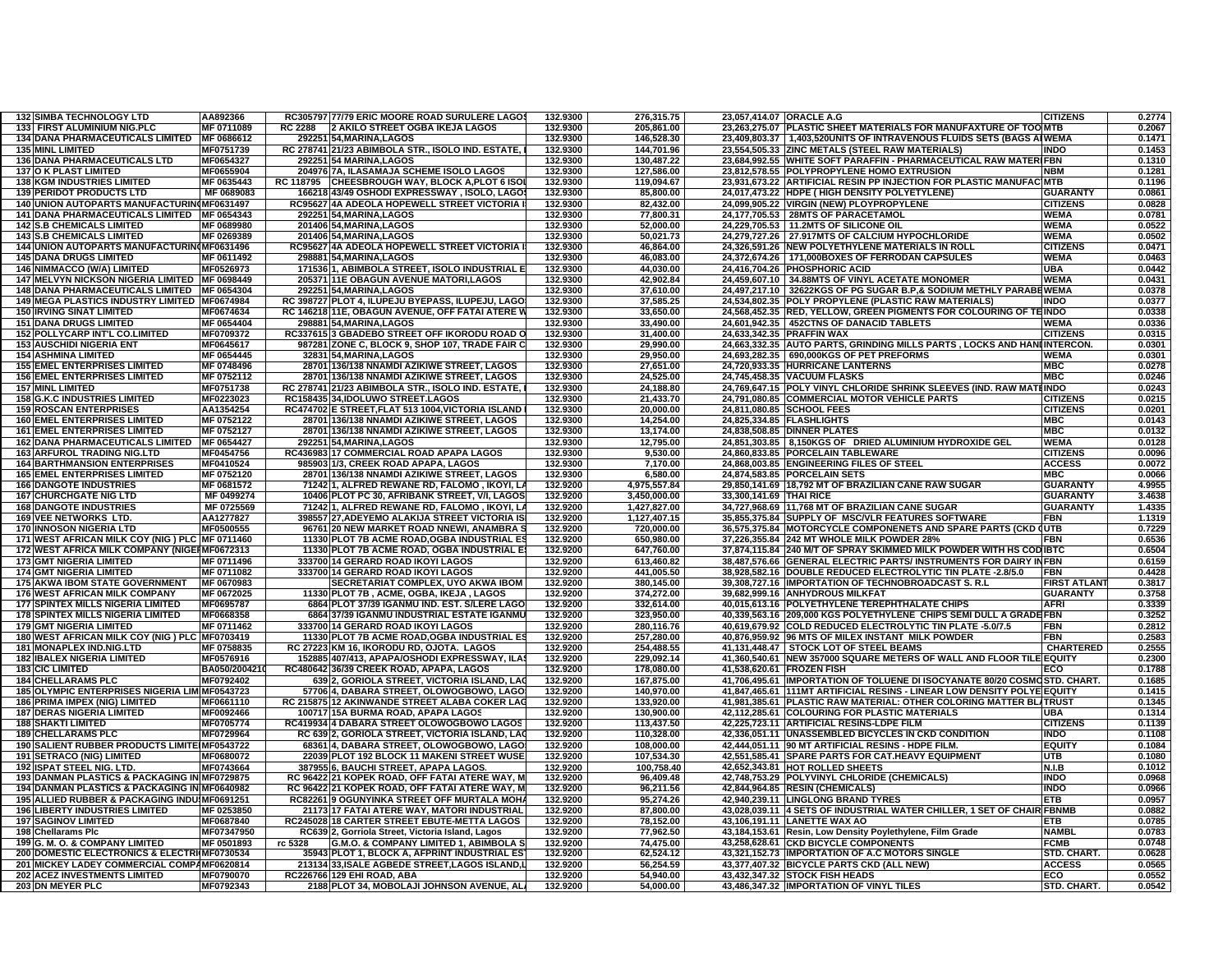| | | | | | | | | | | |
|---|---|---|---|---|---|---|---|---|---|---|
| 132 | SIMBA TECHNOLOGY LTD | AA892366 | RC305797 | 77/79 ERIC MOORE ROAD SURULERE LAGOS | 132.9300 | 276,315.75 | 23,057,414.07 | ORACLE A.G | CITIZENS | 0.2774 |
| 133 | FIRST ALUMINIUM NIG.PLC | MF 0711089 | RC 2288 | 2 AKILO STREET OGBA IKEJA LAGOS | 132.9300 | 205,861.00 | 23,263,275.07 | PLASTIC SHEET MATERIALS FOR MANUFAXTURE OF TOO | MTB | 0.2067 |
| 134 | DANA PHARMACEUTICALS LIMITED | MF 0686612 | 292251 | 54,MARINA,LAGOS | 132.9300 | 146,528.30 | 23,409,803.37 | 1,403,520UNITS OF INTRAVENOUS FLUIDS SETS (BAGS A | WEMA | 0.1471 |
| 135 | MINL LIMITED | MF0751739 | RC 278741 | 21/23 ABIMBOLA STR., ISOLO IND. ESTATE, | 132.9300 | 144,701.96 | 23,554,505.33 | ZINC METALS (STEEL RAW MATERIALS) | INDO | 0.1453 |
| 136 | DANA PHARMACEUTICALS LTD | MF0654327 | 292251 | 54 MARINA,LAGOS | 132.9300 | 130,487.22 | 23,684,992.55 | WHITE SOFT PARAFFIN - PHARMACEUTICAL RAW MATERI | FBN | 0.1310 |
| 137 | O K PLAST LIMITED | MF0655904 | 204976 | 7A, ILASAMAJA SCHEME ISOLO LAGOS | 132.9300 | 127,586.00 | 23,812,578.55 | POLYPROPYLENE HOMO EXTRUSION | NBM | 0.1281 |
| 138 | KGM INDUSTRIES LIMITED | MF 0635443 | RC 118795 | CHEESBROUGH WAY, BLOCK A,PLOT 6 ISOL | 132.9300 | 119,094.67 | 23,931,673.22 | ARTIFICIAL RESIN PP INJECTION FOR PLASTIC MANUFAC | MTB | 0.1196 |
| 139 | PERIDOT PRODUCTS LTD | MF 0689083 | 166218 | 43/49 OSHODI EXPRESSWAY , ISOLO, LAGOS | 132.9300 | 85,800.00 | 24,017,473.22 | HDPE ( HIGH DENSITY POLYETYLENE) | GUARANTY | 0.0861 |
| 140 | UNION AUTOPARTS MANUFACTURING | MF0631497 | RC95627 | 4A ADEOLA HOPEWELL STREET VICTORIA I | 132.9300 | 82,432.00 | 24,099,905.22 | VIRGIN (NEW) PLOYPROPYLENE | CITIZENS | 0.0828 |
| 141 | DANA PHARMACEUTICALS LIMITED | MF 0654343 | 292251 | 54,MARINA,LAGOS | 132.9300 | 77,800.31 | 24,177,705.53 | 28MTS OF PARACETAMOL | WEMA | 0.0781 |
| 142 | S.B CHEMICALS LIMITED | MF 0689980 | 201406 | 54,MARINA,LAGOS | 132.9300 | 52,000.00 | 24,229,705.53 | 11.2MTS OF SILICONE OIL | WEMA | 0.0522 |
| 143 | S.B CHEMICALS LIMITED | MF 0269389 | 201406 | 54,MARINA,LAGOS | 132.9300 | 50,021.73 | 24,279,727.26 | 27.917MTS OF CALCIUM HYPOCHLORIDE | WEMA | 0.0502 |
| 144 | UNION AUTOPARTS MANUFACTURING | MF0631496 | RC95627 | 4A ADEOLA HOPEWELL STREET VICTORIA I | 132.9300 | 46,864.00 | 24,326,591.26 | NEW POLYETHYLENE MATERIALS IN ROLL | CITIZENS | 0.0471 |
| 145 | DANA DRUGS LIMITED | MF 0611492 | 298881 | 54,MARINA,LAGOS | 132.9300 | 46,083.00 | 24,372,674.26 | 171,000BOXES OF FERRODAN CAPSULES | WEMA | 0.0463 |
| 146 | NIMMACCO (W/A) LIMITED | MF0526973 | 171536 | 1, ABIMBOLA STREET, ISOLO INDUSTRIAL E | 132.9300 | 44,030.00 | 24,416,704.26 | PHOSPHORIC ACID | UBA | 0.0442 |
| 147 | MELVYN NICKSON NIGERIA LIMITED | MF 0698449 | 205371 | 11E OBAGUN AVENUE MATORI,LAGOS | 132.9300 | 42,902.84 | 24,459,607.10 | 34.88MTS OF VINYL ACETATE MONOMER | WEMA | 0.0431 |
| 148 | DANA PHARMACEUTICALS LIMITED | MF 0654304 | 292251 | 54,MARINA,LAGOS | 132.9300 | 37,610.00 | 24,497,217.10 | 32622KGS OF PG SUGAR B.P,& SODIUM METHLY PARABE | WEMA | 0.0378 |
| 149 | MEGA PLASTICS INDUSTRY LIMITED | MF0674984 | RC 398727 | PLOT 4, ILUPEJU BYEPASS, ILUPEJU, LAGO | 132.9300 | 37,585.25 | 24,534,802.35 | POLY PROPYLENE (PLASTIC RAW MATERIALS) | INDO | 0.0377 |
| 150 | IRVING SINAT LIMITED | MF0674634 | RC 146218 | 11E, OBAGUN AVENUE, OFF FATAI ATERE W | 132.9300 | 33,650.00 | 24,568,452.35 | RED, YELLOW, GREEN PIGMENTS FOR COLOURING OF TE | INDO | 0.0338 |
| 151 | DANA DRUGS LIMITED | MF 0654404 | 298881 | 54,MARINA,LAGOS | 132.9300 | 33,490.00 | 24,601,942.35 | 452CTNS OF DANACID TABLETS | WEMA | 0.0336 |
| 152 | POLLYCARP INT'L CO.LIMITED | MF0709372 | RC337615 | 3 GBADEBO STREET OFF IKORODU ROAD O | 132.9300 | 31,400.00 | 24,633,342.35 | PRAFFIN WAX | CITIZENS | 0.0315 |
| 153 | AUSCHIDI NIGERIA ENT | MF0645617 | 987281 | ZONE C, BLOCK 9, SHOP 107, TRADE FAIR C | 132.9300 | 29,990.00 | 24,663,332.35 | AUTO PARTS, GRINDING MILLS PARTS , LOCKS AND HAN | INTERCON. | 0.0301 |
| 154 | ASHMINA LIMITED | MF 0654445 | 32831 | 54,MARINA,LAGOS | 132.9300 | 29,950.00 | 24,693,282.35 | 690,000KGS OF PET PREFORMS | WEMA | 0.0301 |
| 155 | EMEL ENTERPRISES LIMITED | MF 0748496 | 28701 | 136/138 NNAMDI AZIKIWE STREET, LAGOS | 132.9300 | 27,651.00 | 24,720,933.35 | HURRICANE LANTERNS | MBC | 0.0278 |
| 156 | EMEL ENTERPRISES LIMITED | MF 0752112 | 28701 | 136/138 NNAMDI AZIKIWE STREET, LAGOS | 132.9300 | 24,525.00 | 24,745,458.35 | VACUUM FLASKS | MBC | 0.0246 |
| 157 | MINL LIMITED | MF0751738 | RC 278741 | 21/23 ABIMBOLA STR., ISOLO IND. ESTATE, | 132.9300 | 24,188.80 | 24,769,647.15 | POLY VINYL CHLORIDE SHRINK SLEEVES (IND. RAW MAT | INDO | 0.0243 |
| 158 | G.K.C INDUSTRIES LIMITED | MF0223023 | RC158435 | 34,IDOLUWO STREET.LAGOS | 132.9300 | 21,433.70 | 24,791,080.85 | COMMERCIAL MOTOR VEHICLE PARTS | CITIZENS | 0.0215 |
| 159 | ROSCAN ENTERPRISES | AA1354254 | RC474702 | E STREET,FLAT 513 1004,VICTORIA ISLAND | 132.9300 | 20,000.00 | 24,811,080.85 | SCHOOL FEES | CITIZENS | 0.0201 |
| 160 | EMEL ENTERPRISES LIMITED | MF 0752122 | 28701 | 136/138 NNAMDI AZIKIWE STREET, LAGOS | 132.9300 | 14,254.00 | 24,825,334.85 | FLASHLIGHTS | MBC | 0.0143 |
| 161 | EMEL ENTERPRISES LIMITED | MF 0752127 | 28701 | 136/138 NNAMDI AZIKIWE STREET, LAGOS | 132.9300 | 13,174.00 | 24,838,508.85 | DINNER PLATES | MBC | 0.0132 |
| 162 | DANA PHARMACEUTICALS LIMITED | MF 0654427 | 292251 | 54,MARINA,LAGOS | 132.9300 | 12,795.00 | 24,851,303.85 | 8,150KGS OF DRIED ALUMINIUM HYDROXIDE GEL | WEMA | 0.0128 |
| 163 | ARFUROL TRADING NIG.LTD | MF0454756 | RC436983 | 17 COMMERCIAL ROAD APAPA LAGOS | 132.9300 | 9,530.00 | 24,860,833.85 | PORCELAIN TABLEWARE | CITIZENS | 0.0096 |
| 164 | BARTHMANSION ENTERPRISES | MF0410524 | 985903 | 1/3, CREEK ROAD APAPA, LAGOS | 132.9300 | 7,170.00 | 24,868,003.85 | ENGINEERING FILES OF STEEL | ACCESS | 0.0072 |
| 165 | EMEL ENTERPRISES LIMITED | MF 0752120 | 28701 | 136/138 NNAMDI AZIKIWE STREET, LAGOS | 132.9300 | 6,580.00 | 24,874,583.85 | PORCELAIN SETS | MBC | 0.0066 |
| 166 | DANGOTE INDUSTRIES | MF 0681572 | 71242 | 1, ALFRED REWANE RD, FALOMO , IKOYI, LA | 132.9200 | 4,975,557.84 | 29,850,141.69 | 18,792 MT OF BRAZILIAN CANE RAW SUGAR | GUARANTY | 4.9955 |
| 167 | CHURCHGATE NIG LTD | MF 0499274 | 10406 | PLOT PC 30, AFRIBANK STREET, V/I, LAGOS | 132.9200 | 3,450,000.00 | 33,300,141.69 | THAI RICE | GUARANTY | 3.4638 |
| 168 | DANGOTE INDUSTRIES | MF 0725569 | 71242 | 1, ALFRED REWANE RD, FALOMO , IKOYI, LA | 132.9200 | 1,427,827.00 | 34,727,968.69 | 11,768 MT OF BRAZILIAN CANE SUGAR | GUARANTY | 1.4335 |
| 169 | VEE NETWORKS LTD. | AA1277827 | 398557 | 27,ADEYEMO ALAKIJA STREET VICTORIA IS | 132.9200 | 1,127,407.15 | 35,855,375.84 | SUPPLY OF MSC/VLR FEATURES SOFTWARE | FBN | 1.1319 |
| 170 | INNOSON NIGERIA LTD | MF0500555 | 96761 | 20 NEW MARKET ROAD NNEWI, ANAMBRA S | 132.9200 | 720,000.00 | 36,575,375.84 | MOTORCYCLE COMPONENETS AND SPARE PARTS (CKD ( | UTB | 0.7229 |
| 171 | WEST AFRICAN MILK COY (NIG ) PLC | MF 0711460 | 11330 | PLOT 7B ACME ROAD,OGBA INDUSTRIAL ES | 132.9200 | 650,980.00 | 37,226,355.84 | 242 MT WHOLE MILK POWDER 28% | FBN | 0.6536 |
| 172 | WEST AFRICA MILK COMPANY (NIGER | MF0672313 | 11330 | PLOT 7B ACME ROAD, OGBA INDUSTRIAL E | 132.9200 | 647,760.00 | 37,874,115.84 | 240 M/T OF SPRAY SKIMMED MILK POWDER WITH HS COD | IBTC | 0.6504 |
| 173 | GMT NIGERIA LIMITED | MF 0711496 | 333700 | 14 GERARD ROAD IKOYI LAGOS | 132.9200 | 613,460.82 | 38,487,576.66 | GENERAL ELECTRIC PARTS/ INSTRUMENTS FOR DAIRY IN | FBN | 0.6159 |
| 174 | GMT NIGERIA LIMITED | MF 0711082 | 333700 | 14 GERARD ROAD IKOYI LAGOS | 132.9200 | 441,005.50 | 38,928,582.16 | DOUBLE REDUCED ELECTROLYTIC TIN PLATE -2.8/5.0 | FBN | 0.4428 |
| 175 | AKWA IBOM STATE GOVERNMENT | MF 0670983 | | SECRETARIAT COMPLEX, UYO AKWA IBOM | 132.9200 | 380,145.00 | 39,308,727.16 | IMPORTATION OF TECHNOBROADCAST S. R.L | FIRST ATLANT | 0.3817 |
| 176 | WEST AFRICAN MILK COMPANY | MF 0672025 | 11330 | PLOT 7B , ACME, OGBA, IKEJA , LAGOS | 132.9200 | 374,272.00 | 39,682,999.16 | ANHYDROUS MILKFAT | GUARANTY | 0.3758 |
| 177 | SPINTEX MILLS NIGERIA LIMITED | MF0695787 | 6864 | PLOT 37/39 IGANMU IND. EST. S/LERE LAGO | 132.9200 | 332,614.00 | 40,015,613.16 | POLYETHYLENE TEREPHTHALATE CHIPS | AFRI | 0.3339 |
| 178 | SPINTEX MILLS NIGERIA LIMITED | MF0668358 | 6864 | 37/39 IGANMU INDUSTRIAL ESTATE IGANMU | 132.9200 | 323,950.00 | 40,339,563.16 | 209,000 KGS POLYETHYLENE CHIPS SEMI DULL A GRADE | FBN | 0.3252 |
| 179 | GMT NIGERIA LIMITED | MF 0711462 | 333700 | 14 GERARD ROAD IKOYI LAGOS | 132.9200 | 280,116.76 | 40,619,679.92 | COLD REDUCED ELECTROLYTIC TIN PLATE -5.0/7.5 | FBN | 0.2812 |
| 180 | WEST AFRICAN MILK COY (NIG ) PLC | MF0703419 | 11330 | PLOT 7B ACME ROAD,OGBA INDUSTRIAL ES | 132.9200 | 257,280.00 | 40,876,959.92 | 96 MTS OF MILEX INSTANT MILK POWDER | FBN | 0.2583 |
| 181 | MONAPLEX IND.NIG.LTD | MF 0758835 | RC 27223 | KM 16, IKORODU RD, OJOTA. LAGOS | 132.9200 | 254,488.55 | 41,131,448.47 | STOCK LOT OF STEEL BEAMS | CHARTERED | 0.2555 |
| 182 | IBALEX NIGERIA LIMITED | MF0576916 | 152885 | 407/413, APAPA/OSHODI EXPRESSWAY, ILAS | 132.9200 | 229,092.14 | 41,360,540.61 | NEW 357000 SQUARE METERS OF WALL AND FLOOR TILE | EQUITY | 0.2300 |
| 183 | CIC LIMITED | BA050/2004210 | RC480642 | 36/39 CREEK ROAD, APAPA, LAGOS | 132.9200 | 178,080.00 | 41,538,620.61 | FROZEN FISH | ECO | 0.1788 |
| 184 | CHELLARAMS PLC | MF0792402 | 639 | 2, GORIOLA STREET, VICTORIA ISLAND, LAG | 132.9200 | 167,875.00 | 41,706,495.61 | IMPORTATION OF TOLUENE DI ISOCYANATE 80/20 COSMO | STD. CHART. | 0.1685 |
| 185 | OLYMPIC ENTERPRISES NIGERIA LIM | MF0543723 | 57706 | 4, DABARA STREET, OLOWOGBOWO, LAGO | 132.9200 | 140,970.00 | 41,847,465.61 | 111MT ARTIFICIAL RESINS - LINEAR LOW DENSITY POLYE | EQUITY | 0.1415 |
| 186 | PRIMA IMPEX (NIG) LIMITED | MF061110 | RC 215875 | 12 AKINWANDE STREET ALABA COKER LAG | 132.9200 | 133,920.00 | 41,981,385.61 | PLASTIC RAW MATERIAL: OTHER COLORING MATTER BL | TRUST | 0.1345 |
| 187 | DERAS NIGERIA LIMITED | MF0092466 | 100717 | 15A BURMA ROAD, APAPA LAGOS | 132.9200 | 130,900.00 | 42,112,285.61 | COLOURING FOR PLASTIC MATERIALS | UBA | 0.1314 |
| 188 | SHAKTI LIMITED | MF0705774 | RC419934 | 4 DABARA STREET OLOWOGBOWO LAGOS | 132.9200 | 113,437.50 | 42,225,723.11 | ARTIFICIAL RESINS-LDPE FILM | CITIZENS | 0.1139 |
| 189 | CHELLARAMS PLC | MF0729964 | RC 639 | 2, GORIOLA STREET, VICTORIA ISLAND, LAG | 132.9200 | 110,328.00 | 42,336,051.11 | UNASSEMBLED BICYCLES IN CKD CONDITION | INDO | 0.1108 |
| 190 | SALIENT RUBBER PRODUCTS LIMITED | MF0543722 | 68361 | 4, DABARA STREET, OLOWOGBOWO, LAGO | 132.9200 | 108,000.00 | 42,444,051.11 | 90 MT ARTIFICIAL RESINS - HDPE FILM. | EQUITY | 0.1084 |
| 191 | SETRACO (NIG) LIMITED | MF0680072 | 22039 | PLOT 192 BLOCK 11 MAKENI STREET WUSE | 132.9200 | 107,534.30 | 42,551,585.41 | SPARE PARTS FOR CAT.HEAVY EQUIPMENT | UTB | 0.1080 |
| 192 | ISPAT STEEL NIG. LTD. | MF0743664 | 387955 | 6, BAUCHI STREET, APAPA LAGOS. | 132.9200 | 100,758.40 | 42,652,343.81 | HOT ROLLED SHEETS | N.I.B | 0.1012 |
| 193 | DANMAN PLASTICS & PACKAGING IN | MF0729875 | RC 96422 | 21 KOPEK ROAD, OFF FATAI ATERE WAY, M | 132.9200 | 96,409.48 | 42,748,753.29 | POLYVINYL CHLORIDE (CHEMICALS) | INDO | 0.0968 |
| 194 | DANMAN PLASTICS & PACKAGING IN | MF0640982 | RC 96422 | 21 KOPEK ROAD, OFF FATAI ATERE WAY, M | 132.9200 | 96,211.56 | 42,844,964.85 | RESIN (CHEMICALS) | INDO | 0.0966 |
| 195 | ALLIED RUBBER & PACKAGING INDU | MF0691251 | RC82261 | 9 OGUNYINKA STREET OFF MURTALA MOHA | 132.9200 | 95,274.26 | 42,940,239.11 | LINGLONG BRAND TYRES | ETB | 0.0957 |
| 196 | LIBERTY INDUSTRIES LIMITED | MF 0253850 | 21173 | 17 FATAI ATERE WAY, MATORI INDUSTRIAL | 132.9200 | 87,800.00 | 43,028,039.11 | 4 SETS OF INDUSTRIAL WATER CHILLER, 1 SET OF CHAIR | FBNMB | 0.0882 |
| 197 | SAGINOV LIMITED | MF0687840 | RC245028 | 18 CARTER STREET EBUTE-METTA LAGOS | 132.9200 | 78,152.00 | 43,106,191.11 | LANETTE WAX AO | ETB | 0.0785 |
| 198 | Chellarams Plc | MF07347950 | RC639 | 2, Gorriola Street, Victoria Island, Lagos | 132.9200 | 77,962.50 | 43,184,153.61 | Resin, Low Density Poylethylene, Film Grade | NAMBL | 0.0783 |
| 199 | G. M. O. & COMPANY LIMITED | MF 0501893 | rc 5328 | G.M.O. & COMPANY LIMITED 1, ABIMBOLA S | 132.9200 | 74,475.00 | 43,258,628.61 | CKD BICYCLE COMPONENTS | FCMB | 0.0748 |
| 200 | DOMESTIC ELECTRONICS & ELECTRI | MF0730534 | 35943 | PLOT 1, BLOCK A, AFPRINT INDUSTRIAL ES | 132.9200 | 62,524.12 | 43,321,152.73 | IMPORTATION OF A.C MOTORS SINGLE | STD. CHART. | 0.0628 |
| 201 | MICKEY LADEY COMMERCIAL COMPA | MF0620814 | 213134 | 33,ISALE AGBEDE STREET,LAGOS ISLAND,L | 132.9200 | 56,254.59 | 43,377,407.32 | BICYCLE PARTS CKD (ALL NEW) | ACCESS | 0.0565 |
| 202 | ACEZ INVESTMENTS LIMITED | MF0790070 | RC226766 | 129 EHI ROAD, ABA | 132.9200 | 54,940.00 | 43,432,347.32 | STOCK FISH HEADS | ECO | 0.0552 |
| 203 | DN MEYER PLC | MF0792343 | 2188 | PLOT 34, MOBOLAJI JOHNSON AVENUE, AL | 132.9200 | 54,000.00 | 43,486,347.32 | IMPORTATION OF VINYL TILES | STD. CHART. | 0.0542 |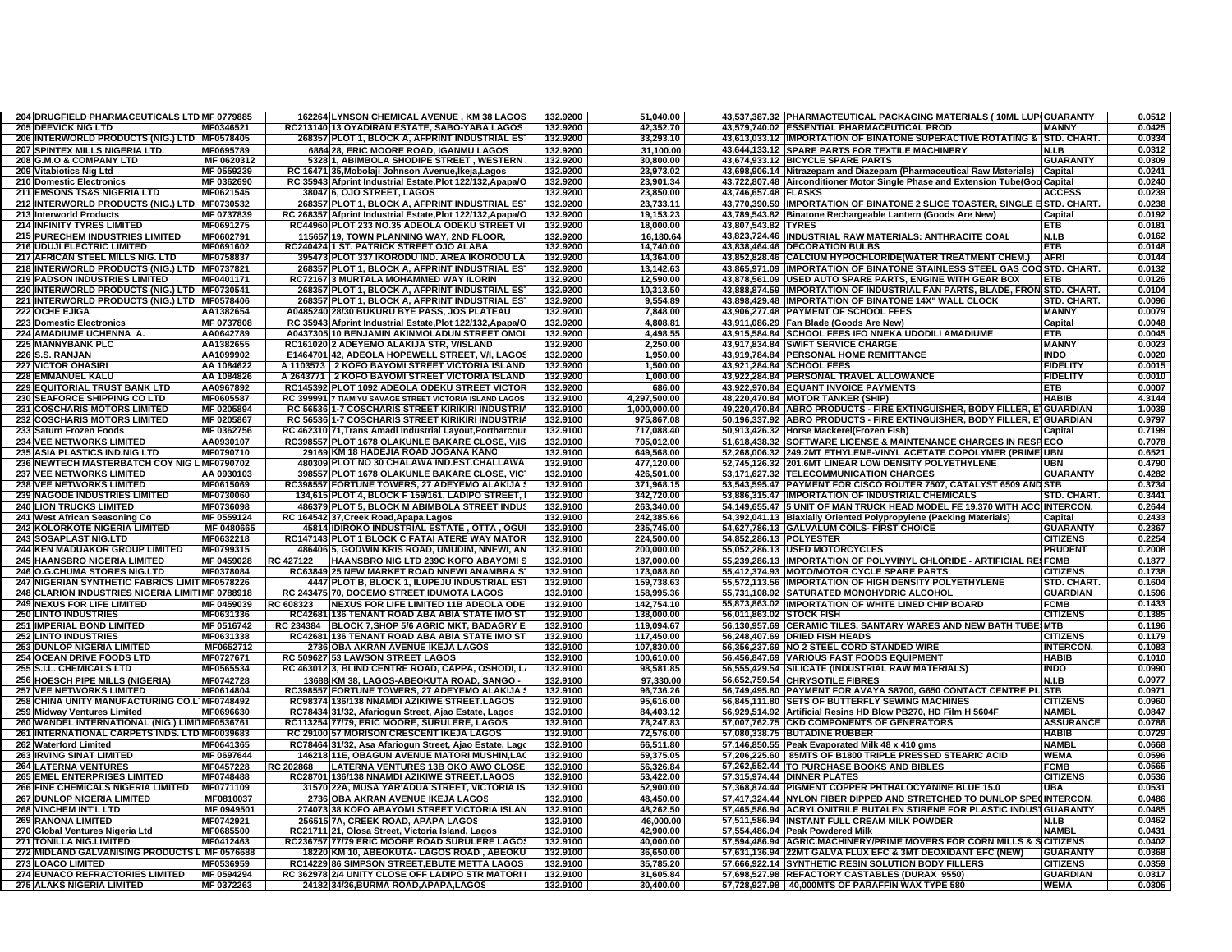| | | | | | | | | | |
|---|---|---|---|---|---|---|---|---|---|
| 204 | DRUGFIELD PHARMACEUTICALS LTD | MF 0779885 | 162264 | LYNSON CHEMICAL AVENUE , KM 38 LAGOS | 132.9200 | 51,040.00 | 43,537,387.32 | PHARMACEUTICAL PACKAGING MATERIALS ( 10ML LUP | GUARANTY | 0.0512 |
| 205 | DEEVICK NIG LTD | MF0346521 | RC213140 | 13 OYADIRAN ESTATE, SABO-YABA LAGOS | 132.9200 | 42,352.70 | 43,579,740.02 | ESSENTIAL PHARMACEUTICAL PROD | MANNY | 0.0425 |
| 206 | INTERWORLD PRODUCTS (NIG.) LTD | MF0578405 | 268357 | PLOT 1, BLOCK A, AFPRINT INDUSTRIAL ES | 132.9200 | 33,293.10 | 43,613,033.12 | IMPORTATION OF BINATONE SUPERACTIVE ROTATING & | STD. CHART. | 0.0334 |
| 207 | SPINTEX MILLS NIGERIA LTD. | MF0695789 | 6864 | 28, ERIC MOORE ROAD, IGANMU LAGOS | 132.9200 | 31,100.00 | 43,644,133.12 | SPARE PARTS FOR TEXTILE MACHINERY | N.I.B | 0.0312 |
| 208 | G.M.O & COMPANY LTD | MF 0620312 | 5328 | 1, ABIMBOLA SHODIPE STREET , WESTERN | 132.9200 | 30,800.00 | 43,674,933.12 | BICYCLE SPARE PARTS | GUARANTY | 0.0309 |
| 209 | Vitabiotics Nig Ltd | MF 0559239 | RC 16471 | 35,Mobolaji Johnson Avenue,Ikeja,Lagos | 132.9200 | 23,973.02 | 43,698,906.14 | Nitrazepam and Diazepam (Pharmaceutical Raw Materials) | Capital | 0.0241 |
| 210 | Domestic Electronics | MF 0362690 | RC 35943 | Afprint Industrial Estate,Plot 122/132,Apapa/O | 132.9200 | 23,901.34 | 43,722,807.48 | Airconditioner Motor Single Phase and Extension Tube(Goo | Capital | 0.0240 |
| 211 | EMSONS TS&S NIGERIA LTD | MF0621545 | 38047 | 6, OJO STREET, LAGOS | 132.9200 | 23,850.00 | 43,746,657.48 | FLASKS | ACCESS | 0.0239 |
| 212 | INTERWORLD PRODUCTS (NIG.) LTD | MF0730532 | 268357 | PLOT 1, BLOCK A, AFPRINT INDUSTRIAL ES | 132.9200 | 23,733.11 | 43,770,390.59 | IMPORTATION OF BINATONE 2 SLICE TOASTER, SINGLE E | STD. CHART. | 0.0238 |
| 213 | Interworld Products | MF 0737839 | RC 268357 | Afprint Industrial Estate,Plot 122/132,Apapa/O | 132.9200 | 19,153.23 | 43,789,543.82 | Binatone Rechargeable Lantern (Goods Are New) | Capital | 0.0192 |
| 214 | INFINITY TYRES LIMITED | MF0691275 | RC44960 | PLOT 233 NO.35 ADEOLA ODEKU STREET VI | 132.9200 | 18,000.00 | 43,807,543.82 | TYRES | ETB | 0.0181 |
| 215 | PURECHEM INDUSTRIES LIMITED | MF0602791 | 115657 | 19, TOWN PLANNING WAY, 2ND FLOOR, | 132.9200 | 16,180.64 | 43,823,724.46 | INDUSTRIAL RAW MATERIALS: ANTHRACITE COAL | N.I.B | 0.0162 |
| 216 | UDUJI ELECTRIC LIMITED | MF0691602 | RC240424 | 1 ST. PATRICK STREET OJO ALABA | 132.9200 | 14,740.00 | 43,838,464.46 | DECORATION BULBS | ETB | 0.0148 |
| 217 | AFRICAN STEEL MILLS NIG. LTD | MF0758837 | 395473 | PLOT 337 IKORODU IND. AREA IKORODU LA | 132.9200 | 14,364.00 | 43,852,828.46 | CALCIUM HYPOCHLORIDE(WATER TREATMENT CHEM.) | AFRI | 0.0144 |
| 218 | INTERWORLD PRODUCTS (NIG.) LTD | MF0737821 | 268357 | PLOT 1, BLOCK A, AFPRINT INDUSTRIAL ES | 132.9200 | 13,142.63 | 43,865,971.09 | IMPORTATION OF BINATONE STAINLESS STEEL GAS COO | STD. CHART. | 0.0132 |
| 219 | PADSON INDUSTRIES LIMITED | MF0401171 | RC72167 | 3 MURTALA MOHAMMED WAY ILORIN | 132.9200 | 12,590.00 | 43,878,561.09 | USED AUTO SPARE PARTS, ENGINE WITH GEAR BOX | ETB | 0.0126 |
| 220 | INTERWORLD PRODUCTS (NIG.) LTD | MF0730541 | 268357 | PLOT 1, BLOCK A, AFPRINT INDUSTRIAL ES | 132.9200 | 10,313.50 | 43,888,874.59 | IMPORTATION OF INDUSTRIAL FAN PARTS, BLADE, FRON | STD. CHART. | 0.0104 |
| 221 | INTERWORLD PRODUCTS (NIG.) LTD | MF0578406 | 268357 | PLOT 1, BLOCK A, AFPRINT INDUSTRIAL ES | 132.9200 | 9,554.89 | 43,898,429.48 | IMPORTATION OF BINATONE 14X" WALL CLOCK | STD. CHART. | 0.0096 |
| 222 | OCHE EJIGA | AA1382654 | A0485240 | 28/30 BUKURU BYE PASS, JOS PLATEAU | 132.9200 | 7,848.00 | 43,906,277.48 | PAYMENT OF SCHOOL FEES | MANNY | 0.0079 |
| 223 | Domestic Electronics | MF 0737808 | RC 35943 | Afprint Industrial Estate,Plot 122/132,Apapa/O | 132.9200 | 4,808.81 | 43,911,086.29 | Fan Blade (Goods Are New) | Capital | 0.0048 |
| 224 | AMADIUME UCHENNA A. | AA0642789 | A0437305 | 10 BENJAMIN AKINMOLADUN STREET OMOL | 132.9200 | 4,498.55 | 43,915,584.84 | SCHOOL FEES IFO NNEKA UDODILI AMADIUME | ETB | 0.0045 |
| 225 | MANNYBANK PLC | AA1382655 | RC161020 | 2 ADEYEMO ALAKIJA STR, V/ISLAND | 132.9200 | 2,250.00 | 43,917,834.84 | SWIFT SERVICE CHARGE | MANNY | 0.0023 |
| 226 | S.S. RANJAN | AA1099902 | E1464701 | 42, ADEOLA HOPEWELL STREET, V/I, LAGOS | 132.9200 | 1,950.00 | 43,919,784.84 | PERSONAL HOME REMITTANCE | INDO | 0.0020 |
| 227 | VICTOR OHASIRI | AA 1084622 | A 1103573 | 2 KOFO BAYOMI STREET VICTORIA ISLAND | 132.9200 | 1,500.00 | 43,921,284.84 | SCHOOL FEES | FIDELITY | 0.0015 |
| 228 | EMMANUEL KALU | AA 1084826 | A 2643771 | 2 KOFO BAYOMI STREET VICTORIA ISLAND | 132.9200 | 1,000.00 | 43,922,284.84 | PERSONAL TRAVEL ALLOWANCE | FIDELITY | 0.0010 |
| 229 | EQUITORIAL TRUST BANK LTD | AA0967892 | RC145392 | PLOT 1092 ADEOLA ODEKU STREET VICTOR | 132.9200 | 686.00 | 43,922,970.84 | EQUANT INVOICE PAYMENTS | ETB | 0.0007 |
| 230 | SEAFORCE SHIPPING CO LTD | MF0605587 | RC 399991 | 7 TIAMIYU SAVAGE STREET VICTORIA ISLAND LAGOS | 132.9100 | 4,297,500.00 | 48,220,470.84 | MOTOR TANKER (SHIP) | HABIB | 4.3144 |
| 231 | COSCHARIS MOTORS LIMITED | MF 0205894 | RC 56536 | 1-7 COSCHARIS STREET KIRIKIRI INDUSTRIA | 132.9100 | 1,000,000.00 | 49,220,470.84 | ABRO PRODUCTS - FIRE EXTINGUISHER, BODY FILLER, E | GUARDIAN | 1.0039 |
| 232 | COSCHARIS MOTORS LIMITED | MF 0205867 | RC 56536 | 1-7 COSCHARIS STREET KIRIKIRI INDUSTRIA | 132.9100 | 975,867.08 | 50,196,337.92 | ABRO PRODUCTS - FIRE EXTINGUISHER, BODY FILLER, E | GUARDIAN | 0.9797 |
| 233 | Saturn Frozen Foods | MF 0362756 | RC 462310 | 71,Trans Amadi Industrial Layout,Portharcou | 132.9100 | 717,088.40 | 50,913,426.32 | Horse Mackerel(Frozen Fish) | Capital | 0.7199 |
| 234 | VEE NETWORKS LIMITED | AA0930107 | RC398557 | PLOT 1678 OLAKUNLE BAKARE CLOSE, V/IS | 132.9100 | 705,012.00 | 51,618,438.32 | SOFTWARE LICENSE & MAINTENANCE CHARGES IN RESP | ECO | 0.7078 |
| 235 | ASIA PLASTICS IND.NIG LTD | MF0790710 | 29169 | KM 18 HADEJIA ROAD JOGANA KANO | 132.9100 | 649,568.00 | 52,268,006.32 | 249.2MT ETHYLENE-VINYL ACETATE COPOLYMER (PRIME | UBN | 0.6521 |
| 236 | NEWTECH MASTERBATCH COY NIG L | MF0790702 | 480309 | PLOT NO 30 CHALAWA IND.EST.CHALLAWA | 132.9100 | 477,120.00 | 52,745,126.32 | 201.6MT LINEAR LOW DENSITY POLYETHYLENE | UBN | 0.4790 |
| 237 | VEE NETWORKS LIMITED | AA 0930103 | 398557 | PLOT 1678 OLAKUNLE BAKARE CLOSE, VIC | 132.9100 | 426,501.00 | 53,171,627.32 | TELECOMMUNICATION CHARGES | GUARANTY | 0.4282 |
| 238 | VEE NETWORKS LIMITED | MF0615069 | RC398557 | FORTUNE TOWERS, 27 ADEYEMO ALAKIJA S | 132.9100 | 371,968.15 | 53,543,595.47 | PAYMENT FOR CISCO ROUTER 7507, CATALYST 6509 AND | STB | 0.3734 |
| 239 | NAGODE INDUSTRIES LIMITED | MF0730060 | 134,615 | PLOT 4, BLOCK F 159/161, LADIPO STREET, | 132.9100 | 342,720.00 | 53,886,315.47 | IMPORTATION OF INDUSTRIAL CHEMICALS | STD. CHART. | 0.3441 |
| 240 | LION TRUCKS LIMITED | MF0736098 | 486379 | PLOT 5, BLOCK M ABIMBOLA STREET INDUS | 132.9100 | 263,340.00 | 54,149,655.47 | 5 UNIT OF MAN TRUCK HEAD MODEL FE 19.370 WITH ACC | INTERCON. | 0.2644 |
| 241 | West African Seasoning Co | MF 0559124 | RC 164542 | 37,Creek Road,Apapa,Lagos | 132.9100 | 242,385.66 | 54,392,041.13 | Biaxially Oriented Polypropylene (Packing Materials) | Capital | 0.2433 |
| 242 | KOLORKOTE NIGERIA LIMITED | MF 0480665 | 45814 | IDIROKO INDUSTRIAL ESTATE , OTTA , OGU | 132.9100 | 235,745.00 | 54,627,786.13 | GALVALUM COILS- FIRST CHOICE | GUARANTY | 0.2367 |
| 243 | SOSAPLAST NIG.LTD | MF0632218 | RC147143 | PLOT 1 BLOCK C FATAI ATERE WAY MATOR | 132.9100 | 224,500.00 | 54,852,286.13 | POLYESTER | CITIZENS | 0.2254 |
| 244 | KEN MADUAKOR GROUP LIMITED | MF0799315 | 486406 | 5, GODWIN KRIS ROAD, UMUDIM, NNEWI, AN | 132.9100 | 200,000.00 | 55,052,286.13 | USED MOTORCYCLES | PRUDENT | 0.2008 |
| 245 | HAANSBRO NIGERIA LIMITED | MF 0459028 | RC 427122 | HAANSBRO NIG LTD 239C KOFO ABAYOMI S | 132.9100 | 187,000.00 | 55,239,286.13 | IMPORTATION OF POLYVINYL CHLORIDE - ARTIFICIAL RE | FCMB | 0.1877 |
| 246 | O.G.CHUMA STORES NIG.LTD | MF0378084 | RC63849 | 25 NEW MARKET ROAD NNEWI ANAMBRA S | 132.9100 | 173,088.80 | 55,412,374.93 | MOTO/MOTOR CYCLE SPARE PARTS | CITIZENS | 0.1738 |
| 247 | NIGERIAN SYNTHETIC FABRICS LIMIT | MF0578226 | 4447 | PLOT B, BLOCK 1, ILUPEJU INDUSTRIAL ES | 132.9100 | 159,738.63 | 55,572,113.56 | IMPORTATION OF HIGH DENSITY POLYETHYLENE | STD. CHART. | 0.1604 |
| 248 | CLARION INDUSTRIES NIGERIA LIMIT | MF 0788918 | RC 243475 | 70, DOCEMO STREET IDUMOTA LAGOS | 132.9100 | 158,995.36 | 55,731,108.92 | SATURATED MONOHYDRIC ALCOHOL | GUARDIAN | 0.1596 |
| 249 | NEXUS FOR LIFE LIMITED | MF 0459039 | RC 608323 | NEXUS FOR LIFE LIMITED 11B ADEOLA ODE | 132.9100 | 142,754.10 | 55,873,863.02 | IMPORTATION OF WHITE LINED CHIP BOARD | FCMB | 0.1433 |
| 250 | LINTO INDUSTRIES | MF0631336 | RC42681 | 136 TENANT ROAD ABA ABIA STATE IMO ST | 132.9100 | 138,000.00 | 56,011,863.02 | STOCK FISH | CITIZENS | 0.1385 |
| 251 | IMPERIAL BOND LIMITED | MF 0516742 | RC 234384 | BLOCK 7,SHOP 5/6 AGRIC MKT, BADAGRY E | 132.9100 | 119,094.67 | 56,130,957.69 | CERAMIC TILES, SANTARY WARES AND NEW BATH TUBES | MTB | 0.1196 |
| 252 | LINTO INDUSTRIES | MF0631338 | RC42681 | 136 TENANT ROAD ABA ABIA STATE IMO ST | 132.9100 | 117,450.00 | 56,248,407.69 | DRIED FISH HEADS | CITIZENS | 0.1179 |
| 253 | DUNLOP NIGERIA LIMITED | MF0652712 | 2736 | OBA AKRAN AVENUE IKEJA LAGOS | 132.9100 | 107,830.00 | 56,356,237.69 | NO 2 STEEL CORD STANDED WIRE | INTERCON. | 0.1083 |
| 254 | OCEAN DRIVE FOODS LTD | MF0727671 | RC 509627 | 53 LAWSON STREET LAGOS | 132.9100 | 100,610.00 | 56,456,847.69 | VARIOUS FAST FOODS EQUIPMENT | HABIB | 0.1010 |
| 255 | S.I.L. CHEMICALS LTD | MF0565534 | RC 463012 | 3, BLIND CENTRE ROAD, CAPPA, OSHODI, L | 132.9100 | 98,581.85 | 56,555,429.54 | SILICATE (INDUSTRIAL RAW MATERIALS) | INDO | 0.0990 |
| 256 | HOESCH PIPE MILLS (NIGERIA) | MF0742728 | 13688 | KM 38, LAGOS-ABEOKUTA ROAD, SANGO - | 132.9100 | 97,330.00 | 56,652,759.54 | CHRYSOTILE FIBRES | N.I.B | 0.0977 |
| 257 | VEE NETWORKS LIMITED | MF0614804 | RC398557 | FORTUNE TOWERS, 27 ADEYEMO ALAKIJA S | 132.9100 | 96,736.26 | 56,749,495.80 | PAYMENT FOR AVAYA S8700, G650 CONTACT CENTRE PL | STB | 0.0971 |
| 258 | CHINA UNITY MANUFACTURING CO.L | MF0748492 | RC98374 | 136/138 NNAMDI AZIKIWE STREET.LAGOS | 132.9100 | 95,616.00 | 56,845,111.80 | SETS OF BUTTERFLY SEWING MACHINES | CITIZENS | 0.0960 |
| 259 | Midway Ventures Limited | MF0696630 | RC78434 | 31/32, Afariogun Street, Ajao Estate, Lagos | 132.9100 | 84,403.12 | 56,929,514.92 | Artificial Resins HD Blow PB270, HD Film H 5604F | NAMBL | 0.0847 |
| 260 | WANDEL INTERNATIONAL (NIG.) LIMIT | MF0536761 | RC113254 | 77/79, ERIC MOORE, SURULERE, LAGOS | 132.9100 | 78,247.83 | 57,007,762.75 | CKD COMPONENTS OF GENERATORS | ASSURANCE | 0.0786 |
| 261 | INTERNATIONAL CARPETS INDS. LTD | MF0039683 | RC 29100 | 57 MORISON CRESCENT IKEJA LAGOS | 132.9100 | 72,576.00 | 57,080,338.75 | BUTADINE RUBBER | HABIB | 0.0729 |
| 262 | Waterford Limited | MF0641365 | RC78464 | 31/32, Asa Afariogun Street, Ajao Estate, Lago | 132.9100 | 66,511.80 | 57,146,850.55 | Peak Evaporated Milk 48 x 410 gms | NAMBL | 0.0668 |
| 263 | IRVING SINAT LIMITED | MF 0697644 | 146218 | 11E, OBAGUN AVENUE MATORI MUSHIN,LA | 132.9100 | 59,375.05 | 57,206,225.60 | 85MTS OF B1800 TRIPLE PRESSED STEARIC ACID | WEMA | 0.0596 |
| 264 | LATERNA VENTURES | MF0457228 | RC 202868 | LATERNA VENTURES 13B OKO AWO CLOSE | 132.9100 | 56,326.84 | 57,262,552.44 | TO PURCHASE BOOKS AND BIBLES | FCMB | 0.0565 |
| 265 | EMEL ENTERPRISES LIMITED | MF0748488 | RC28701 | 136/138 NNAMDI AZIKIWE STREET.LAGOS | 132.9100 | 53,422.00 | 57,315,974.44 | DINNER PLATES | CITIZENS | 0.0536 |
| 266 | FINE CHEMICALS NIGERIA LIMITED | MF0771109 | 31570 | 22A, MUSA YAR'ADUA STREET, VICTORIA IS | 132.9100 | 52,900.00 | 57,368,874.44 | PIGMENT COPPER PHTHALOCYANINE BLUE 15.0 | UBA | 0.0531 |
| 267 | DUNLOP NIGERIA LIMITED | MF0810037 | 2736 | OBA AKRAN AVENUE IKEJA LAGOS | 132.9100 | 48,450.00 | 57,417,324.44 | NYLON FIBER DIPPED AND STRETCHED TO DUNLOP SPEC | INTERCON. | 0.0486 |
| 268 | VINCHEM INT'L LTD | MF 0949501 | 274073 | 38 KOFO ABAYOMI STREET VICTORIA ISLAN | 132.9100 | 48,262.50 | 57,465,586.94 | ACRYLONITRILE BUTALEN STIRENE FOR PLASTIC INDUST | GUARANTY | 0.0485 |
| 269 | RANONA LIMITED | MF0742921 | 256515 | 7A, CREEK ROAD, APAPA LAGOS | 132.9100 | 46,000.00 | 57,511,586.94 | INSTANT FULL CREAM MILK POWDER | N.I.B | 0.0462 |
| 270 | Global Ventures Nigeria Ltd | MF0685500 | RC21711 | 21, Olosa Street, Victoria Island, Lagos | 132.9100 | 42,900.00 | 57,554,486.94 | Peak Powdered Milk | NAMBL | 0.0431 |
| 271 | TONILLA NIG.LIMITED | MF0412463 | RC236757 | 77/79 ERIC MOORE ROAD SURULERE LAGOS | 132.9100 | 40,000.00 | 57,594,486.94 | AGRIC.MACHINERY/PRIME MOVERS FOR CORN MILLS & S | CITIZENS | 0.0402 |
| 272 | MIDLAND GALVANISING PRODUCTS L | MF 0576688 | 18220 | KM 10, ABEOKUTA- LAGOS ROAD , ABEOKU | 132.9100 | 36,650.00 | 57,631,136.94 | 22MT GALVA FLUX EFC & 3MT DEOXIDANT EFC (NEW) | GUARANTY | 0.0368 |
| 273 | LOACO LIMITED | MF0536959 | RC14229 | 86 SIMPSON STREET,EBUTE METTA LAGOS | 132.9100 | 35,785.20 | 57,666,922.14 | SYNTHETIC RESIN SOLUTION BODY FILLERS | CITIZENS | 0.0359 |
| 274 | EUNACO REFRACTORIES LIMITED | MF 0594294 | RC 362978 | 2/4 UNITY CLOSE OFF LADIPO STR MATORI | 132.9100 | 31,605.84 | 57,698,527.98 | REFACTORY CASTABLES (DURAX 9550) | GUARDIAN | 0.0317 |
| 275 | ALAKS NIGERIA LIMITED | MF 0372263 | 24182 | 34/36,BURMA ROAD,APAPA,LAGOS | 132.9100 | 30,400.00 | 57,728,927.98 | 40,000MTS OF PARAFFIN WAX TYPE 580 | WEMA | 0.0305 |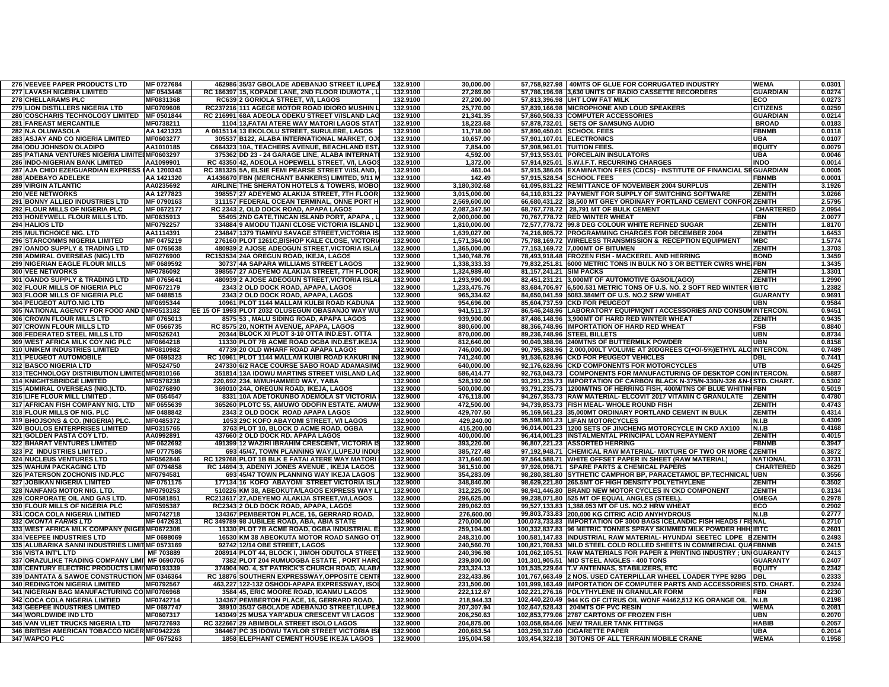| | | | | | | | | | |
|---|---|---|---|---|---|---|---|---|---|
| 276 | VEEVEE PAPER PRODUCTS LTD | MF 0727684 | 462986 35/37 GBOLADE ADEBANJO STREET ILUPEJ | 132.9100 | 30,000.00 | 57,758,927.98 | 40MTS OF GLUE FOR CORRUGATED INDUSTRY | WEMA | 0.0301 |
| 277 | LAVASH NIGERIA LIMITED | MF 0543448 | RC 166397 15, KOPADE LANE, 2ND FLOOR IDUMOTA , L | 132.9100 | 27,269.00 | 57,786,196.98 | 3,630 UNITS OF RADIO CASSETTE RECORDERS | GUARDIAN | 0.0274 |
| 278 | CHELLARAMS PLC | MF0831368 | RC639 2 GORIOLA STREET, V/I, LAGOS | 132.9100 | 27,200.00 | 57,813,396.98 | UHT LOW FAT MILK | ECO | 0.0273 |
| 279 | LION DISTILLERS NIGERIA LTD | MF0709608 | RC237216 111 AGEGE MOTOR ROAD IDIORO MUSHIN L | 132.9100 | 25,770.00 | 57,839,166.98 | MICROPHONE AND LOUD SPEAKERS | CITIZENS | 0.0259 |
| 280 | COSCHARIS TECHNOLOGY LIMITED | MF 0501844 | RC 216991 68A ADEOLA ODEKU STREET V/ISLAND LAG | 132.9100 | 21,341.35 | 57,860,508.33 | COMPUTER ACCESSORIES | GUARDIAN | 0.0214 |
| 281 | FAREAST MERCANTILE | MF0738211 | 1104 13,FATAI ATERE WAY MATORI LAGOS STAT | 132.9100 | 18,223.68 | 57,878,732.01 | SETS OF SAMSUNG AUDIO | BROAD | 0.0183 |
| 282 | N.A OLUWASOLA | AA 1421323 | A 0615114 13 EKOLOLU STREET, SURULERE, LAGOS | 132.9100 | 11,718.00 | 57,890,450.01 | SCHOOL FEES | FBNMB | 0.0118 |
| 283 | ASJAY AND CO NIGERIA LIMITED | MF0603277 | 305537 B122, ALABA INTERNATIONAL MARKET, OJO | 132.9100 | 10,657.00 | 57,901,107.01 | ELECTRONICS | UBA | 0.0107 |
| 284 | ODU JOHNSON OLADIPO | AA1010185 | C664323 10A, TEACHERS AVENUE, BEACHLAND EST | 132.9100 | 7,854.00 | 57,908,961.01 | TUITION FEES. | EQUITY | 0.0079 |
| 285 | PATIANA VENTURES NIGERIA LIMITED | MF0603297 | 375362 DD 23 - 24 GARAGE LINE, ALABA INTERNATI | 132.9100 | 4,592.00 | 57,913,553.01 | PORCELAIN INSULATORS | UBA | 0.0046 |
| 286 | INDO-NIGERIAN BANK LIMITED | AA1099901 | RC 43350 42, ADEOLA HOPEWELL STREET, V/I, LAGOS | 132.9100 | 1,372.00 | 57,914,925.01 | S.W.I.F.T. RECURRING CHARGES | INDO | 0.0014 |
| 287 | AJA CHIDI EZE/GUARDIAN EXPRESS B | AA 1200343 | RC 381325 5A, ELSIE FEMI PEARSE STREET V/ISLAND, | 132.9100 | 461.04 | 57,915,386.05 | EXAMINATION FEES (CDCS) - INSTITUTE OF FINANCIAL SE | GUARDIAN | 0.0005 |
| 288 | ADEBAYO ADELEKE | AA 1421320 | A1436670 FBN (MERCHANT BANKERS) LIMITED, 9/11 M | 132.9100 | 142.49 | 57,915,528.54 | SCHOOL FEES | FBNMB | 0.0001 |
| 289 | VIRGIN ATLANTIC | AA0235692 | AIRLINE THE SHERATON HOTELS & TOWERS, MOBO | 132.9000 | 3,180,302.68 | 61,095,831.22 | REMITTANCE OF NOVEMBER 2004 SURPLUS | ZENITH | 3.1926 |
| 290 | VEE NETWORKS | AA 1277823 | 398557 27 ADEYEMO ALAKIJA STREET, 7TH FLOOR | 132.9000 | 3,015,000.00 | 64,110,831.22 | PAYMENT FOR SUPPLY OF SWITCHING SOFTWARE | ZENITH | 3.0266 |
| 291 | BONNY ALLIED INDUSTRIES LTD | MF 0790163 | 311157 FEDERAL OCEAN TERMINAL, ONNE PORT H | 132.9000 | 2,569,600.00 | 66,680,431.22 | 38,500 MT GREY ORDINARY PORTLAND CEMENT CONFOR | ZENITH | 2.5795 |
| 292 | FLOUR MILLS OF NIGERIA PLC | MF 0672177 | RC 2343 2, OLD DOCK ROAD, APAPA LAGOS | 132.9000 | 2,087,347.50 | 68,767,778.72 | 28,791 MT OF BULK CEMENT | CHARTERED | 2.0954 |
| 293 | HONEYWELL FLOUR MILLS LTD. | MF0635913 | 55495 2ND GATE,TINCAN ISLAND PORT, APAPA , L | 132.9000 | 2,000,000.00 | 70,767,778.72 | RED WINTER WHEAT | FBN | 2.0077 |
| 294 | HALIOS LTD | MF0792257 | 334884 9 AMODU TIJANI CLOSE VICTORIA ISLAND L | 132.9000 | 1,810,000.00 | 72,577,778.72 | 99.8 DEG COLOUR WHITE REFINED SUGAR | ZENITH | 1.8170 |
| 295 | MULTICHOICE NIG. LTD | AA1114391 | 234847 1379 TIAMIYU SAVAGE STREET,VICTORIA IS | 132.9000 | 1,639,027.00 | 74,216,805.72 | PROGRAMMING CHARGES FOR DECEMBER 2004 | ZENITH | 1.6453 |
| 296 | STARCOMMS NIGERIA LIMITED | MF0475219 | 276160 PLOT 1261C,BISHOP KALE CLOSE, VICTORIA | 132.9000 | 1,571,364.00 | 75,788,169.72 | WIRELESS TRANSMISSION & RECEPTION EQUIPMENT | MBC | 1.5774 |
| 297 | OANDO SUPPLY & TRADING LTD | MF 0765638 | 480939 2 AJOSE ADEOGUN STREET,VICTORIA ISLA | 132.9000 | 1,365,000.00 | 77,153,169.72 | 7,000MT OF BITUMEN | ZENITH | 1.3703 |
| 298 | ADMIRAL OVERSEAS (NIG) LTD | MF0276900 | RC153534 24A OREGUN ROAD, IKEJA, LAGOS | 132.9000 | 1,340,748.76 | 78,493,918.48 | FROZEN FISH - MACKEREL AND HERRING | BOND | 1.3459 |
| 299 | NIGERIAN EAGLE FLOUR MILLS | MF 0689592 | 30737 4A SAPARA WILLIAMS STREET LAGOS | 132.9000 | 1,338,333.33 | 79,832,251.81 | 6000 METRIC TONS IN BULK NO 3 OR BETTER CWRS WHE | FBN | 1.3435 |
| 300 | VEE NETWORKS | MF0786092 | 398557 27 ADEYEMO ALAKIJA STREET, 7TH FLOOR | 132.9000 | 1,324,989.40 | 81,157,241.21 | SIM PACKS | ZENITH | 1.3301 |
| 301 | OANDO SUPPLY & TRADING LTD | MF 0765641 | 480939 2 AJOSE ADEOGUN STREET,VICTORIA ISLA | 132.9000 | 1,293,990.00 | 82,451,231.21 | 3,000MT OF AUTOMOTIVE GASOIL(AGO) | ZENITH | 1.2990 |
| 302 | FLOUR MILLS OF NIGERIA PLC | MF0672179 | 2343 2 OLD DOCK ROAD, APAPA, LAGOS | 132.9000 | 1,233,475.76 | 83,684,706.97 | 6,500.531 METRIC TONS OF U.S. NO. 2 SOFT RED WINTER W | IBTC | 1.2382 |
| 303 | FLOOR MILLS OF NIGERIA PLC | MF 0488515 | 2343 2 OLD DOCK ROAD, APAPA, LAGOS | 132.9000 | 965,334.62 | 84,650,041.59 | 5083.384M/T OF U.S. NO.2 SRW WHEAT | GUARANTY | 0.9691 |
| 304 | PEUGEOT AUTO.NIG LTD | MF0695344 | 10961 PLOT 1144 MALLAM KULBI ROAD KADUNA | 132.9000 | 954,696.00 | 85,604,737.59 | CKD FOR PEUGEOT | UBN | 0.9584 |
| 305 | NATIONAL AGENCY FOR FOOD AND D | MF0513182 | EE 15 OF 1993 PLOT 2032 OLUSEGUN OBASANJO WAY WU | 132.9000 | 941,511.37 | 86,546,248.96 | LABORATORY EQUIPMQNT / ACCESSORIES AND CONSUM | INTERCON. | 0.9451 |
| 306 | CROWN FLOUR MILLS LTD | MF 0765013 | 8575 53 , MALU SIDING ROAD, APAPA LAGOS | 132.9000 | 939,900.00 | 87,486,148.96 | 3,900MT OF HARD RED WINTER WHEAT | ZENITH | 0.9435 |
| 307 | CROWN FLOUR MILLS LTD | MF 0566735 | RC 8575 20, NORTH AVENUE, APAPA, LAGOS | 132.9000 | 880,600.00 | 88,366,748.96 | IMPORTATION OF HARD RED WHEAT | FSB | 0.8840 |
| 308 | FEDERATED STEEL MILLS LTD | MF0526241 | 20344 BLOCK XI PLOT 3-10 OTTA IND.EST. OTTA | 132.9000 | 870,000.00 | 89,236,748.96 | STEEL BILLETS | UBN | 0.8734 |
| 309 | WEST AFRICA MILK COY.NIG PLC | MF0664218 | 11330 PLOT 7B ACME ROAD OGBA IND.EST.IKEJA | 132.9000 | 812,640.00 | 90,049,388.96 | 240MTNS OF BUTTERMILK POWDER | UBN | 0.8158 |
| 310 | UNIKEM INDUSTRIES LIMITED | MF0810982 | 47739 20 OLD WHARF ROAD APAPA LAGOS | 132.9000 | 746,000.00 | 90,795,388.96 | 2,000,000LT VOLUME AT 20DGREES C(+O/-5%)ETHYL ALC | INTERCON. | 0.7489 |
| 311 | PEUGEOT AUTOMOBILE | MF 0695323 | RC 10961 PLOT 1144 MALLAM KUIBI ROAD KAKURI IN | 132.9000 | 741,240.00 | 91,536,628.96 | CKD FOR PEUGEOT VEHICLES | DBL | 0.7441 |
| 312 | BASCO NIGERIA LTD | MF0524750 | 247330 6/2 RACE COURSE SABO ROAD ADAMASIMO | 132.9000 | 640,000.00 | 92,176,628.96 | CKD COMPONENTS FOR MOTORCYCLES | UTB | 0.6425 |
| 313 | TECHNOLOGY DISTRIBUTION LIMITED | MF0810166 | 351814 13A IDOWU MARTINS STREET V/ISLAND LAG | 132.9000 | 586,414.77 | 92,763,043.73 | COMPONENTS FOR MANUFACTURING OF DESKTOP CON | INTERCON. | 0.5887 |
| 314 | KNIGHTSBRIDGE LIMITED | MF0578238 | 220,692 23A, M/MUHAMMED WAY, YABA | 132.9000 | 528,192.00 | 93,291,235.73 | IMPORTATION OF CARBON BLACK N-375/N-330/N-326 &N-6 | STD. CHART. | 0.5302 |
| 315 | ADMIRAL OVERSEAS (NIG.)LTD. | MF0276890 | 369010 24A, OREGUN ROAD, IKEJA, LAGOS | 132.9000 | 500,000.00 | 93,791,235.73 | 1200M/TNS OF HERRING FISH, 400M/TNS OF BLUE WHITIN | FBN | 0.5019 |
| 316 | LIFE FLOUR MILL LIMITED . | MF 0554547 | 8331 10A ADETOKUNBO ADEMOLA ST VICTORIA | 132.9000 | 476,118.00 | 94,267,353.73 | RAW MATERIAL- ELCOVIT 2017 VITAMIN C GRANULATE | ZENITH | 0.4780 |
| 317 | AFRICAN FISH COMPANY NIG. LTD | MF 0655639 | 365260 PLOTC 55, AMUWO ODOFIN ESTATE. AMUW | 132.9000 | 472,500.00 | 94,739,853.73 | FISH MEAL- WHOLE ROUND FISH | ZENITH | 0.4743 |
| 318 | FLOUR MILLS OF NIG. PLC | MF 0488842 | 2343 2 OLD DOCK ROAD APAPA LAGOS | 132.9000 | 429,707.50 | 95,169,561.23 | 35,000MT ORDINARY PORTLAND CEMENT IN BULK | ZENITH | 0.4314 |
| 319 | BHOJSONS & CO. (NIGERIA) PLC. | MF0485372 | 1053 29C KOFO ABAYOMI STREET, V/I LAGOS | 132.9000 | 429,240.00 | 95,598,801.23 | LIFAN MOTORCYCLES | N.I.B | 0.4309 |
| 320 | BOULOS ENTERPRISES LIMITED | MF0315765 | 3763 PLOT 10, BLOCK D ACME ROAD, OGBA | 132.9000 | 415,200.00 | 96,014,001.23 | 1200 SETS OF JINCHENG MOTORCYCLE IN CKD AX100 | N.I.B | 0.4168 |
| 321 | GOLDEN PASTA COY LTD. | AA0992891 | 437660 2 OLD DOCK RD. APAPA LAGOS | 132.9000 | 400,000.00 | 96,414,001.23 | INSTALMENTAL PRINCIPAL LOAN REPAYMENT | ZENITH | 0.4015 |
| 322 | BHARAT VENTURES LIMITED | MF 0622692 | 491399 12 WAZIRI IBRAHIM CRESCENT, VICTORIA IS | 132.9000 | 393,220.00 | 96,807,221.23 | ASSORTED HERRING | FBNMB | 0.3947 |
| 323 | PZ INDUSTRIES LIMITED . | MF 0777586 | 693 45/47, TOWN PLANNING WAY,ILUPEJU INDU | 132.9000 | 385,727.48 | 97,192,948.71 | CHEMICAL RAW MATERIAL- MIXTURE OF TWO OR MORE ( | ZENITH | 0.3872 |
| 324 | NUCLEUS VENTURES LTD | MF0562846 | RC 129768 PLOT 1B BLK E FATAI ATERE WAY MATORI | 132.9000 | 371,640.00 | 97,564,588.71 | WHITE OFFSET PAPER IN SHEET (RAW MATERIAL) | NATIONAL | 0.3731 |
| 325 | WAHUM PACKAGING LTD | MF 0794858 | RC 14694 3, ADENIYI JONES AVENUE , IKEJA LAGOS. | 132.9000 | 361,510.00 | 97,926,098.71 | SPARE PARTS & CHEMICAL PAPERS | CHARTERED | 0.3629 |
| 326 | PATERSON ZOCHONIS IND.PLC | MF0794581 | 693 45/47 TOWN PLANNING WAY IKEJA LAGOS | 132.9000 | 354,283.09 | 98,280,381.80 | SYTHETIC CAMPHOR BP, PARACETAMOL BP,TECHNICAL | UBN | 0.3556 |
| 327 | JOBIKAN NIGERIA LIMITED | MF 0751175 | 177134 16 KOFO ABAYOMI STREET VICTORIA ISLA | 132.9000 | 348,840.00 | 98,629,221.80 | 265.5MT OF HIGH DENSITY POLYETHYLENE | ZENITH | 0.3502 |
| 328 | NANFANG MOTOR NIG. LTD. | MF0790253 | 510226 KM 38, ABEOKUTA/LAGOS EXPRESS WAY L | 132.9000 | 312,225.00 | 98,941,446.80 | BRAND NEW MOTOR CYCLES IN CKD COMPONENT | ZENITH | 0.3134 |
| 329 | CORPORATE OIL AND GAS LTD. | MF0581851 | RC213617 27,ADEYEMO ALAKIJA STREET,V/I,LAGOS. | 132.9000 | 296,625.00 | 99,238,071.80 | 525 MT OF EQUAL ANGLES (STEEL). | OMEGA | 0.2978 |
| 330 | FLOUR MILLS OF NIGERIA PLC | MF0595387 | RC2343 2 OLD DOCK ROAD, APAPA, LAGOS | 132.9000 | 289,062.03 | 99,527,133.83 | 1,388.053 MT OF US. NO.2 HRW WHEAT | ECO | 0.2902 |
| 331 | COCA COLA NIGERIA LIMTIED | MF0742718 | 134367 PEMBERTON PLACE, 16, GERRARD ROAD, | 132.9000 | 276,600.00 | 99,803,733.83 | 200,000 KG CITRIC ACID ANYHYDROUS | N.I.B | 0.2777 |
| 332 | *OKONTA FARMS LTD* | MF 0472631 | RC 349789 98 JUBILEE ROAD, ABA, ABIA STATE | 132.9000 | 270,000.00 | 100,073,733.83 | IMPORTATION OF 3000 BAGS ICELANDIC FISH HEADS / FIS | NAL | 0.2710 |
| 333 | WEST AFRICA MILK COMPANY (NIGER | MF0672308 | 11330 PLOT 7B ACME ROAD, OGBA INDUSTRIAL E | 132.9000 | 259,104.00 | 100,332,837.83 | 96 METRIC TONNES SPRAY SKIMMED MILK POWDER HHH | IBTC | 0.2601 |
| 334 | VEEPEE INDUSTRIES LTD | MF 0698069 | 16530 KM 38 ABEOKUTA MOTOR ROAD SANGO OT | 132.9000 | 248,310.00 | 100,581,147.83 | INDUSTRIAL RAW MATERIAL- HYUNDAI SEETEC LDPE E | ZENITH | 0.2493 |
| 335 | ALUBARIKA SANNI INDUSTRIES LIMIT | MF 0573169 | 92742 12/14 OBE STREET, LAGOS | 132.9000 | 240,560.70 | 100,821,708.53 | MILD STEEL COLD ROLLED SHEETS IN COMMERCIAL QUA | FBNMB | 0.2415 |
| 336 | VISTA INT'L LTD | MF 703889 | 208914 PLOT 44, BLOCK I, JIMOH ODUTOLA STREET | 132.9000 | 240,396.98 | 101,062,105.51 | RAW MATERIALS FOR PAPER & PRINTING INDUSTRY ; UN | GUARANTY | 0.2413 |
| 337 | ORAZULIKE TRADING COMPANY LIMI | MF 0690706 | 7382 PLOT 204 RUMUOGBA ESTATE , PORT HARC | 132.9000 | 239,800.00 | 101,301,905.51 | MID STEEL ANGLES - 400 TONS | GUARANTY | 0.2407 |
| 338 | CENTURY ELECTRIC PRODUCTS LIMI | MF0193339 | 374904 NO. 4, ST PATRICK'S CHURCH ROAD, ALABA | 132.9000 | 233,324.13 | 101,535,229.64 | T.V ANTENNAS, STABILIZERS, ETC | EQUITY | 0.2342 |
| 339 | DANTATA & SAWOE CONSTRUCTION M | MF 0346364 | RC 18876 SOUTHERN EXPRESSWAY,OPPOSITE CENT | 132.9000 | 232,433.86 | 101,767,663.49 | 2 NOS. USED CATERPILLAR WHEEL LOADER TYPE 928G | DBL | 0.2333 |
| 340 | REDINGTON NIGERIA LIMITED | MF0792567 | 463,227 122-132 OSHODI-APAPA EXPRESSWAY, ISOL | 132.9000 | 231,500.00 | 101,999,163.49 | IMPORTATION OF COMPUTER PARTS AND ACCESSORIES | STD. CHART. | 0.2324 |
| 341 | NIGERIAN BAG MANUFACTURING CO | MF0706968 | 3584 45, ERIC MOORE ROAD, IGANMU LAGOS | 132.9000 | 222,112.67 | 102,221,276.16 | POLYTHYLENE IN GRANULAR FORM | FBN | 0.2230 |
| 342 | COCA COLA NIGERIA LIMTIED | MF0742714 | 134367 PEMBERTON PLACE, 16, GERRARD ROAD, | 132.9000 | 218,944.33 | 102,440,220.49 | 944 KG OF CITRUS OIL WONF #4462,512 KG ORANGE OIL | N.I.B | 0.2198 |
| 343 | GEEPEE INDUSTRIES LIMITED | MF 0697747 | 38910 35/37 GBOLADE ADEBANJO STREET,ILUPEJ | 132.9000 | 207,307.94 | 102,647,528.43 | 204MTS OF PVC RESIN | WEMA | 0.2081 |
| 344 | WORLDWIDE IND LTD | MF0607317 | 143049 25 MUSA YAR'ADUA CRESCENT V/I LAGOS | 132.9000 | 206,250.63 | 102,853,779.06 | 2787 CARTONS OF FROZEN FISH | UBN | 0.2070 |
| 345 | VAN VLIET TRUCKS NIGERIA LTD | MF0727693 | RC 322667 29 ABIMBOLA STREET ISOLO LAGOS | 132.9000 | 204,875.00 | 103,058,654.06 | NEW TRAILER TANK FITTINGS | HABIB | 0.2057 |
| 346 | BRITISH AMERICAN TOBACCO NIGER | MF0942226 | 384467 PC 35 IDOWU TAYLOR STREET VICTORIA ISL | 132.9000 | 200,663.54 | 103,259,317.60 | CIGARETTE PAPER | UBA | 0.2014 |
| 347 | WAPCO PLC | MF 0675263 | 1858 ELEPHANT CEMENT HOUSE IKEJA LAGOS | 132.9000 | 195,004.58 | 103,454,322.18 | 30TONS OF ALL TERRAIN MOBILE CRANE | WEMA | 0.1958 |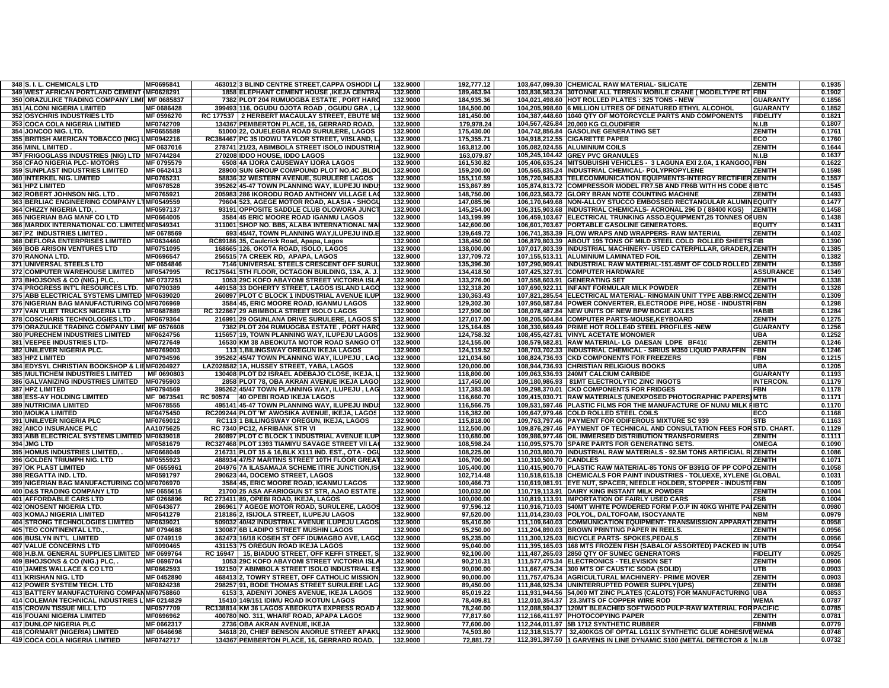| | | | | | | | | | |
|---|---|---|---|---|---|---|---|---|---|
| 348 | S. I. L. CHEMICALS LTD | MF0695841 | 463012 3 BLIND CENTRE STREET,CAPPA OSHODI L | 132.9000 | 192,777.12 | 103,647,099.30 | CHEMICAL RAW MATERIAL- SILICATE | ZENITH | 0.1935 |
| 349 | WEST AFRICAN PORTLAND CEMENT | MF0628291 | 1858 ELEPHANT CEMENT HOUSE ,IKEJA CENTRA | 132.9000 | 189,463.94 | 103,836,563.24 | 30TONNE ALL TERRAIN MOBILE CRANE ( MODELTYPE RT | FBN | 0.1902 |
| 350 | ORAZULIKE TRADING COMPANY LIMI | MF 0685837 | 7382 PLOT 204 RUMUOGBA ESTATE , PORT HARC | 132.9000 | 184,935.36 | 104,021,498.60 | HOT ROLLED PLATES : 325 TONS - NEW | GUARANTY | 0.1856 |
| 351 | ALCONI NIGERIA LIMITED | MF 0686428 | 399493 116, OGUDU OJOTA ROAD , OGUDU GRA , L | 132.9000 | 184,500.00 | 104,205,998.60 | 6 MILLION LITRES OF DENATURED ETHYL ALCOHOL | GUARANTY | 0.1852 |
| 352 | OSYCHRIS INDUSTRIES LTD | MF 0596270 | RC 177537 2 HERBERT MACAULAY STREET, EBUTE ME | 132.9000 | 181,450.00 | 104,387,448.60 | 1040 QTY OF MOTORCYCLE PARTS AND COMPONENTS | FIDELITY | 0.1821 |
| 353 | COCA COLA NIGERIA LIMTIED | MF0742709 | 134367 PEMBERTON PLACE, 16, GERRARD ROAD, | 132.9000 | 179,978.24 | 104,567,426.84 | 20,000 KG CLOUDIFIER | N.I.B | 0.1807 |
| 354 | JONCOD NIG. LTD. | MF0655589 | 51000 22, OJUELEGBA ROAD SURULERE, LAGOS | 132.9000 | 175,430.00 | 104,742,856.84 | GASOLINE GENERATING SET | ZENITH | 0.1761 |
| 355 | BRITISH AMERICAN TOBACCO (NIG) L | MF0942216 | RC384467 PC 35 IDOWU TAYLOR STREET, V/ISLAND, L | 132.9000 | 175,355.71 | 104,918,212.55 | CIGARETTE PAPER | ECO | 0.1760 |
| 356 | MINL LIMITED . | MF 0637016 | 278741 21/23, ABIMBOLA STREET ISOLO INDUSTRIA | 132.9000 | 163,812.00 | 105,082,024.55 | ALUMINIUM COILS | ZENITH | 0.1644 |
| 357 | FRIGOGLASS INDUSTRIES (NIG) LTD | MF0744284 | 270208 IDDO HOUSE, IDDO LAGOS | 132.9000 | 163,079.87 | 105,245,104.42 | GREY PVC GRANULES | N.I.B | 0.1637 |
| 358 | CFAO NIGERIA PLC- MOTORS | MF 0795579 | 6508 4A IJORA CAUSEWAY IJORA LAGOS | 132.9000 | 161,530.82 | 105,406,635.24 | MITSUBUISHI VEHICLES - 3 LAGUNA EXI 2.0A, 1 KANGOO, | FBN | 0.1622 |
| 359 | SUNPLAST INDUSTRIES LIMITED | MF 0642413 | 28900 SUN GROUP COMPOUND PLOT NO,4C ,BLOC | 132.9000 | 159,200.00 | 105,565,835.24 | INDUSTRIAL CHEMICAL- POLYPROPYLENE | ZENITH | 0.1598 |
| 360 | INTERKEL NIG. LIMITED | MF0765231 | 58836 32 WESTERN AVENUE, SURULERE LAGOS | 132.9000 | 155,110.59 | 105,720,945.83 | TELECOMMUNICATION EQUIPMENTS-INTERGY RECTIFIER | ZENITH | 0.1557 |
| 361 | HPZ LIMITED | MF0678528 | 395262 45-47 TOWN PLANNING WAY, ILUPEJU INDU | 132.9000 | 153,867.89 | 105,874,813.72 | COMPRESSOR MODEL FR7.5B AND FR6B WITH HS CODE 8 | IBTC | 0.1545 |
| 362 | ROBERT JOHNSON NIG. LTD . | MF0765921 | 205983 286 IKORODU ROAD ANTHONY VILLAGE LA | 132.9000 | 148,750.00 | 106,023,563.72 | GLORY BRAN NOTE COUNTING MACHINE | ZENITH | 0.1493 |
| 363 | BERLIAC ENGINEERING COMPANY LT | MF0549559 | 79604 523, AGEGE MOTOR ROAD, ALASIA - SHOGU | 132.9000 | 147,085.96 | 106,170,649.68 | NON-ALLOY STUCCO EMBOSSED RECTANGULAR ALUMIN | EQUITY | 0.1477 |
| 364 | CHIZZY NIGERIA LTD, . | MF0597137 | 93191 OPPOSITE SADDLE CLUB OLOWORA JUNCT | 132.9000 | 145,254.00 | 106,315,903.68 | INDUSTRIAL CHEMICALS- ACRONAL 296 D ( 88400 KGS) | ZENITH | 0.1458 |
| 365 | NIGERIAN BAG MANF CO LTD | MF0664005 | 3584 45 ERIC MOORE ROAD IGANMU LAGOS | 132.9000 | 143,199.99 | 106,459,103.67 | ELECTRICAL TRUNKING ASSO.EQUIPMENT,25 TONNES OF | UBN | 0.1438 |
| 366 | MARDIX INTERNATIONAL CO. LIMITED | MF0549341 | 311001 SHOP NO. BB5, ALABA INTERNATIONAL MA | 132.9000 | 142,600.00 | 106,601,703.67 | PORTABLE GASOLINE GENERATORS. | EQUITY | 0.1431 |
| 367 | PZ INDUSTRIES LIMITED . | MF 0678569 | 693 45/47, TOWN PLANNING WAY,ILUPEJU IND.E | 132.9000 | 139,649.72 | 106,741,353.39 | FLOW WRAPS AND WRAPPERS- RAW MATERIAL | ZENITH | 0.1402 |
| 368 | DEFLORA ENTERPRISES LIMITED | MF0634460 | RC89186 35, Caulcrick Road, Apapa, Lagos | 132.9000 | 138,450.00 | 106,879,803.39 | ABOUT 195 TONS OF MILD STEEL COLD ROLLED SHEETS | FIB | 0.1390 |
| 369 | BOB ARISON VENTURES LTD | MF0751095 | 168665 126, OKOTA ROAD, ISOLO, LAGOS | 132.9000 | 138,000.00 | 107,017,803.39 | INDUSTRIAL MACHINERY- USED CATERPILLAR, GRADER, | ZENITH | 0.1385 |
| 370 | RANONA LTD. | MF0696547 | 256515 7A CREEK RD, APAPA, LAGOS | 132.9000 | 137,709.72 | 107,155,513.11 | ALUMINIUM LAMINATED FOIL | ZENITH | 0.1382 |
| 371 | UNIVERSAL STEELS LTD | MF 0654846 | 7146 UNIVERSAL STEELS CRESCENT OFF SURUL | 132.9000 | 135,396.30 | 107,290,909.41 | INDUSTRIAL RAW MATERIAL-151.45MT OF COLD ROLLED | ZENITH | 0.1359 |
| 372 | COMPUTER WAREHOUSE LIMITED | MF0547995 | RC175641 5TH FLOOR, OCTAGON BUILDING, 13A, A. J. | 132.9000 | 134,418.50 | 107,425,327.91 | COMPUTER HARDWARE | ASSURANCE | 0.1349 |
| 373 | BHOJSONS & CO (NIG.) PLC, . | MF 0737251 | 1053 29C KOFO ABAYOMI STREET VICTORIA ISLA | 132.9000 | 133,276.00 | 107,558,603.91 | GENERATING SET | ZENITH | 0.1338 |
| 374 | PROGRESS INT'L RESOURCES LTD. | MF0790389 | 449158 33 DOHERTY STREET, LAGOS ISLAND LAGO | 132.9000 | 132,318.20 | 107,690,922.11 | INFANT FORMULAR MILK POWDER | ZENITH | 0.1328 |
| 375 | ABB ELECTRICAL SYSTEMS LIMITED | MF0639020 | 260897 PLOT C BLOCK 1 INDUSTRIAL AVENUE ILUP | 132.9000 | 130,363.43 | 107,821,285.54 | ELECTRICAL MATERIAL- RINGMAIN UNIT TYPE ABB:RMC | ZENITH | 0.1309 |
| 376 | NIGERIAN BAG MANUFACTURING CO | MF0706969 | 3584 45, ERIC MOORE ROAD, IGANMU LAGOS | 132.9000 | 129,302.30 | 107,950,587.84 | POWER CONVERTER, ELECTRODE PIPE, HOSE - INDUSTRI | FBN | 0.1298 |
| 377 | VAN VLIET TRUCKS NIGERIA LTD | MF0687889 | RC 322667 29 ABIMBOLA STREET ISOLO LAGOS | 132.9000 | 127,900.00 | 108,078,487.84 | NEW UNITS OF NEW BPW BOGIE AXLES | HABIB | 0.1284 |
| 378 | COSCHARIS TECHNOLOGIES LTD . | MF0679364 | 216991 29 OGUNLANA DRIVE SURULERE, LAGOS S | 132.9000 | 127,017.00 | 108,205,504.84 | COMPUTER PARTS-MOUSE,KEYBOARD | ZENITH | 0.1275 |
| 379 | ORAZULIKE TRADING COMPANY LIMI | MF 0576608 | 7382 PLOT 204 RUMUOGBA ESTATE , PORT HARC | 132.9000 | 125,164.65 | 108,330,669.49 | PRIME HOT ROLLE4D STEEL PROFILES -NEW | GUARANTY | 0.1256 |
| 380 | PURECHEM INDUSTRIES LIMITED | MF0624756 | 115657 19, TOWN PLANNING WAY, ILUPEJU LAGOS | 132.9000 | 124,758.32 | 108,455,427.81 | VINYL ACETATE MONOMER | UBA | 0.1252 |
| 381 | VEEPEE INDUSTRIES LTD- | MF0727649 | 16530 KM 38 ABEOKUTA MOTOR ROAD SANGO OT | 132.9000 | 124,155.00 | 108,579,582.81 | RAW MATERIAL- LG DAESAN LDPE BF410 | ZENITH | 0.1246 |
| 382 | UNILEVER NIGERIA PLC. | MF0769003 | 113 1,BILINGSWAY OREGUN IKEJA LAGOS | 132.9000 | 124,119.52 | 108,703,702.33 | INDUSTRIAL CHEMICAL - SIRIUS M350 LIQUID PARAFFIN | FBN | 0.1246 |
| 383 | HPZ LIMITED | MF0794596 | 395262 45/47 TOWN PLANNING WAY, ILUPEJU , LAG | 132.9000 | 121,034.60 | 108,824,736.93 | CKD COMPONENTS FOR FREEZERS | FBN | 0.1215 |
| 384 | EDYSYL CHRISTIAN BOOKSHOP & LIB | MF0204927 | LAZ028582 1A, HUSSEY STREET, YABA, LAGOS | 132.9000 | 120,000.00 | 108,944,736.93 | CHRISTIAN RELIGIOUS BOOKS | UBA | 0.1205 |
| 385 | MULTICHEM INDUSTRIES LIMITED | MF 0690803 | 130408 PLOT D2 ISRAEL ADEBAJO CLOSE, IKEJA, L | 132.9000 | 118,800.00 | 109,063,536.93 | 240MT CALCIUM CARBIDE | GUARANTY | 0.1193 |
| 386 | GALVANIZING INDUSTRIES LIMITED | MF0795903 | 2858 PLOT 78, OBA AKRAN AVENUE IKEJA LAGO | 132.9000 | 117,450.00 | 109,180,986.93 | 81MT ELECTROLYTIC ZINC INGOTS | INTERCON. | 0.1179 |
| 387 | HPZ LIMITED | MF0794569 | 395262 45/47 TOWN PLANNING WAY, ILUPEJU , LAG | 132.9000 | 117,383.08 | 109,298,370.01 | CKD COMPONENTS FOR FRIDGES | FBN | 0.1178 |
| 388 | ESS-AY HOLDING LIMITED | MF 0673541 | RC 90574 40 OPEBI ROAD IKEJA LAGOS | 132.9000 | 116,660.70 | 109,415,030.71 | RAW MATERIALS (UNEXPOSED PHOTOGRAPHIC PAPERS) | MTB | 0.1171 |
| 389 | NUTRICIMA LIMITED | MF0678555 | 495141 45-47 TOWN PLANNING WAY, ILUPEJU INDU | 132.9000 | 116,566.75 | 109,531,597.46 | PLASTIC FILMS FOR THE MANUFACTURE OF NUNU MILK F | IBTC | 0.1170 |
| 390 | MOUKA LIMITED | MF0475450 | RC209244 PLOT 'M' AWOSIKA AVENUE, IKEJA, LAGOS | 132.9000 | 116,382.00 | 109,647,979.46 | COLD ROLLED STEEL COILS | ECO | 0.1168 |
| 391 | UNILEVER NIGERIA PLC | MF0769012 | RC113 1 BILLINGSWAY OREGUN, IKEJA, LAGOS | 132.9000 | 115,818.00 | 109,763,797.46 | PAYMENT FOR ODIFEROUS MIXTURE SC 939 | STB | 0.1163 |
| 392 | AIICO INSURANCE PLC | AA1075625 | RC 7340 PC12, AFRIBANK STR VI | 132.9000 | 112,500.00 | 109,876,297.46 | PAYMENT OF TECHNICAL AND CONSULTATION FEES FOR | STD. CHART. | 0.1129 |
| 393 | ABB ELECTRICAL SYSTEMS LIMITED | MF0639018 | 260897 PLOT C BLOCK 1 INDUSTRIAL AVENUE ILUP | 132.9000 | 110,680.00 | 109,986,977.46 | OIL IMMERSED DISTRIBUTION TRANSFORMERS | ZENITH | 0.1111 |
| 394 | JMG LTD | MF0581679 | RC327468 PLOT 1393 TIAMIYU SAVAGE STREET V/I LA | 132.9000 | 108,598.24 | 110,095,575.70 | SPARE PARTS FOR GENERATING SETS. | OMEGA | 0.1090 |
| 395 | HOMUS INDUSTRIES LIMITED, . | MF0668049 | 216731 PLOT 15 & 16,BLK X111 IND. EST., OTA - OGU | 132.9000 | 108,225.00 | 110,203,800.70 | INDUSTRIAL RAW MATERIALS - 92.5M TONS ARTIFICIAL R | ZENITH | 0.1086 |
| 396 | GOLDEN TRIUMPH NIG. LTD | MF0555923 | 488934 47/57 MARTINS STREET 10TH FLOOR GREAT | 132.9000 | 106,700.00 | 110,310,500.70 | CANDLES | ZENITH | 0.1071 |
| 397 | OK PLAST LIMITED | MF 0655961 | 204976 7A ILASAMAJA SCHEME ITIRE JUNCTION,IS | 132.9000 | 105,400.00 | 110,415,900.70 | PLASTIC RAW MATERIAL-85 TONS OF B391G OF PP COPO | ZENITH | 0.1058 |
| 398 | REGATTA IND. LTD. | MF0591797 | 290623 44, DOCEMO STREET, LAGOS | 132.9000 | 102,714.48 | 110,518,615.18 | CHEMICALS FOR PAINT INDUSTRIES - TOLUEXE, XYLENE | GLOBAL | 0.1031 |
| 399 | NIGERIAN BAG MANUFACTURING CO | MF0706970 | 3584 45, ERIC MOORE ROAD, IGANMU LAGOS | 132.9000 | 100,466.73 | 110,619,081.91 | EYE NUT, SPACER, NEEDLE HOLDER, STOPPER - INDUSTR | FBN | 0.1009 |
| 400 | D&S TRADING COMPANY LTD | MF 0655616 | 21700 25 ASA AFARIOGUN ST STR, AJAO ESTATE | 132.9000 | 100,032.00 | 110,719,113.91 | DAIRY KING INSTANT MILK POWDER | ZENITH | 0.1004 |
| 401 | AFFORDABLE CARS LTD | MF 0266896 | RC 273411 89, OPEBI ROAD, IKEJA, LAGOS | 132.9000 | 100,000.00 | 110,819,113.91 | IMPORTATION OF FAIRLY USED CARS | FSB | 0.1004 |
| 402 | ONOSENT NIGERIA LTD. | MF0643677 | 286961 7 AGEGE MOTOR ROAD, SURULERE, LAGOS | 132.9000 | 97,596.12 | 110,916,710.03 | 540MT WHITE POWDERED FORM P.O.P IN 40KG WHITE PA | ZENITH | 0.0980 |
| 403 | KOMAJ NIGERIA LIMITED | MF0541279 | 218186 2, ISIJOLA STREET, ILUPEJU LAGOS | 132.9000 | 97,520.00 | 111,014,230.03 | POLYOL, DALTOFOAM, ISOCYANATE | NBM | 0.0979 |
| 404 | STRONG TECHNOLOGIES LIMITED | MF0639021 | 509032 40/42 INDUSTRIAL AVENUE ILUPEJU LAGOS | 132.9000 | 95,410.00 | 111,109,640.03 | COMMUNICATION EQUIPMENT- TRANSMISSION APPARAT | ZENITH | 0.0958 |
| 405 | TEO CONTINENTAL LTD., . | MF 0794688 | 130087 6B LADIPO STREET MUSHIN LAGOS | 132.9000 | 95,250.00 | 111,204,890.03 | BROWN PRINTING PAPER IN REELS. | ZENITH | 0.0956 |
| 406 | BUSLYN INT'L LIMITED | MF 0749119 | 362473 16/18 KOSEH ST OFF IDUMAGBO AVE, LAGO | 132.9000 | 95,235.00 | 111,300,125.03 | BICYCLE PARTS- SPOKES,PEDALS | ZENITH | 0.0956 |
| 407 | VALUE CONCERNS LTD | MF0090465 | 431153 75 OREGUN ROAD IKEJA LAGOS | 132.9000 | 95,040.00 | 111,395,165.03 | 168 MTS FROZEN FISH (SABALO/ ASSORTED) PACKED IN | UTB | 0.0954 |
| 408 | H.B.M. GENERAL SUPPLIES LIMITED | MF 0699764 | RC 16947 15, BIADUO STREET, OFF KEFFI STREET, S | 132.9000 | 92,100.00 | 111,487,265.03 | 2850 QTY OF SUMEC GENERATORS | FIDELITY | 0.0925 |
| 409 | BHOJSONS & CO (NIG.) PLC, . | MF 0696704 | 1053 29C KOFO ABAYOMI STREET VICTORIA ISLA | 132.9000 | 90,210.31 | 111,577,475.34 | ELECTRONICS - TELEVISION SET | ZENITH | 0.0906 |
| 410 | JAMES WALLACE & CO LTD | MF0662593 | 192150 7 ABIMBOLA STREET ISOLO INDUSTRIAL ES | 132.9000 | 90,000.00 | 111,667,475.34 | 300 MTS OF CAUSTIC SODA (SOLID) | UTB | 0.0903 |
| 411 | KRISHAN NIG. LTD | MF 0452890 | 468413 2, TOWRY STREET, OFF CATHOLIC MISSION | 132.9000 | 90,000.00 | 111,757,475.34 | AGRICULTURAL MACHINERY- PRIME MOVER | ZENITH | 0.0903 |
| 412 | POWER SYSTEM TECH. LTD | MF0824238 | 298257 91, BODE THOMAS STREET SURULERE LAG | 132.9000 | 89,450.00 | 111,846,925.34 | UNINTERRUPTED POWER SUPPLY(UPS) | ZENITH | 0.0898 |
| 413 | BATTERY MANUFACTURING COMPAN | MF0758860 | 6153 3, ADENIYI JONES AVENUE, IKEJA LAGOS | 132.9000 | 85,019.22 | 111,931,944.56 | 54,000 MT ZINC PLATES (CALOTS) FOR MANUFACTURING | UBA | 0.0853 |
| 414 | COLEMAN TECHNICAL INDUSTRIES L | MF 0214829 | 15410 149/151 IDIMU ROAD IKOTUN LAGOS | 132.9000 | 78,409.81 | 112,010,354.37 | 23.3MTS OF COPPER WIRE ROD | WEMA | 0.0787 |
| 415 | CROWN TISSUE MILL LTD | MF0577709 | RC138814 KM 36 LAGOS ABEOKUTA EXPRESS ROAD A | 132.9000 | 78,240.00 | 112,088,594.37 | 120MT BLEACHED SOFTWOOD PULP-RAW MATERIAL FOR | PACIFIC | 0.0785 |
| 416 | FOUANI NIGERIA LIMITED | MF0696962 | 400780 NO. 311, WHARF ROAD, APAPA LAGOS | 132.9000 | 77,817.60 | 112,166,411.97 | PHOTOCOPYING PAPER | ZENITH | 0.0781 |
| 417 | DUNLOP NIGERIA PLC | MF 0662317 | 2736 OBA AKRAN AVENUE, IKEJA | 132.9000 | 77,600.00 | 112,244,011.97 | 5B 1712 SYNTHETIC RUBBER | FBNMB | 0.0779 |
| 418 | CORMART (NIGERIA) LIMITED | MF 0646698 | 34618 20, CHIEF BENSON ANORUE STREET APAKU | 132.9000 | 74,503.80 | 112,318,515.77 | 32,400KGS OF OPTAL LG11X SYNTHETIC GLUE ADHESIVE | WEMA | 0.0748 |
| 419 | COCA COLA NIGERIA LIMTIED | MF0742717 | 134367 PEMBERTON PLACE, 16, GERRARD ROAD, | 132.9000 | 72,881.72 | 112,391,397.50 | 1 GARVENS IN LINE DYNAMIC S100 (METAL DETECTOR & | N.I.B | 0.0732 |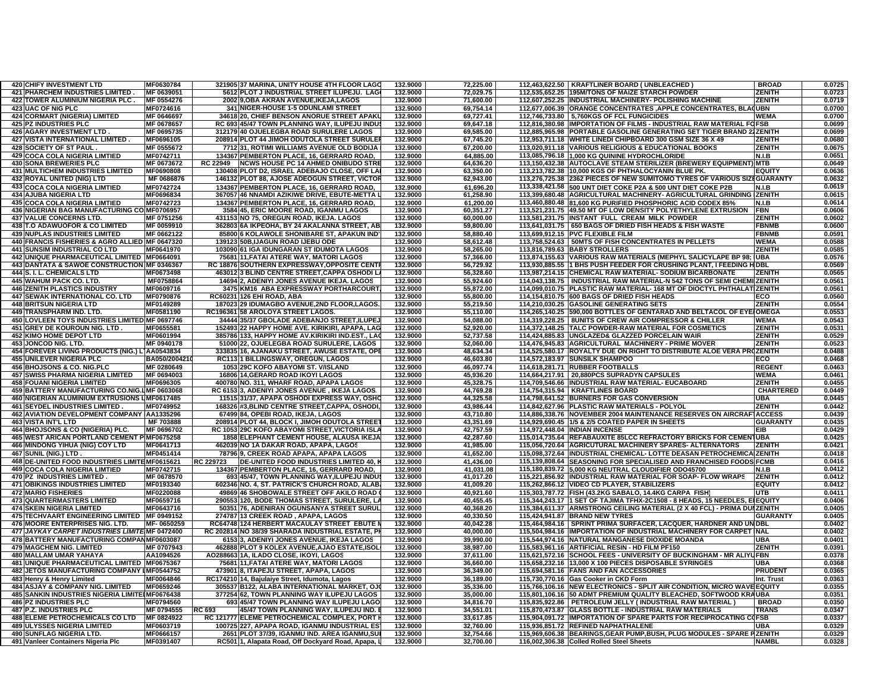| | | | | | | | | | |
|---|---|---|---|---|---|---|---|---|---|
| 420 | CHIFY INVESTMENT LTD | MF0630784 | 321905 | 37 MARINA, UNITY HOUSE 4TH FLOOR LAGO | 132.9000 | 72,225.00 | 112,463,622.50 | KRAFTLINER BOARD ( UNBLEACHED ) | BROAD | 0.0725 |
| 421 | PHARCHEM INDUSTRIES LIMITED . | MF 0639051 | 5612 | PLOT J INDUSTRIAL STREET ILUPEJU. LAG | 132.9000 | 72,029.75 | 112,535,652.25 | 195M/TONS OF MAIZE STARCH POWDER | ZENITH | 0.0723 |
| 422 | TOWER ALUMINIUM NIGERIA PLC . | MF 0554276 | 2002 | 9,OBA AKRAN AVENUE,IKEJA,LAGOS | 132.9000 | 71,600.00 | 112,607,252.25 | INDUSTRIAL MACHINERY- POLISHING MACHINE | ZENITH | 0.0719 |
| 423 | UAC OF NIG PLC | MF0724616 | 341 | NIGER-HOUSE 1-5 ODUNLAMI STREET | 132.9000 | 69,754.14 | 112,677,006.39 | ORANGE CONCENTRATES ,APPLE CONCENTRATES, BLAC | UBN | 0.0700 |
| 424 | CORMART (NIGERIA) LIMITED | MF 0646697 | 34618 | 20, CHIEF BENSON ANORUE STREET APAKU | 132.9000 | 69,727.41 | 112,746,733.80 | 5,760KGS OF FCL FUNGICIDES | WEMA | 0.0700 |
| 425 | PZ INDUSTRIES PLC | MF 0678657 | RC 693 | 45/47 TOWN PLANNING WAY, ILUPEJU INDUS | 132.9000 | 69,647.18 | 112,816,380.98 | IMPORTATION OF FILMS - INDUSTRIAL RAW MATERIAL FO | FSB | 0.0699 |
| 426 | AGARY INVESTMENT LTD . | MF 0695735 | 312179 | 40 OJUELEGBA ROAD SURULERE LAGOS | 132.9000 | 69,585.00 | 112,885,965.98 | PORTABLE GASOLINE GENERATING SET TIGER BRAND 2 | ZENITH | 0.0699 |
| 427 | VISTA INTERNATIONAL LIMITED . | MF0696105 | 208914 | PLOT 44 JIMOH ODUTOLA STREET SURULEF | 132.9000 | 67,745.20 | 112,953,711.18 | WHITE LINEDI CHIPBOARD 300 GSM SIZE 36 X 49 | ZENITH | 0.0680 |
| 428 | SOCIETY OF ST PAUL . | MF 0555672 | 7712 | 31, ROTIMI WILLIAMS AVENUE OLD BODIJA | 132.9000 | 67,200.00 | 113,020,911.18 | VARIOUS RELIGIOUS & EDUCATIONAL BOOKS | ZENITH | 0.0675 |
| 429 | COCA COLA NIGERIA LIMTIED | MF0742711 | 134367 | PEMBERTON PLACE, 16, GERRARD ROAD, | 132.9000 | 64,885.00 | 113,085,796.18 | 1,000 KG QUININE HYDROCHLORIDE | N.I.B | 0.0651 |
| 430 | SONA BREWERIES PLC | MF 0673672 | RC 22949 | NCWS HOUSE PC 14 AHMED ONIBUDO STRE | 132.9000 | 64,636.20 | 113,150,432.38 | AUTOCLAVE STEAM STERILIZER (BREWERY EQUIPMENT) | MTB | 0.0649 |
| 431 | MULTICHEM INDUSTRIES LIMITED | MF0690808 | 130408 | PLOT D2, ISRAEL ADEBAJO CLOSE, OFF LA | 132.9000 | 63,350.00 | 113,213,782.38 | 10,000 KGS OF PHTHALOCYANIN BLUE PK. | EQUITY | 0.0636 |
| 432 | ROYAL UNITED (NIG) LTD | MF 0686876 | 146132 | PLOT 88, AJOSE ADEOGUN STREET, VICTOR | 132.9000 | 62,943.00 | 113,276,725.38 | 2362 PIECES OF NEW SUMITOMO TYRES OF VARIOUS SIZ | GUARANTY | 0.0632 |
| 433 | COCA COLA NIGERIA LIMTIED | MF0742724 | 134367 | PEMBERTON PLACE, 16, GERRARD ROAD, | 132.9000 | 61,696.20 | 113,338,421.58 | 500 UNT DIET COKE P2A & 500 UNT DIET COKE P2B | N.I.B | 0.0619 |
| 434 | AJUBA NIGERIA LTD | MF0696834 | 367057 | 46 NNAMDI AZIKIWE DRIVE, EBUTE-METTA L | 132.9000 | 61,258.90 | 113,399,680.48 | AGRICULTURAL MACHINERY- AGRICULTURAL GRINDING | ZENITH | 0.0615 |
| 435 | COCA COLA NIGERIA LIMTIED | MF0742723 | 134367 | PEMBERTON PLACE, 16, GERRARD ROAD, | 132.9000 | 61,200.00 | 113,460,880.48 | 81,600 KG PURIFIED PHOSPHORIC ACID CODEX 85% | N.I.B | 0.0614 |
| 436 | NIGERIAN BAG MANUFACTURING CO | MF0706957 | 3584 | 45, ERIC MOORE ROAD, IGANMU LAGOS | 132.9000 | 60,351.27 | 113,521,231.75 | 49.50 MT OF LOW DENSITY POLYETHYLENE EXTRUSION | FBN | 0.0606 |
| 437 | VALUE CONCERNS LTD. | MF 0751256 | 431153 | NO 75, OREGUN ROAD, IKEJA. LAGOS | 132.9000 | 60,000.00 | 113,581,231.75 | INSTANT FULL CREAM MILK POWDER | ZENITH | 0.0602 |
| 438 | T.O ADAWUOFOR & CO LIMITED | MF 0059910 | 362803 | 6A IKPEOHA, BY 24 AKALANNA STREET, AB | 132.9000 | 59,800.00 | 113,641,031.75 | 650 BAGS OF DRIED FISH HEADS & FISH WASTE | FBNMB | 0.0600 |
| 439 | NUPLAS INDUSTRIES LIMITED | MF 0662122 | 85800 | 6 KOLAWOLE SHONIBARE ST, APAKUN IND' | 132.9000 | 58,880.40 | 113,699,912.15 | PVC FLEXIBLE FILM | FBNMB | 0.0591 |
| 440 | FRANCIS FISHERIES & AGRO ALLIED | MF 0647320 | 139123 | 50B,IJAGUN ROAD IJEBU ODE | 132.9000 | 58,612.48 | 113,758,524.63 | 50MTS OF FISH CONCENTRATES IN PELLETS | WEMA | 0.0588 |
| 441 | SUNSIM INDUSTRIAL CO LTD | MF0641970 | 103090 | 61 IGA IDUNGARAN ST IDUMOTA LAGOS | 132.9000 | 58,265.00 | 113,816,789.63 | BABY STROLLERS | ZENITH | 0.0585 |
| 442 | UNIQUE PHARMACEUTICAL LIMITED | MF0664091 | 75681 | 11,FATAI ATERE WAY, MATORI LAGOS | 132.9000 | 57,366.00 | 113,874,155.63 | VARIOUS RAW MATERIALS (MEPHYL SALICYLAPE BP 98; | UBA | 0.0576 |
| 443 | DANTATA & SAWOE CONSTRUCTION | MF 0346367 | RC 18876 | SOUTHERN EXPRESSWAY,OPPOSITE CENT | 132.9000 | 56,729.92 | 113,930,885.55 | 1 BHS PUSH FEEDER FOR CRUSHING PLANT, I FEEDING H | DBL | 0.0569 |
| 444 | S. I. L. CHEMICALS LTD | MF0673498 | 463012 | 3 BLIND CENTRE STREET,CAPPA OSHODI L | 132.9000 | 56,328.60 | 113,987,214.15 | CHEMICAL RAW MATERIAL- SODIUM BICARBONATE | ZENITH | 0.0565 |
| 445 | WAHUM PACK CO. LTD. | MF0758864 | 14694 | 2, ADENIYI JONES AVENUE IKEJA. LAGOS | 132.9000 | 55,924.60 | 114,043,138.75 | INDUSTRIAL RAW MATERIAL-N 542 TONS OF SEMI CHEM | ZENITH | 0.0561 |
| 446 | ZENITH PLASTICS INDUSTRY | MF0609716 | 3475 | KM16 ABA EXPRESSWAY PORTHARCOURT, | 132.9000 | 55,872.00 | 114,099,010.75 | PLASTIC RAW MATERIAL- 168 MT OF DIOCTYL PHTHALAT | ZENITH | 0.0561 |
| 447 | SEWAK INTERNATIONAL CO. LTD | MF0790876 | RC60231 | 126 EHI ROAD, ABA | 132.9000 | 55,800.00 | 114,154,810.75 | 600 BAGS OF DRIED FISH HEADS | ECO | 0.0560 |
| 448 | BRITSUN NIGERIA LTD | MF0149289 | 187023 | 29 IDUMAGBO AVENUE,2ND FLOOR,LAGOS. | 132.9000 | 55,219.50 | 114,210,030.25 | GASOLINE GENERATING SETS | ZENITH | 0.0554 |
| 449 | TRANSPHARM IND. LTD. | MF0581190 | RC196361 | 58 AROLOYA STREET LAGOS. | 132.9000 | 55,110.00 | 114,265,140.25 | 590,000 BOTTLES OF GENTARAD AND BELTACOL OF EYE | OMEGA | 0.0553 |
| 450 | LOVLEEN TOYS INDUSTRIES LIMITED | MF 0697746 | 34444 | 35/37 GBOLADE ADEBANJO STREET,ILUPEJ | 132.9000 | 54,088.00 | 114,319,228.25 | 8UNITS OF CREW AIR COMPRESSOR & CHILLER | WEMA | 0.0543 |
| 451 | GREY DE KOUROUN NIG. LTD . | MF0655581 | 152493 | 22 HAPPY HOME AVE. KIRIKIRI, APAPA, LAG | 132.9000 | 52,920.00 | 114,372,148.25 | TALC POWDER-RAW MATERIAL FOR COSMETICS | ZENITH | 0.0531 |
| 452 | KIMO HOME DEPOT LTD | MF0601994 | 385786 | 133, HAPPY HOME AV.KIRIKIRI IND.EST., LA | 132.9000 | 52,737.58 | 114,424,885.83 | UNGLAZED& GLAZZED PORCELAIN WAIR | ZENITH | 0.0529 |
| 453 | JONCOD NIG. LTD. | MF 0940178 | 51000 | 22, OJUELEGBA ROAD SURULERE, LAGOS | 132.9000 | 52,060.00 | 114,476,945.83 | AGRICULTURAL MACHINERY - PRIME MOVER | ZENITH | 0.0523 |
| 454 | FOREVER LIVING PRODUCTS (NIG.) L | AA0543834 | 333835 | 16, AJANAKU STREET, AWUSE ESTATE, OPE | 132.9000 | 48,634.34 | 114,525,580.17 | ROYALTY DUE ON RIGHT TO DISTRIBUTE ALOE VERA PR | ZENITH | 0.0488 |
| 455 | UNILEVER NIGERIA PLC | BA050/200421 | RC113 | 1 BILLINGSWAY, OREGUN, LAGOS | 132.9000 | 46,603.80 | 114,572,183.97 | SUNSILK SHAMPOO | ECO | 0.0468 |
| 456 | BHOJSONS & CO. NIG.PLC | MF 0280649 | 1053 | 29C KOFO ABAYOMI ST. V/ISLAND | 132.9000 | 46,097.74 | 114,618,281.71 | RUBBER FOOTBALLS | REGENT | 0.0463 |
| 457 | SWISS PHARMA NIGERIA LIMITED | MF 0694003 | 16806 | 14,GERARD ROAD IKOYI LAGOS | 132.9000 | 45,936.20 | 114,664,217.91 | 20,880PCS SUPRADYN CAPSULES | WEMA | 0.0461 |
| 458 | FOUANI NIGERIA LIMITED | MF0696305 | 400780 | NO. 311, WHARF ROAD, APAPA LAGOS | 132.9000 | 45,328.75 | 114,709,546.66 | INDUSTRIAL RAW MATERIAL- EUCABOARD | ZENITH | 0.0455 |
| 459 | BATTERY MANUFACTURING CO.NIG.L | MF 0603068 | RC 6153 | 3, ADENIYI JONES AVENUE , IKEJA LAGOS. | 132.9000 | 44,769.28 | 114,754,315.94 | KRAFTLINES BOARD | CHARTERED | 0.0449 |
| 460 | NIGERIAN ALUMINIUM EXTRUSIONS L | MF0617485 | 11515 | 31/37, APAPA OSHODI EXPRESS WAY, OSHO | 132.9000 | 44,325.58 | 114,798,641.52 | BURNERS FOR GAS CONVERSION | UBA | 0.0445 |
| 461 | SEYDEL INDUSTRIES LIMITED . | MF0749952 | 168326 | #3,BLIND CENTRE STREET,CAPPA, OSHODI, | 132.9000 | 43,986.44 | 114,842,627.96 | PLASTIC RAW MATERIALS - POLYOL | ZENITH | 0.0442 |
| 462 | AVIATION DEVELOPMENT COMPANY | AA1335296 | 67499 | 84, OPEBI ROAD, IKEJA, LAGOS | 132.9000 | 43,710.80 | 114,886,338.76 | NOVEMBER 2004 MAINTENANCE RESERVES ON AIRCRAF | ACCESS | 0.0439 |
| 463 | VISTA INT'L LTD | MF 703888 | 208914 | PLOT 44, BLOCK I, JIMOH ODUTOLA STREET | 132.9000 | 43,351.69 | 114,929,690.45 | 1/5 & 2/5 COATED PAPER IN SHEETS | GUARANTY | 0.0435 |
| 464 | BHOJSONS & CO (NIGERIA) PLC. | MF 0696702 | RC 1053 | 29C KOFO ABAYOMI STREET,VICTORIA ISLA | 132.9000 | 42,757.59 | 114,972,448.04 | INDIAN INCENSE | EIB | 0.0429 |
| 465 | WEST AFRICAN PORTLAND CEMENT P | MF0675258 | 1858 | ELEPHANT CEMENT HOUSE, ALAUSA IKEJA | 132.9000 | 42,287.60 | 115,014,735.64 | REFABAUXITE 85LCC REFRACTORY BRICKS FOR CEMEN | UBA | 0.0425 |
| 466 | MINDONG YIHUA (NIG) COY LTD | MF0641713 | 462039 | NO 1A DAKAR ROAD, APAPA, LAGOS | 132.9000 | 41,985.00 | 115,056,720.64 | AGRICUTURAL MACHINERY SPARES- ALTERNATORS | ZENITH | 0.0421 |
| 467 | SUNIL (NIG.) LTD . | MF0451414 | 78796 | 9, CREEK ROAD APAPA, APAPA LAGOS | 132.9000 | 41,652.00 | 115,098,372.64 | INDUSTRIAL CHEMICAL- LOTTE DEASAN PETROCHEMICA | ZENITH | 0.0418 |
| 468 | DE-UNITED FOOD INDUSTRIES LIMITE | MF0615621 | RC 229723 | DE-UNITED FOOD INDUSTRIES LIMITED 40, K | 132.9000 | 41,436.00 | 115,139,808.64 | SEASONING FOR SPECIALISED AND FRANCHISED FOODS | FCMB | 0.0416 |
| 469 | COCA COLA NIGERIA LIMTIED | MF0742715 | 134367 | PEMBERTON PLACE, 16, GERRARD ROAD, | 132.9000 | 41,031.08 | 115,180,839.72 | 5,000 KG NEUTRAL CLOUDIFIER ODO45700 | N.I.B | 0.0412 |
| 470 | PZ INDUSTRIES LIMITED . | MF 0678570 | 693 | 45/47, TOWN PLANNING WAY,ILUPEJU INDUS | 132.9000 | 41,017.20 | 115,221,856.92 | INDUSTRIAL RAW MATERIAL FOR SOAP- FLOW WRAPS | ZENITH | 0.0412 |
| 471 | OBIKINGS INDUSTRIES LIMITED | MF0193340 | 602346 | NO. 4, ST. PATRICK'S CHURCH ROAD, ALAB | 132.9000 | 41,009.20 | 115,262,866.12 | VIDEO CD PLAYER, STABILIZERS | EQUITY | 0.0412 |
| 472 | MARIO FISHERIES | MF0220088 | 49869 | 46 SHOBOWALE STREET OFF AKILO ROAD | 132.9000 | 40,921.60 | 115,303,787.72 | FISH (43.2KG SABALO, 14.4KG CARPA FISH) | UTB | 0.0411 |
| 473 | QUARTERMASTERS LIMITED | MF0659176 | 290553 | 120, BODE THOMAS STREET, SURULERE, LA | 132.9000 | 40,455.45 | 115,344,243.17 | 1 SET OF TAJIMA TFHX-2C1508 - 8 HEADS, 15 NEEDLES, E | EQUITY | 0.0406 |
| 474 | SKEIN NIGERIA LIMITED | MF0643716 | 50351 | 76, ADENIRAN OGUNSANYA STREET SURUL | 132.9000 | 40,368.20 | 115,384,611.37 | ARMSTRONG CEILING MATERIAL (2 X 40 FCL) - PRIMA DU | ZENITH | 0.0405 |
| 475 | TECHVAART ENGINEERING LIMITED | MF 0949152 | 274787 | 13 CREEK ROAD , APAPA, LAGOS | 132.9000 | 40,330.50 | 115,424,941.87 | BRAND NEW TYRES | GUARANTY | 0.0405 |
| 476 | MOORE ENTERPRISES NIG. LTD. | MF- 0650259 | RC64748 | 124 HERBERT MACAULAY STREET EBUTE M | 132.9000 | 40,042.28 | 115,464,984.16 | SPRINT PRIMA SURFACER, LACQUER, HARDNER AND UN | DBL | 0.0402 |
| 477 | *JAYKAY CARPET INDUSTRIES LIMITE* | MF 0472400 | RC 202814 | NO 38/39 SHARADA INDUSTRIAL ESTATE, PH | 132.9000 | 40,000.00 | 115,504,984.16 | IMPORTATION OF INDUSTRIAL MACHINERY FOR CARPET | NAL | 0.0402 |
| 478 | BATTERY MANUFACTURING COMPAN | MF0603087 | 6153 | 3, ADENIYI JONES AVENUE, IKEJA LAGOS | 132.9000 | 39,990.00 | 115,544,974.16 | NATURAL MANGANESE DIOXIDE MOANDA | UBA | 0.0401 |
| 479 | MAGCHEM NIG. LIMITED | MF 0707943 | 462888 | PLOT 9 KOLEX AVENUE,AJAO ESTATE,ISOL | 132.9000 | 38,987.00 | 115,583,961.16 | ARTIFICIAL RESIN - HD FILM PF150 | ZENITH | 0.0391 |
| 480 | MALLAM UMAR YAHAYA | AA1094526 | AO288663 | 1A, ILADO CLOSE, IKOYI, LAGOS | 132.9000 | 37,611.00 | 115,621,572.16 | SCHOOL FEES - UNIVERSITY OF BUCKINGHAM - MR ALIYU | FBN | 0.0378 |
| 481 | UNIQUE PHARMACEUTICAL LIMITED | MF0675367 | 75681 | 11,FATAI ATERE WAY, MATORI LAGOS | 132.9000 | 36,660.00 | 115,658,232.16 | 13,000 X 100 PIECES DISPOSABLE SYRINGES | UBA | 0.0368 |
| 482 | JETOS MANUFACTURING COMPANY L | MF0544752 | 473901 | 8, ITAPEJU STREET, APAPA, LAGOS | 132.9000 | 36,349.00 | 115,694,581.16 | FANS AND FAN ACCESSORIES | PRUDENT | 0.0365 |
| 483 | Henry & Henry Limited | MF0064846 | RC174210 | 14, Bajulaiye Street, Idumota, Lagos | 132.9000 | 36,189.00 | 115,730,770.16 | Gas Cooker in CKD Form | Int. Trust | 0.0363 |
| 484 | ASJAY & COMPANY NIG. LIMITED | MF0659246 | 305537 | B122, ALABA INTERNATIONAL MARKET, OJO | 132.9000 | 35,336.00 | 115,766,106.16 | NEW ELECTRONICS - SPLIT AIR CONDITION, MICRO WAVE | EQUITY | 0.0355 |
| 485 | SANKIN INDUSTRIES NIGERIA LIMITE | MF0676438 | 377254 | 62, TOWN PLANNING WAY ILUPEJU LAGOS | 132.9000 | 35,000.00 | 115,801,106.16 | 50 ADMT PREMIUM QUALITY BLEACHED, SOFTWOOD KRA | UBA | 0.0351 |
| 486 | PZ INDUSTRIES PLC | MF0794560 | 693 | 45/47 TOWN PLANNING WAY ILUPEJU LAGO | 132.9000 | 34,816.70 | 115,835,922.86 | PETROLEUM JELLY ( INDUSTRIAL RAW MATERIAL ) | BROAD | 0.0350 |
| 487 | P.Z. INDUSTRIES PLC | MF 0794555 | RC 693 | 45/47 TOWN PLANNING WAY, ILUPEJU IND. E | 132.9000 | 34,551.01 | 115,870,473.87 | GLASS BOTTLE - INDUSTRIAL RAW MATERIALS | TRANS | 0.0347 |
| 488 | ELEME PETROCHEMICALS CO LTD | MF 0824922 | RC 121777 | ELEME PETROCHEMICAL COMPLEX, PORT H | 132.9000 | 33,617.85 | 115,904,091.72 | IMPORTATION OF SPARE PARTS FOR RECIPROCATING C | FSB | 0.0337 |
| 489 | ULYSSES NIGERIA LIMITED | MF0603719 | 100725 | 227, APAPA ROAD, IGANMU INDUSTRIAL ES | 132.9000 | 32,760.00 | 115,936,851.72 | REFINED NAPHATHALENE | UBA | 0.0329 |
| 490 | SUNFLAG NIGERIA LTD. | MF0666157 | 2651 | PLOT 37/39, IGANMU IND. AREA IGANMU,SU | 132.9000 | 32,754.66 | 115,969,606.38 | BEARINGS,GEAR PUMP,BUSH, PLUG MODULES - SPARE P | ZENITH | 0.0329 |
| 491 | Vanleer Containers Nigeria Plc | MF0391407 | RC501 | 1, Alapata Road, Off Dockyard Road, Apapa, L | 132.9000 | 32,700.00 | 116,002,306.38 | Colled Rolled Steel Sheets | NAMBL | 0.0328 |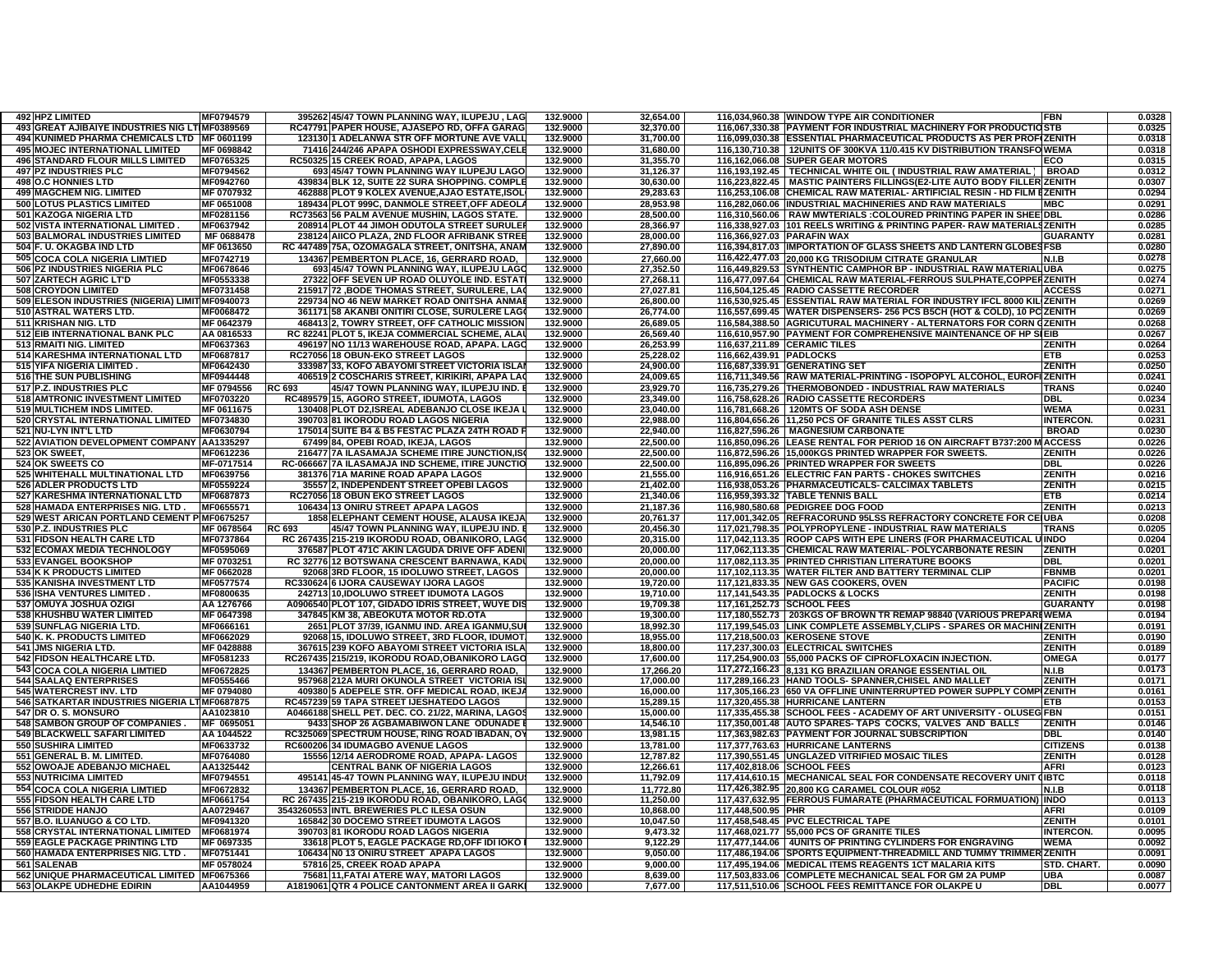| | | | | | | | | |
|---|---|---|---|---|---|---|---|---|
| 492 HPZ LIMITED | MF0794579 | 395262 45/47 TOWN PLANNING WAY, ILUPEJU , LAG | 132.9000 | 32,654.00 | 116,034,960.38 | WINDOW TYPE AIR CONDITIONER | FBN | 0.0328 |
| 493 GREAT AJIBAIYE INDUSTRIES NIG LT | MF0389569 | RC47791 PAPER HOUSE, AJASEPO RD, OFFA GARAG | 132.9000 | 32,370.00 | 116,067,330.38 | PAYMENT FOR INDUSTRIAL MACHINERY FOR PRODUCTIO | STB | 0.0325 |
| 494 KUNIMED PHARMA CHEMICALS LTD | MF 0601199 | 123130 1 ADELANWA STR OFF MORTUNE AVE VALL | 132.9000 | 31,700.00 | 116,099,030.38 | ESSENTIAL PHARMACEUTICAL PRODUCTS AS PER PROF | ZENITH | 0.0318 |
| 495 MOJEC INTERNATIONAL LIMITED | MF 0698842 | 71416 244/246 APAPA OSHODI EXPRESSWAY,CELE | 132.9000 | 31,680.00 | 116,130,710.38 | 12UNITS OF 300KVA 11/0.415 KV DISTRIBUTION TRANSFO | WEMA | 0.0318 |
| 496 STANDARD FLOUR MILLS LIMITED | MF0765325 | RC50325 15 CREEK ROAD, APAPA, LAGOS | 132.9000 | 31,355.70 | 116,162,066.08 | SUPER GEAR MOTORS | ECO | 0.0315 |
| 497 PZ INDUSTRIES PLC | MF0794562 | 693 45/47 TOWN PLANNING WAY ILUPEJU LAGO | 132.9000 | 31,126.37 | 116,193,192.45 | TECHNICAL WHITE OIL ( INDUSTRIAL RAW AMATERIAL ) | BROAD | 0.0312 |
| 498 O.C HONNIES LTD | MF0942760 | 439834 BLK 12, SUITE 22 SURA SHOPPING. COMPLE | 132.9000 | 30,630.00 | 116,223,822.45 | MASTIC PAINTERS FILLINGS(E2-LITE AUTO BODY FILLER | ZENITH | 0.0307 |
| 499 MAGCHEM NIG. LIMITED | MF 0707932 | 462888 PLOT 9 KOLEX AVENUE,AJAO ESTATE,ISOL | 132.9000 | 29,283.63 | 116,253,106.08 | CHEMICAL RAW MATERIAL- ARTIFICIAL RESIN - HD FILM E | ZENITH | 0.0294 |
| 500 LOTUS PLASTICS LIMITED | MF 0651008 | 189434 PLOT 999C, DANMOLE STREET,OFF ADEOLA | 132.9000 | 28,953.98 | 116,282,060.06 | INDUSTRIAL MACHINERIES AND RAW MATERIALS | MBC | 0.0291 |
| 501 KAZOGA NIGERIA LTD | MF0281156 | RC73563 56 PALM AVENUE MUSHIN, LAGOS STATE. | 132.9000 | 28,500.00 | 116,310,560.06 | RAW MWTERIALS :COLOURED PRINTING PAPER IN SHEE | DBL | 0.0286 |
| 502 VISTA INTERNATIONAL LIMITED . | MF0637942 | 208914 PLOT 44 JIMOH ODUTOLA STREET SURULEF | 132.9000 | 28,366.97 | 116,338,927.03 | 101 REELS WRITING & PRINTING PAPER- RAW MATERIALS | ZENITH | 0.0285 |
| 503 BALMORAL INDUSTRIES LIMITED | MF 0688478 | 238124 AIICO PLAZA, 2ND FLOOR AFRIBANK STREE | 132.9000 | 28,000.00 | 116,366,927.03 | PARAFIN WAX | GUARANTY | 0.0281 |
| 504 F. U. OKAGBA IND LTD | MF 0613650 | RC 447489 75A, OZOMAGALA STREET, ONITSHA, ANAM | 132.9000 | 27,890.00 | 116,394,817.03 | IMPORTATION OF GLASS SHEETS AND LANTERN GLOBES | FSB | 0.0280 |
| 505 COCA COLA NIGERIA LIMTIED | MF0742719 | 134367 PEMBERTON PLACE, 16, GERRARD ROAD, | 132.9000 | 27,660.00 | 116,422,477.03 | 20,000 KG TRISODIUM CITRATE GRANULAR | N.I.B | 0.0278 |
| 506 PZ INDUSTRIES NIGERIA PLC | MF0678646 | 693 45/47 TOWN PLANNING WAY, ILUPEJU LAGO | 132.9000 | 27,352.50 | 116,449,829.53 | SYNTHENTIC CAMPHOR BP - INDUSTRIAL RAW MATERIAL | UBA | 0.0275 |
| 507 ZARTECH AGRIC LT'D | MF0553338 | 27322 OFF SEVEN UP ROAD OLUYOLE IND. ESTATI | 132.9000 | 27,268.11 | 116,477,097.64 | CHEMICAL RAW MATERIAL-FERROUS SULPHATE,COPPER | ZENITH | 0.0274 |
| 508 CROYDON LIMITED | MF0731458 | 215917 72 ,BODE THOMAS STREET, SURULERE, LA | 132.9000 | 27,027.81 | 116,504,125.45 | RADIO CASSETTE RECORDER | ACCESS | 0.0271 |
| 509 ELESON INDUSTRIES (NIGERIA) LIMIT | MF0940073 | 229734 NO 46 NEW MARKET ROAD ONITSHA ANMAE | 132.9000 | 26,800.00 | 116,530,925.45 | ESSENTIAL RAW MATERIAL FOR INDUSTRY IFCL 8000 KIL | ZENITH | 0.0269 |
| 510 ASTRAL WATERS LTD. | MF0068472 | 361171 58 AKANBI ONITIRI CLOSE, SURULERE LAG | 132.9000 | 26,774.00 | 116,557,699.45 | WATER DISPENSERS- 256 PCS B5CH (HOT & COLD), 10 PC | ZENITH | 0.0269 |
| 511 KRISHAN NIG. LTD | MF 0642379 | 468413 2, TOWRY STREET, OFF CATHOLIC MISSION | 132.9000 | 26,689.05 | 116,584,388.50 | AGRICUTURAL MACHINERY - ALTERNATORS FOR CORN | ZENITH | 0.0268 |
| 512 EIB INTERNATIONAL BANK PLC | AA 0816533 | RC 82241 PLOT 5, IKEJA COMMERCIAL SCHEME, ALA | 132.9000 | 26,569.40 | 116,610,957.90 | PAYMENT FOR COMPREHENSIVE MAINTENANCE OF HP S | EIB | 0.0267 |
| 513 RMAITI NIG. LIMITED | MF0637363 | 496197 NO 11/13 WAREHOUSE ROAD, APAPA. LAG | 132.9000 | 26,253.99 | 116,637,211.89 | CERAMIC TILES | ZENITH | 0.0264 |
| 514 KARESHMA INTERNATIONAL LTD | MF0687817 | RC27056 18 OBUN-EKO STREET LAGOS | 132.9000 | 25,228.02 | 116,662,439.91 | PADLOCKS | ETB | 0.0253 |
| 515 YIFA NIGERIA LIMITED . | MF0642430 | 333987 33, KOFO ABAYOMI STREET VICTORIA ISLAN | 132.9000 | 24,900.00 | 116,687,339.91 | GENERATING SET | ZENITH | 0.0250 |
| 516 THE SUN PUBLISHING | MF0944448 | 406519 2 COSCHARIS STREET, KIRIKIRI, APAPA LA | 132.9000 | 24,009.65 | 116,711,349.56 | RAW MATERIAL-PRINTING - ISOPOPYL ALCOHOL, EUROF | ZENITH | 0.0241 |
| 517 P.Z. INDUSTRIES PLC | MF 0794556 | RC 693 45/47 TOWN PLANNING WAY, ILUPEJU IND. E | 132.9000 | 23,929.70 | 116,735,279.26 | THERMOBONDED - INDUSTRIAL RAW MATERIALS | TRANS | 0.0240 |
| 518 AMTRONIC INVESTMENT LIMITED | MF0703220 | RC489579 15, AGORO STREET, IDUMOTA, LAGOS | 132.9000 | 23,349.00 | 116,758,628.26 | RADIO CASSETTE RECORDERS | DBL | 0.0234 |
| 519 MULTICHEM INDS LIMITED. | MF 0611675 | 130408 PLOT D2,ISREAL ADEBANJO CLOSE IKEJA | 132.9000 | 23,040.00 | 116,781,668.26 | 120MTS OF SODA ASH DENSE | WEMA | 0.0231 |
| 520 CRYSTAL INTERNATIONAL LIMITED | MF0734830 | 390703 81 IKORODU ROAD LAGOS NIGERIA | 132.9000 | 22,988.00 | 116,804,656.26 | 11,250 PCS OF GRANITE TILES ASST CLRS | INTERCON. | 0.0231 |
| 521 NU-LYN INT'L LTD | MF0630794 | 175014 SUITE B4 & B5 FESTAC PLAZA 24TH ROAD F | 132.9000 | 22,940.00 | 116,827,596.26 | MAGNESIUM CARBONATE | BROAD | 0.0230 |
| 522 AVIATION DEVELOPMENT COMPANY | AA1335297 | 67499 84, OPEBI ROAD, IKEJA, LAGOS | 132.9000 | 22,500.00 | 116,850,096.26 | LEASE RENTAL FOR PERIOD 16 ON AIRCRAFT B737:200 M | ACCESS | 0.0226 |
| 523 OK SWEET, | MF0612236 | 216477 7A ILASAMAJA SCHEME ITIRE JUNCTION,IS | 132.9000 | 22,500.00 | 116,872,596.26 | 15,000KGS PRINTED WRAPPER FOR SWEETS. | ZENITH | 0.0226 |
| 524 OK SWEETS CO | MF-0717514 | RC-066667 7A ILASAMAJA IND SCHEME, ITIRE JUNCTIO | 132.9000 | 22,500.00 | 116,895,096.26 | PRINTED WRAPPER FOR SWEETS | DBL | 0.0226 |
| 525 WHITEHALL MULTINATIONAL LTD | MF0639756 | 381376 71A MARINE ROAD APAPA LAGOS | 132.9000 | 21,555.00 | 116,916,651.26 | ELECTRIC FAN PARTS - CHOKES SWITCHES | ZENITH | 0.0216 |
| 526 ADLER PRODUCTS LTD | MF0559224 | 35557 2, INDEPENDENT STREET OPEBI LAGOS | 132.9000 | 21,402.00 | 116,938,053.26 | PHARMACEUTICALS- CALCIMAX TABLETS | ZENITH | 0.0215 |
| 527 KARESHMA INTERNATIONAL LTD | MF0687873 | RC27056 18 OBUN EKO STREET LAGOS | 132.9000 | 21,340.06 | 116,959,393.32 | TABLE TENNIS BALL | ETB | 0.0214 |
| 528 HAMADA ENTERPRISES NIG. LTD . | MF0655571 | 106434 13 ONIRU STREET APAPA LAGOS | 132.9000 | 21,187.36 | 116,980,580.68 | PEDIGREE DOG FOOD | ZENITH | 0.0213 |
| 529 WEST ARICAN PORTLAND CEMENT P | MF0675257 | 1858 ELEPHANT CEMENT HOUSE, ALAUSA IKEJA | 132.9000 | 20,761.37 | 117,001,342.05 | REFRACORUND 95LSS REFRACTORY CONCRETE FOR CE | UBA | 0.0208 |
| 530 P.Z. INDUSTRIES PLC | MF 0678564 | RC 693 45/47 TOWN PLANNING WAY, ILUPEJU IND. E | 132.9000 | 20,456.30 | 117,021,798.35 | POLYPROPYLENE - INDUSTRIAL RAW MATERIALS | TRANS | 0.0205 |
| 531 FIDSON HEALTH CARE LTD | MF0737864 | RC 267435 215-219 IKORODU ROAD, OBANIKORO, LAG | 132.9000 | 20,315.00 | 117,042,113.35 | ROOP CAPS WITH EPE LINERS (FOR PHARMACEUTICAL U | INDO | 0.0204 |
| 532 ECOMAX MEDIA TECHNOLOGY | MF0595069 | 376587 PLOT 471C AKIN LAGUDA DRIVE OFF ADENI | 132.9000 | 20,000.00 | 117,062,113.35 | CHEMICAL RAW MATERIAL- POLYCARBONATE RESIN | ZENITH | 0.0201 |
| 533 EVANGEL BOOKSHOP | MF 0703251 | RC 32776 12 BOTSWANA CRESCENT BARNAWA, KAD | 132.9000 | 20,000.00 | 117,082,113.35 | PRINTED CHRISTIAN LITERATURE BOOKS | DBL | 0.0201 |
| 534 K K PRODUCTS LIMITED | MF 0662028 | 92068 3RD FLOOR, 15 IDOLUWO STREET, LAGOS | 132.9000 | 20,000.00 | 117,102,113.35 | WATER FILTER AND BATTERY TERMINAL CLIP | FBNMB | 0.0201 |
| 535 KANISHA INVESTMENT LTD | MF0577574 | RC330624 6 IJORA CAUSEWAY IJORA LAGOS | 132.9000 | 19,720.00 | 117,121,833.35 | NEW GAS COOKERS, OVEN | PACIFIC | 0.0198 |
| 536 ISHA VENTURES LIMITED . | MF0800635 | 242713 10,IDOLUWO STREET IDUMOTA LAGOS | 132.9000 | 19,710.00 | 117,141,543.35 | PADLOCKS & LOCKS | ZENITH | 0.0198 |
| 537 OMUYA JOSHUA OZIGI | AA 1276766 | A0906540 PLOT 107, GIDADO IDRIS STREET, WUYE DIS | 132.9000 | 19,709.38 | 117,161,252.73 | SCHOOL FEES | GUARANTY | 0.0198 |
| 538 KHUSHBU WATER LIMITED | MF 0647398 | 347845 KM 38, ABEOKUTA MOTOR RD.OTA | 132.9000 | 19,300.00 | 117,180,552.73 | 203KGS OF BROWN TR REMAP 98840 (VARIOUS PREPAR | WEMA | 0.0194 |
| 539 SUNFLAG NIGERIA LTD. | MF0666161 | 2651 PLOT 37/39, IGANMU IND. AREA IGANMU,SU | 132.9000 | 18,992.30 | 117,199,545.03 | LINK COMPLETE ASSEMBLY,CLIPS - SPARES OR MACHIN | ZENITH | 0.0191 |
| 540 K. K. PRODUCTS LIMITED | MF0662029 | 92068 15, IDOLUWO STREET, 3RD FLOOR, IDUMOT | 132.9000 | 18,955.00 | 117,218,500.03 | KEROSENE STOVE | ZENITH | 0.0190 |
| 541 JMS NIGERIA LTD. | MF 0428888 | 367615 239 KOFO ABAYOMI STREET VICTORIA ISLA | 132.9000 | 18,800.00 | 117,237,300.03 | ELECTRICAL SWITCHES | ZENITH | 0.0189 |
| 542 FIDSON HEALTHCARE LTD. | MF0581233 | RC267435 215/219, IKORODU ROAD,OBANIKORO LAGO | 132.9000 | 17,600.00 | 117,254,900.03 | 55,000 PACKS OF CIPROFLOXACIN INJECTION. | OMEGA | 0.0177 |
| 543 COCA COLA NIGERIA LIMTIED | MF0672825 | 134367 PEMBERTON PLACE, 16, GERRARD ROAD, | 132.9000 | 17,266.20 | 117,272,166.23 | 8,131 KG BRAZILIAN ORANGE ESSENTIAL OIL | N.I.B | 0.0173 |
| 544 SAALAQ ENTERPRISES | MF0555466 | 957968 212A MURI OKUNOLA STREET VICTORIA IS | 132.9000 | 17,000.00 | 117,289,166.23 | HAND TOOLS- SPANNER,CHISEL AND MALLET | ZENITH | 0.0171 |
| 545 WATERCREST INV. LTD | MF 0794080 | 409380 5 ADEPELE STR. OFF MEDICAL ROAD, IKEJA | 132.9000 | 16,000.00 | 117,305,166.23 | 650 VA OFFLINE UNINTERRUPTED POWER SUPPLY COMP | ZENITH | 0.0161 |
| 546 SATKARTAR INDUSTRIES NIGERIA LT | MF0687875 | RC457239 59 TAPA STREET IJESHATEDO LAGOS | 132.9000 | 15,289.15 | 117,320,455.38 | HURRICANE LANTERN | ETB | 0.0153 |
| 547 DR O. S. MONSURO | AA1023810 | A0466168 SHELL PET. DEC. CO. 21/22, MARINA, LAGOS | 132.9000 | 15,000.00 | 117,335,455.38 | SCHOOL FEES - ACADEMY OF ART UNIVERSITY - OLUSEG | FBN | 0.0151 |
| 548 SAMBON GROUP OF COMPANIES . | MF 0695051 | 9433 SHOP 26 AGBAMABIWON LANE ODUNADE E | 132.9000 | 14,546.10 | 117,350,001.48 | AUTO SPARES- TAPS COCKS, VALVES AND BALLS | ZENITH | 0.0146 |
| 549 BLACKWELL SAFARI LIMITED | AA 1044522 | RC325069 SPECTRUM HOUSE, RING ROAD IBADAN, OY | 132.9000 | 13,981.15 | 117,363,982.63 | PAYMENT FOR JOURNAL SUBSCRIPTION | DBL | 0.0140 |
| 550 SUSHIRA LIMITED | MF0633732 | RC600206 34 IDUMAGBO AVENUE LAGOS | 132.9000 | 13,781.00 | 117,377,763.63 | HURRICANE LANTERNS | CITIZENS | 0.0138 |
| 551 GENERAL B. M. LIMITED. | MF0764080 | 15556 12/14 AERODROME ROAD, APAPA- LAGOS | 132.9000 | 12,787.82 | 117,390,551.45 | UNGLAZED VITRIFIED MOSAIC TILES | ZENITH | 0.0128 |
| 552 OWOAJE ADEBANJO MICHAEL | AA1325442 | CENTRAL BANK OF NIGERIA LAGOS | 132.9000 | 12,266.61 | 117,402,818.06 | SCHOOL FEES | AFRI | 0.0123 |
| 553 NUTRICIMA LIMITED | MF0794551 | 495141 45-47 TOWN PLANNING WAY, ILUPEJU INDU | 132.9000 | 11,792.09 | 117,414,610.15 | MECHANICAL SEAL FOR CONDENSATE RECOVERY UNIT | IBTC | 0.0118 |
| 554 COCA COLA NIGERIA LIMTIED | MF0672832 | 134367 PEMBERTON PLACE, 16, GERRARD ROAD, | 132.9000 | 11,772.80 | 117,426,382.95 | 20,800 KG CARAMEL COLOUR #052 | N.I.B | 0.0118 |
| 555 FIDSON HEALTH CARE LTD | MF0661754 | RC 267435 215-219 IKORODU ROAD, OBANIKORO, LAG | 132.9000 | 11,250.00 | 117,437,632.95 | FERROUS FUMARATE (PHARMACEUTICAL FORMUATION) | INDO | 0.0113 |
| 556 STRIDDE HANJO | AA0729467 | 3543260553 INTL BREWERIES PLC ILESA OSUN | 132.9000 | 10,868.00 | 117,448,500.95 | PHR | AFRI | 0.0109 |
| 557 B.O. ILUANUGO & CO LTD. | MF0941320 | 165842 30 DOCEMO STREET IDUMOTA LAGOS | 132.9000 | 10,047.50 | 117,458,548.45 | PVC ELECTRICAL TAPE | ZENITH | 0.0101 |
| 558 CRYSTAL INTERNATIONAL LIMITED | MF0681974 | 390703 81 IKORODU ROAD LAGOS NIGERIA | 132.9000 | 9,473.32 | 117,468,021.77 | 55,000 PCS OF GRANITE TILES | INTERCON. | 0.0095 |
| 559 EAGLE PACKAGE PRINTING LTD | MF 0697335 | 33618 PLOT 5, EAGLE PACKAGE RD,OFF IDI IOKO | 132.9000 | 9,122.29 | 117,477,144.06 | 4UNITS OF PRINTING CYLINDERS FOR ENGRAVING | WEMA | 0.0092 |
| 560 HAMADA ENTERPRISES NIG. LTD . | MF0751441 | 106434 N0 13 ONIRU STREET APAPA LAGOS | 132.9000 | 9,050.00 | 117,486,194.06 | SPORTS EQUIPMENT-THREADMILL AND TUMMY TRIMMER | ZENITH | 0.0091 |
| 561 SALENAB | MF 0578024 | 57816 25, CREEK ROAD APAPA | 132.9000 | 9,000.00 | 117,495,194.06 | MEDICAL ITEMS REAGENTS 1CT MALARIA KITS | STD. CHART. | 0.0090 |
| 562 UNIQUE PHARMACEUTICAL LIMITED | MF0675366 | 75681 11,FATAI ATERE WAY, MATORI LAGOS | 132.9000 | 8,639.00 | 117,503,833.06 | COMPLETE MECHANICAL SEAL FOR GM 2A PUMP | UBA | 0.0087 |
| 563 OLAKPE UDHEDHE EDIRIN | AA1044959 | A1819061 QTR 4 POLICE CANTONMENT AREA II GARKI | 132.9000 | 7,677.00 | 117,511,510.06 | SCHOOL FEES REMITTANCE FOR OLAKPE U | DBL | 0.0077 |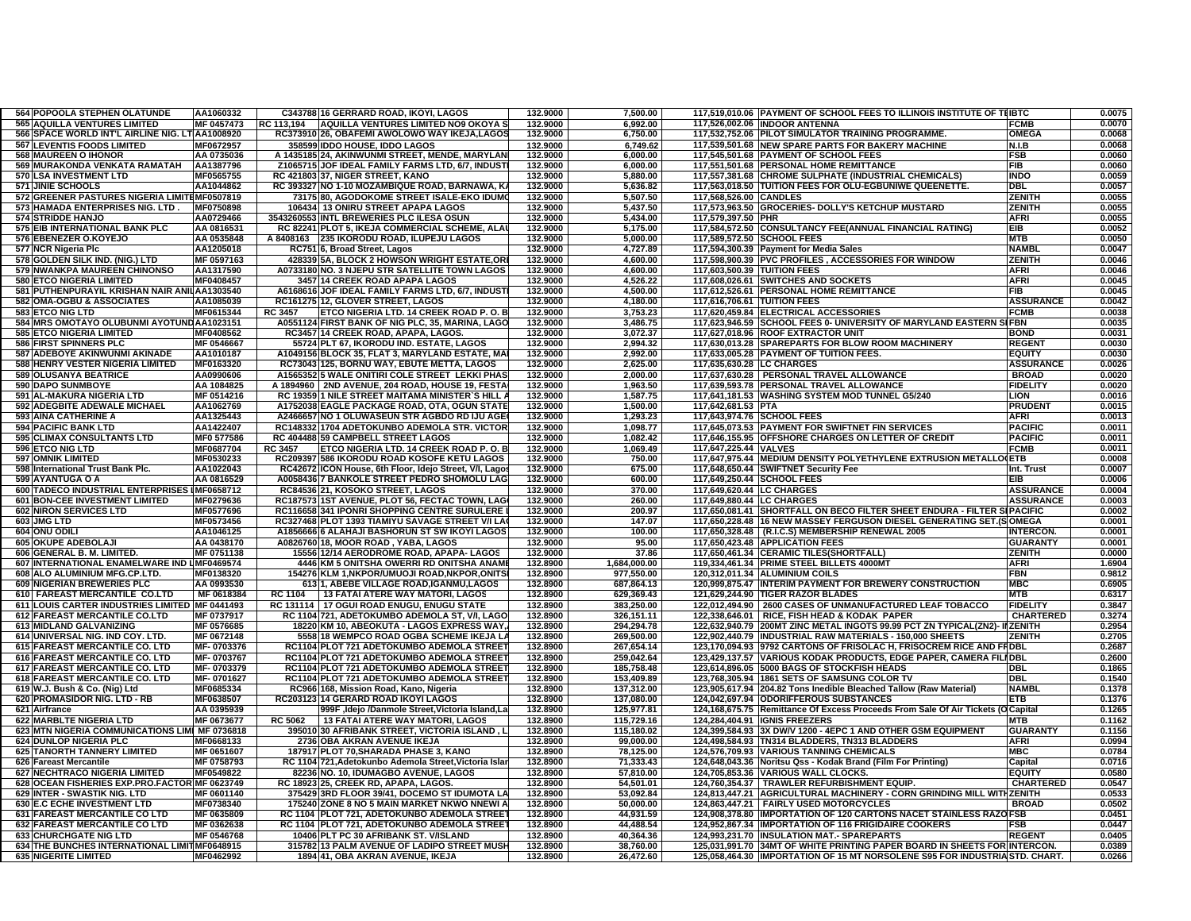| | | | | | | | | | | |
|---|---|---|---|---|---|---|---|---|---|---|
| 564 | POPOOLA STEPHEN OLATUNDE | AA1060332 | C343788 | 16 GERRARD ROAD, IKOYI, LAGOS | 132.9000 | 7,500.00 | 117,519,010.06 | PAYMENT OF SCHOOL FEES TO ILLINOIS INSTITUTE OF TE | IBTC | 0.0075 |
| 565 | AQUILLA VENTURES LIMITED | MF 0457473 | RC 113,194 | AQUILLA VENTURES LIMITED NO9 OKOYA S | 132.9000 | 6,992.00 | 117,526,002.06 | INDOOR ANTENNA | FCMB | 0.0070 |
| 566 | SPACE WORLD INT'L AIRLINE NIG. LT | AA1008920 | RC373910 | 26, OBAFEMI AWOLOWO WAY IKEJA,LAGOS | 132.9000 | 6,750.00 | 117,532,752.06 | PILOT SIMULATOR TRAINING PROGRAMME. | OMEGA | 0.0068 |
| 567 | LEVENTIS FOODS LIMITED | MF0672957 | 358599 | IDDO HOUSE, IDDO LAGOS | 132.9000 | 6,749.62 | 117,539,501.68 | NEW SPARE PARTS FOR BAKERY MACHINE | N.I.B | 0.0068 |
| 568 | MAUREEN O IHONOR | AA 0735036 | A 1435185 | 24, AKINWUNMI STREET, MENDE, MARYLAN | 132.9000 | 6,000.00 | 117,545,501.68 | PAYMENT OF SCHOOL FEES | FSB | 0.0060 |
| 569 | MURAKONDA VENKATA RAMATAH | AA1387796 | Z1065715 | JOF IDEAL FAMILY FARMS LTD, 6/7, INDUST | 132.9000 | 6,000.00 | 117,551,501.68 | PERSONAL HOME REMITTANCE | FIB | 0.0060 |
| 570 | LSA INVESTMENT LTD | MF0565755 | RC 421803 | 37, NIGER STREET, KANO | 132.9000 | 5,880.00 | 117,557,381.68 | CHROME SULPHATE (INDUSTRIAL CHEMICALS) | INDO | 0.0059 |
| 571 | JINIE SCHOOLS | AA1044862 | RC 393327 | NO 1-10 MOZAMBIQUE ROAD, BARNAWA, K | 132.9000 | 5,636.82 | 117,563,018.50 | TUITION FEES FOR OLU-EGBUNIWE QUEENETTE. | DBL | 0.0057 |
| 572 | GREENER PASTURES NIGERIA LIMITE | MF0507819 | 73175 | 80, AGODOKOME STREET ISALE-EKO IDUM | 132.9000 | 5,507.50 | 117,568,526.00 | CANDLES | ZENITH | 0.0055 |
| 573 | HAMADA ENTERPRISES NIG. LTD . | MF0750898 | 106434 | 13 ONIRU STREET APAPA LAGOS | 132.9000 | 5,437.50 | 117,573,963.50 | GROCERIES- DOLLY'S KETCHUP MUSTARD | ZENITH | 0.0055 |
| 574 | STRIDDE HANJO | AA0729466 | 3543260553 | INTL BREWERIES PLC ILESA OSUN | 132.9000 | 5,434.00 | 117,579,397.50 | PHR | AFRI | 0.0055 |
| 575 | EIB INTERNATIONAL BANK PLC | AA 0816531 | RC 82241 | PLOT 5, IKEJA COMMERCIAL SCHEME, ALA | 132.9000 | 5,175.00 | 117,584,572.50 | CONSULTANCY FEE(ANNUAL FINANCIAL RATING) | EIB | 0.0052 |
| 576 | EBENEZER O.KOYEJO | AA 0535848 | A 8408163 | 235 IKORODU ROAD, ILUPEJU LAGOS | 132.9000 | 5,000.00 | 117,589,572.50 | SCHOOL FEES | MTB | 0.0050 |
| 577 | NCR Nigeria Plc | AA1205018 | RC751 | 6, Broad Street, Lagos | 132.9000 | 4,727.89 | 117,594,300.39 | Payment for Media Sales | NAMBL | 0.0047 |
| 578 | GOLDEN SILK IND. (NIG.) LTD | MF 0597163 | 428339 | 5A, BLOCK 2 HOWSON WRIGHT ESTATE,OR | 132.9000 | 4,600.00 | 117,598,900.39 | PVC PROFILES , ACCESSORIES FOR WINDOW | ZENITH | 0.0046 |
| 579 | NWANKPA MAUREEN CHINONSO | AA1317590 | A0733180 | NO. 3 NJEPU STR SATELLITE TOWN LAGOS | 132.9000 | 4,600.00 | 117,603,500.39 | TUITION FEES | AFRI | 0.0046 |
| 580 | ETCO NIGERIA LIMITED | MF0408457 | 3457 | 14 CREEK ROAD APAPA LAGOS | 132.9000 | 4,526.22 | 117,608,026.61 | SWITCHES AND SOCKETS | AFRI | 0.0045 |
| 581 | PUTHENPURAYIL KRISHAN NAIR ANI | AA1303540 | A6168616 | JOF IDEAL FAMILY FARMS LTD, 6/7, INDUST | 132.9000 | 4,500.00 | 117,612,526.61 | PERSONAL HOME REMITTANCE | FIB | 0.0045 |
| 582 | OMA-OGBU & ASSOCIATES | AA1085039 | RC161275 | 12, GLOVER STREET, LAGOS | 132.9000 | 4,180.00 | 117,616,706.61 | TUITION FEES | ASSURANCE | 0.0042 |
| 583 | ETCO NIG LTD | MF0615344 | RC 3457 | ETCO NIGERIA LTD. 14 CREEK ROAD P. O. B | 132.9000 | 3,753.23 | 117,620,459.84 | ELECTRICAL ACCESSORIES | FCMB | 0.0038 |
| 584 | MRS OMOTAYO OLUBUNMI AYOTUND | AA1023151 | A0551124 | FIRST BANK OF NIG PLC, 35, MARINA, LAGO | 132.9000 | 3,486.75 | 117,623,946.59 | SCHOOL FEES 0- UNIVERSITY OF MARYLAND EASTERN S | FBN | 0.0035 |
| 585 | ETCO NIGERIA LIMITED | MF0408562 | RC3457 | 14 CREEK ROAD, APAPA, LAGOS. | 132.9000 | 3,072.37 | 117,627,018.96 | ROOF EXTRACTOR UNIT | BOND | 0.0031 |
| 586 | FIRST SPINNERS PLC | MF 0546667 | 55724 | PLT 67, IKORODU IND. ESTATE, LAGOS | 132.9000 | 2,994.32 | 117,630,013.28 | SPAREPARTS FOR BLOW ROOM MACHINERY | REGENT | 0.0030 |
| 587 | ADEBOYE AKINWUNMI AKINADE | AA1010187 | A1049156 | BLOCK 35, FLAT 3, MARYLAND ESTATE, MA | 132.9000 | 2,992.00 | 117,633,005.28 | PAYMENT OF TUITION FEES. | EQUITY | 0.0030 |
| 588 | HENRY VESTER NIGERIA LIMITED | MF0163320 | RC73043 | 125, BORNU WAY, EBUTE METTA, LAGOS | 132.9000 | 2,625.00 | 117,635,630.28 | LC CHARGES | ASSURANCE | 0.0026 |
| 589 | OLUSANYA BEATRICE | AA0990606 | A1565352 | 5 WALE ONITIRI COLE STREET LEKKI PHAS | 132.9000 | 2,000.00 | 117,637,630.28 | PERSONAL TRAVEL ALLOWANCE | BROAD | 0.0020 |
| 590 | DAPO SUNMBOYE | AA 1084825 | A 1894960 | 2ND AVENUE, 204 ROAD, HOUSE 19, FESTA | 132.9000 | 1,963.50 | 117,639,593.78 | PERSONAL TRAVEL ALLOWANCE | FIDELITY | 0.0020 |
| 591 | AL-MAKURA NIGERIA LTD | MF 0514216 | RC 19359 | 1 NILE STREET MAITAMA MINISTER`S HILL | 132.9000 | 1,587.75 | 117,641,181.53 | WASHING SYSTEM MOD TUNNEL G5/240 | LION | 0.0016 |
| 592 | ADEGBITE ADEWALE MICHAEL | AA1062769 | A1752038 | EAGLE PACKAGE ROAD, OTA, OGUN STATE | 132.9000 | 1,500.00 | 117,642,681.53 | PTA | PRUDENT | 0.0015 |
| 593 | AINA CATHERINE A | AA1325443 | A2466657 | NO 1 OLUWASEUN STR AGBDO RD IJU AGE | 132.9000 | 1,293.23 | 117,643,974.76 | SCHOOL FEES | AFRI | 0.0013 |
| 594 | PACIFIC BANK LTD | AA1422407 | RC148332 | 1704 ADETOKUNBO ADEMOLA STR. VICTOR | 132.9000 | 1,098.77 | 117,645,073.53 | PAYMENT FOR SWIFTNET FIN SERVICES | PACIFIC | 0.0011 |
| 595 | CLIMAX CONSULTANTS LTD | MF0 577586 | RC 404488 | 59 CAMPBELL STREET LAGOS | 132.9000 | 1,082.42 | 117,646,155.95 | OFFSHORE CHARGES ON LETTER OF CREDIT | PACIFIC | 0.0011 |
| 596 | ETCO NIG LTD | MF0687704 | RC 3457 | ETCO NIGERIA LTD. 14 CREEK ROAD P. O. B | 132.9000 | 1,069.49 | 117,647,225.44 | VALVES | FCMB | 0.0011 |
| 597 | OMNIK LIMITED | MF0530233 | RC209397 | 586 IKORODU ROAD KOSOFE KETU LAGOS | 132.9000 | 750.00 | 117,647,975.44 | MEDIUM DENSITY POLYETHYLENE EXTRUSION METALLO | ETB | 0.0008 |
| 598 | International Trust Bank Plc. | AA1022043 | RC42672 | ICON House, 6th Floor, Idejo Street, V/I, Lagos | 132.9000 | 675.00 | 117,648,650.44 | SWIFTNET Security Fee | Int. Trust | 0.0007 |
| 599 | AYANTUGA O A | AA 0816529 | A0058436 | 7 BANKOLE STREET PEDRO SHOMOLU LAG | 132.9000 | 600.00 | 117,649,250.44 | SCHOOL FEES | EIB | 0.0006 |
| 600 | TADECO INDUSTRIAL ENTERPRISES | MF0658712 | RC84536 | 21, KOSOKO STREET, LAGOS | 132.9000 | 370.00 | 117,649,620.44 | LC CHARGES | ASSURANCE | 0.0004 |
| 601 | BON-CEE INVESTMENT LIMITED | MF0279636 | RC187573 | 1ST AVENUE, PLOT 56, FECTAC TOWN, LAG | 132.9000 | 260.00 | 117,649,880.44 | LC CHARGES | ASSURANCE | 0.0003 |
| 602 | NIRON SERVICES LTD | MF0577696 | RC116658 | 341 IPONRI SHOPPING CENTRE SURULERE | 132.9000 | 200.97 | 117,650,081.41 | SHORTFALL ON BECO FILTER SHEET ENDURA - FILTER S | PACIFIC | 0.0002 |
| 603 | JMG LTD | MF0573456 | RC327468 | PLOT 1393 TIAMIYU SAVAGE STREET V/I LA | 132.9000 | 147.07 | 117,650,228.48 | 16 NEW MASSEY FERGUSON DIESEL GENERATING SET.(S | OMEGA | 0.0001 |
| 604 | ONU ODILI | AA1046125 | A1856666 | 6 ALAHAJI BASHORUN ST SW IKOYI LAGOS | 132.9000 | 100.00 | 117,650,328.48 | (R.I.C.S) MEMBERSHIP RENEWAL 2005 | INTERCON. | 0.0001 |
| 605 | OKUPE ADEBOLAJI | AA 0438170 | A0826760 | 18, MOOR ROAD , YABA, LAGOS | 132.9000 | 95.00 | 117,650,423.48 | APPLICATION FEES | GUARANTY | 0.0001 |
| 606 | GENERAL B. M. LIMITED. | MF 0751138 | 15556 | 12/14 AERODROME ROAD, APAPA- LAGOS | 132.9000 | 37.86 | 117,650,461.34 | CERAMIC TILES(SHORTFALL) | ZENITH | 0.0000 |
| 607 | INTERNATIONAL ENAMELWARE IND L | MF0469574 | 4446 | KM 5 ONITSHA OWERRI RD ONITSHA ANAM | 132.8900 | 1,684,000.00 | 119,334,461.34 | PRIME STEEL BILLETS 4000MT | AFRI | 1.6904 |
| 608 | ALO ALUMINIUM MFG.CP.LTD. | MF0138320 | 154276 | KLM 1,NKPOR/UMUOJI ROAD,NKPOR,ONITS | 132.8900 | 977,550.00 | 120,312,011.34 | ALUMINIUM COILS | FBN | 0.9812 |
| 609 | NIGERIAN BREWERIES PLC | AA 0993530 | 613 | 1, ABEBE VILLAGE ROAD,IGANMU,LAGOS | 132.8900 | 687,864.13 | 120,999,875.47 | INTERIM PAYMENT FOR BREWERY CONSTRUCTION | MBC | 0.6905 |
| 610 | FAREAST MERCANTILE CO.LTD | MF 0618384 | RC 1104 | 13 FATAI ATERE WAY MATORI, LAGOS | 132.8900 | 629,369.43 | 121,629,244.90 | TIGER RAZOR BLADES | MTB | 0.6317 |
| 611 | LOUIS CARTER INDUSTRIES LIMITED | MF 0441493 | RC 131114 | 17 OGUI ROAD ENUGU, ENUGU STATE | 132.8900 | 383,250.00 | 122,012,494.90 | 2600 CASES OF UNMANUFACTURED LEAF TOBACCO | FIDELITY | 0.3847 |
| 612 | FAREAST MERCANTILE CO.LTD | MF 0737917 | RC 1104 | 721, ADETOKUMBO ADEMOLA ST, V/I, LAGO | 132.8900 | 326,151.11 | 122,338,646.01 | RICE, FISH HEAD & KODAK PAPER | CHARTERED | 0.3274 |
| 613 | MIDLAND GALVANIZING | MF 0576685 | 18220 | KM 10, ABEOKUTA - LAGOS EXPRESS WAY, | 132.8900 | 294,294.78 | 122,632,940.79 | 200MT ZINC METAL INGOTS 99.99 PCT ZN TYPICAL(ZN2)- I | ZENITH | 0.2954 |
| 614 | UNIVERSAL NIG. IND COY. LTD. | MF 0672148 | 5558 | 18 WEMPCO ROAD OGBA SCHEME IKEJA L | 132.8900 | 269,500.00 | 122,902,440.79 | INDUSTRIAL RAW MATERIALS - 150,000 SHEETS | ZENITH | 0.2705 |
| 615 | FAREAST MERCANTILE CO. LTD | MF- 0703376 | RC1104 | PLOT 721 ADETOKUMBO ADEMOLA STREET | 132.8900 | 267,654.14 | 123,170,094.93 | 9792 CARTONS OF FRISOLAC H, FRISOCREM RICE AND F | DBL | 0.2687 |
| 616 | FAREAST MERCANTILE CO. LTD | MF- 0703767 | RC1104 | PLOT 721 ADETOKUMBO ADEMOLA STREET | 132.8900 | 259,042.64 | 123,429,137.57 | VARIOUS KODAK PRODUCTS, EDGE PAPER, CAMERA FIL | DBL | 0.2600 |
| 617 | FAREAST MERCANTILE CO. LTD | MF- 0703379 | RC1104 | PLOT 721 ADETOKUMBO ADEMOLA STREET | 132.8900 | 185,758.48 | 123,614,896.05 | 5000 BAGS OF STOCKFISH HEADS | DBL | 0.1865 |
| 618 | FAREAST MERCANTILE CO. LTD | MF- 0701627 | RC1104 | PLOT 721 ADETOKUMBO ADEMOLA STREET | 132.8900 | 153,409.89 | 123,768,305.94 | 1861 SETS OF SAMSUNG COLOR TV | DBL | 0.1540 |
| 619 | W.J. Bush & Co. (Nig) Ltd | MF0685334 | RC966 | 168, Mission Road, Kano, Nigeria | 132.8900 | 137,312.00 | 123,905,617.94 | 204.82 Tons Inedible Bleached Tallow (Raw Material) | NAMBL | 0.1378 |
| 620 | PROMASIDOR NIG. LTD - RB | MF0638507 | RC203123 | 14 GERARD ROAD IKOYI LAGOS | 132.8900 | 137,080.00 | 124,042,697.94 | ODORIFFEROUS SUBSTANCES | ETB | 0.1376 |
| 621 | Airfrance | AA 0395939 | 999F | ,Idejo /Danmole Street,Victoria Island,La | 132.8900 | 125,977.81 | 124,168,675.75 | Remittance Of Excess Proceeds From Sale Of Air Tickets (O | Capital | 0.1265 |
| 622 | MARBLTE NIGERIA LTD | MF 0673677 | RC 5062 | 13 FATAI ATERE WAY MATORI, LAGOS | 132.8900 | 115,729.16 | 124,284,404.91 | IGNIS FREEZERS | MTB | 0.1162 |
| 623 | MTN NIGERIA COMMUNICATIONS LIMI | MF 0736818 | 395010 | 30 AFRIBANK STREET, VICTORIA ISLAND , L | 132.8900 | 115,180.02 | 124,399,584.93 | 3X DW/V 1200 - 4EPC 1 AND OTHER GSM EQUIPMENT | GUARANTY | 0.1156 |
| 624 | DUNLOP NIGERIA PLC | MF0668133 | 2736 | OBA AKRAN AVENUE IKEJA | 132.8900 | 99,000.00 | 124,498,584.93 | TN314 BLADDERS, TN313 BLADDERS | AFRI | 0.0994 |
| 625 | TANORTH TANNERY LIMITED | MF 0651607 | 187917 | PLOT 70,SHARADA PHASE 3, KANO | 132.8900 | 78,125.00 | 124,576,709.93 | VARIOUS TANNING CHEMICALS | MBC | 0.0784 |
| 626 | Fareast Mercantile | MF 0758793 | RC 1104 | 721,Adetokunbo Ademola Street,Victoria Islar | 132.8900 | 71,333.43 | 124,648,043.36 | Noritsu Qss - Kodak Brand (Film For Printing) | Capital | 0.0716 |
| 627 | NECHTRACO NIGERIA LIMITED | MF0549822 | 82236 | NO. 10, IDUMAGBO AVENUE, LAGOS | 132.8900 | 57,810.00 | 124,705,853.36 | VARIOUS WALL CLOCKS. | EQUITY | 0.0580 |
| 628 | OCEAN FISHERIES EXP.PRO.FACTOR | MF 0623749 | RC 18923 | 25, CREEK RD, APAPA, LAGOS. | 132.8900 | 54,501.01 | 124,760,354.37 | TRAWLER REFURBISHMENT EQUIP. | CHARTERED | 0.0547 |
| 629 | INTER - SWASTIK NIG. LTD | MF 0601140 | 375429 | 3RD FLOOR 39/41, DOCEMO ST IDUMOTA LA | 132.8900 | 53,092.84 | 124,813,447.21 | AGRICULTURAL MACHINERY - CORN GRINDING MILL WITH | ZENITH | 0.0533 |
| 630 | E.C ECHE INVESTMENT LTD | MF0738340 | 175240 | ZONE 8 NO 5 MAIN MARKET NKWO NNEWI A | 132.8900 | 50,000.00 | 124,863,447.21 | FAIRLY USED MOTORCYCLES | BROAD | 0.0502 |
| 631 | FAREAST MERCANTILE CO LTD | MF 0635809 | RC 1104 | PLOT 721, ADETOKUNBO ADEMOLA STREE | 132.8900 | 44,931.59 | 124,908,378.80 | IMPORTATION OF 120 CARTONS NACET STAINLESS RAZO | FSB | 0.0451 |
| 632 | FAREAST MERCANTILE CO LTD | MF 0362638 | RC 1104 | PLOT 721, ADETOKUNBO ADEMOLA STREE | 132.8900 | 44,488.54 | 124,952,867.34 | IMPORTATION OF 116 FRIGIDAIRE COOKERS | FSB | 0.0447 |
| 633 | CHURCHGATE NIG LTD | MF 0546768 | 10406 | PLT PC 30 AFRIBANK ST. V/ISLAND | 132.8900 | 40,364.36 | 124,993,231.70 | INSULATION MAT.- SPAREPARTS | REGENT | 0.0405 |
| 634 | THE BUNCHES INTERNATIONAL LIMIT | MF0648915 | 315782 | 13 PALM AVENUE OF LADIPO STREET MUSH | 132.8900 | 38,760.00 | 125,031,991.70 | 34MT OF WHITE PRINTING PAPER BOARD IN SHEETS FOR | INTERCON. | 0.0389 |
| 635 | NIGERITE LIMITED | MF0462992 | 1894 | 41, OBA AKRAN AVENUE, IKEJA | 132.8900 | 26,472.60 | 125,058,464.30 | IMPORTATION OF 15 MT NORSOLENE S95 FOR INDUSTRIA | STD. CHART. | 0.0266 |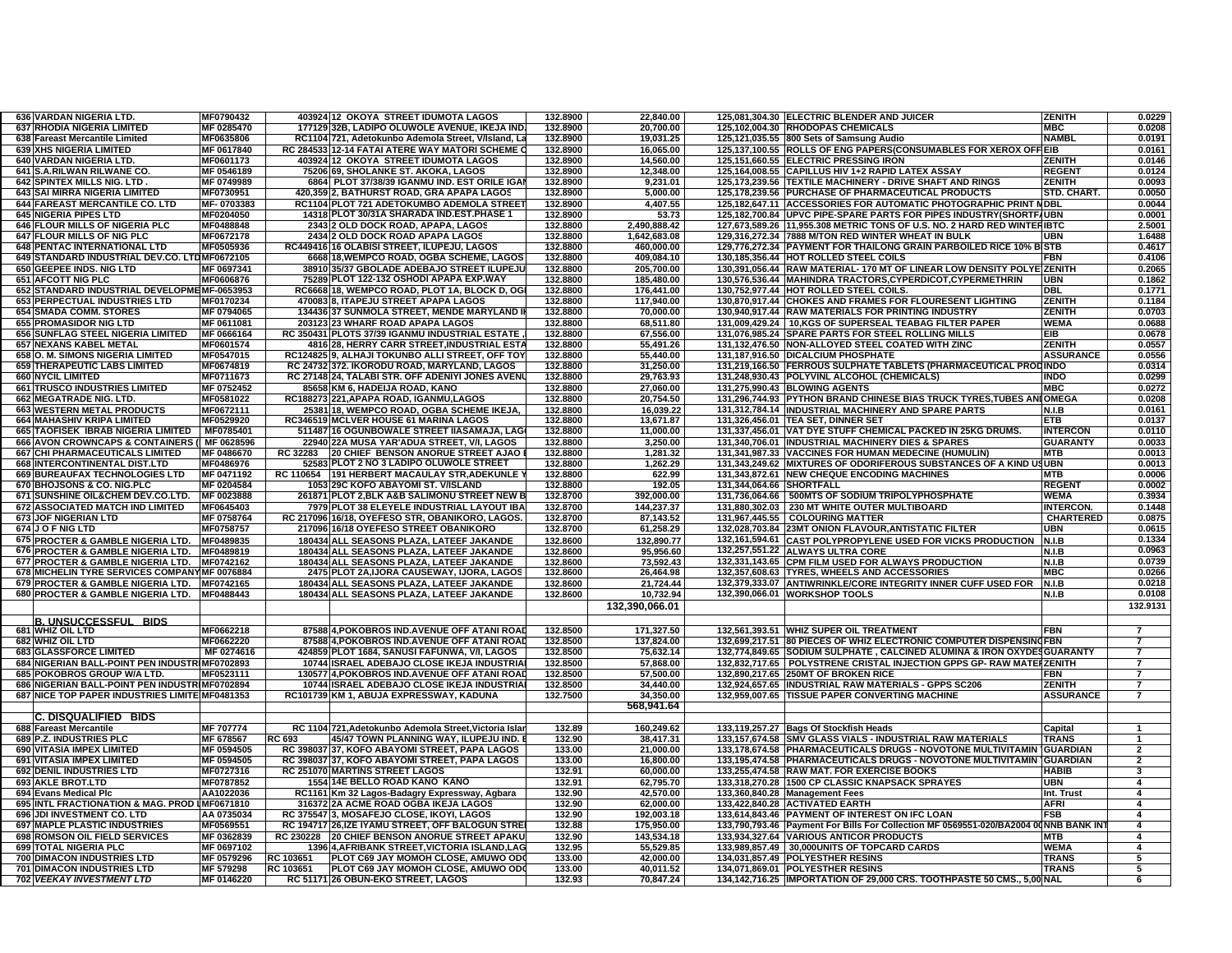| | | | | | | | | | |
|---|---|---|---|---|---|---|---|---|---|
| 636 | VARDAN NIGERIA LTD. | MF0790432 | 403924 12 OKOYA STREET IDUMOTA LAGOS | 132.8900 | 22,840.00 | 125,081,304.30 | ELECTRIC BLENDER AND JUICER | ZENITH | 0.0229 |
| 637 | RHODIA NIGERIA LIMITED | MF 0285470 | 177129 32B, LADIPO OLUWOLE AVENUE, IKEJA IND. | 132.8900 | 20,700.00 | 125,102,004.30 | RHODOPAS CHEMICALS | MBC | 0.0208 |
| 638 | Fareast Mercantile Limited | MF0635806 | RC1104 721, Adetokunbo Ademola Street, V/Island, La | 132.8900 | 19,031.25 | 125,121,035.55 | 800 Sets of Samsung Audio | NAMBL | 0.0191 |
| 639 | XHS NIGERIA LIMITED | MF 0617840 | RC 284533 12-14 FATAI ATERE WAY MATORI SCHEME C | 132.8900 | 16,065.00 | 125,137,100.55 | ROLLS OF ENG PAPERS(CONSUMABLES FOR XEROX OFF | EIB | 0.0161 |
| 640 | VARDAN NIGERIA LTD. | MF0601173 | 403924 12 OKOYA STREET IDUMOTA LAGOS | 132.8900 | 14,560.00 | 125,151,660.55 | ELECTRIC PRESSING IRON | ZENITH | 0.0146 |
| 641 | S.A.RILWAN RILWANE CO. | MF 0546189 | 75206 69, SHOLANKE ST. AKOKA, LAGOS | 132.8900 | 12,348.00 | 125,164,008.55 | CAPILLUS HIV 1+2 RAPID LATEX ASSAY | REGENT | 0.0124 |
| 642 | SPINTEX MILLS NIG. LTD . | MF0749989 | 6864 PLOT 37/38/39 IGANMU IND. EST ORILE IGAN | 132.8900 | 9,231.01 | 125,173,239.56 | TEXTILE MACHINERY - DRIVE SHAFT AND RINGS | ZENITH | 0.0093 |
| 643 | SAI MIRRA NIGERIA LIMITED | MF0730951 | 420,359 2, BATHURST ROAD, GRA APAPA LAGOS | 132.8900 | 5,000.00 | 125,178,239.56 | PURCHASE OF PHARMACEUTICAL PRODUCTS | STD. CHART. | 0.0050 |
| 644 | FAREAST MERCANTILE CO. LTD | MF- 0703383 | RC1104 PLOT 721 ADETOKUMBO ADEMOLA STREET | 132.8900 | 4,407.55 | 125,182,647.11 | ACCESSORIES FOR AUTOMATIC PHOTOGRAPHIC PRINT M | DBL | 0.0044 |
| 645 | NIGERIA PIPES LTD | MF0204050 | 14318 PLOT 30/31A SHARADA IND.EST.PHASE 1 | 132.8900 | 53.73 | 125,182,700.84 | UPVC PIPE-SPARE PARTS FOR PIPES INDUSTRY(SHORTFA | UBN | 0.0001 |
| 646 | FLOUR MILLS OF NIGERIA PLC | MF0488848 | 2343 2 OLD DOCK ROAD, APAPA, LAGOS | 132.8800 | 2,490,888.42 | 127,673,589.26 | 11,955.308 METRIC TONS OF U.S. NO. 2 HARD RED WINTER | IBTC | 2.5001 |
| 647 | FLOUR MILLS OF NIG PLC | MF0672178 | 2434 2 OLD DOCK ROAD APAPA LAGOS | 132.8800 | 1,642,683.08 | 129,316,272.34 | 7888 M/TON RED WINTER WHEAT IN BULK | UBN | 1.6488 |
| 648 | PENTAC INTERNATIONAL LTD | MF0505936 | RC449416 16 OLABISI STREET, ILUPEJU, LAGOS | 132.8800 | 460,000.00 | 129,776,272.34 | PAYMENT FOR THAILONG GRAIN PARBOILED RICE 10% B | STB | 0.4617 |
| 649 | STANDARD INDUSTRIAL DEV.CO. LTD | MF0672105 | 6668 18,WEMPCO ROAD, OGBA SCHEME, LAGOS | 132.8800 | 409,084.10 | 130,185,356.44 | HOT ROLLED STEEL COILS | FBN | 0.4106 |
| 650 | GEEPEE INDS. NIG LTD | MF 0697341 | 38910 35/37 GBOLADE ADEBAJO STREET ILUPEJU | 132.8800 | 205,700.00 | 130,391,056.44 | RAW MATERIAL- 170 MT OF LINEAR LOW DENSITY POLYE | ZENITH | 0.2065 |
| 651 | AFCOTT NIG PLC | MF0606876 | 75289 PLOT 122-132 OSHODI APAPA EXP.WAY | 132.8800 | 185,480.00 | 130,576,536.44 | MAHINDRA TRACTORS,CYPERDICOT,CYPERMETHRIN | UBN | 0.1862 |
| 652 | STANDARD INDUSTRIAL DEVELOPME | MF-0653953 | RC6668 18, WEMPCO ROAD, PLOT 1A, BLOCK D, OGI | 132.8800 | 176,441.00 | 130,752,977.44 | HOT ROLLED STEEL COILS. | DBL | 0.1771 |
| 653 | PERPECTUAL INDUSTRIES LTD | MF0170234 | 470083 8, ITAPEJU STREET APAPA LAGOS | 132.8800 | 117,940.00 | 130,870,917.44 | CHOKES AND FRAMES FOR FLOURESENT LIGHTING | ZENITH | 0.1184 |
| 654 | SMADA COMM. STORES | MF 0794065 | 134436 37 SUNMOLA STREET, MENDE MARYLAND IK | 132.8800 | 70,000.00 | 130,940,917.44 | RAW MATERIALS FOR PRINTING INDUSTRY | ZENITH | 0.0703 |
| 655 | PROMASIDOR NIG LTD | MF 0611081 | 203123 23 WHARF ROAD APAPA LAGOS | 132.8800 | 68,511.80 | 131,009,429.24 | 10,KGS OF SUPERSEAL TEABAG FILTER PAPER | WEMA | 0.0688 |
| 656 | SUNFLAG STEEL NIGERIA LIMITED | MF 0666164 | RC 350431 PLOTS 37/39 IGANMU INDUSTRIAL ESTATE , | 132.8800 | 67,556.00 | 131,076,985.24 | SPARE PARTS FOR STEEL ROLLING MILLS | EIB | 0.0678 |
| 657 | NEXANS KABEL METAL | MF0601574 | 4816 28, HERRY CARR STREET,INDUSTRIAL ESTA | 132.8800 | 55,491.26 | 131,132,476.50 | NON-ALLOYED STEEL COATED WITH ZINC | ZENITH | 0.0557 |
| 658 | O. M. SIMONS NIGERIA LIMITED | MF0547015 | RC124825 9, ALHAJI TOKUNBO ALLI STREET, OFF TOY | 132.8800 | 55,440.00 | 131,187,916.50 | DICALCIUM PHOSPHATE | ASSURANCE | 0.0556 |
| 659 | THERAPEUTIC LABS LIMITED | MF0674819 | RC 24732 372. IKORODU ROAD, MARYLAND, LAGOS | 132.8800 | 31,250.00 | 131,219,166.50 | FERROUS SULPHATE TABLETS (PHARMACEUTICAL PROD | INDO | 0.0314 |
| 660 | NYCIL LIMITED | MF0711673 | RC 27148 24, TALABI STR. OFF ADENIYI JONES AVENU | 132.8800 | 29,763.93 | 131,248,930.43 | POLYVINL ALCOHOL (CHEMICALS) | INDO | 0.0299 |
| 661 | TRUSCO INDUSTRIES LTD | MF 0752452 | 85658 KM 6, HADEIJA ROAD, KANO | 132.8800 | 27,060.00 | 131,275,990.43 | BLOWING AGENTS | MBC | 0.0272 |
| 662 | MEGATRADE NIG. LTD. | MF0581022 | RC188273 221,APAPA ROAD, IGANMU,LAGOS | 132.8800 | 20,754.50 | 131,296,744.93 | PYTHON BRAND CHINESE BIAS TRUCK TYRES,TUBES AN | OMEGA | 0.0208 |
| 663 | WESTERN METAL PRODUCTS | MF0672111 | 25381 18, WEMPCO ROAD, OGBA SCHEME IKEJA, | 132.8800 | 16,039.22 | 131,312,784.14 | INDUSTRIAL MACHINERY AND SPARE PARTS | N.I.B | 0.0161 |
| 664 | MAHASHIV KRIPA LIMITED | MF0529920 | RC346519 MCLVER HOUSE 61 MARINA LAGOS | 132.8800 | 13,671.87 | 131,326,456.01 | TEA SET, DINNER SET | ETB | 0.0137 |
| 665 | TAOFISEK IBRAB NIGERIA LIMITED | MF0785401 | 511487 16 OGUNBOWALE STREET IIASAMAJA, LAG | 132.8800 | 11,000.00 | 131,337,456.01 | VAT DYE STUFF CHEMICAL PACKED IN 25KG DRUMS. | INTERCON | 0.0110 |
| 666 | AVON CROWNCAPS & CONTAINERS ( | MF 0628596 | 22940 22A MUSA YAR'ADUA STREET, V/I, LAGOS | 132.8800 | 3,250.00 | 131,340,706.01 | INDUSTRIAL MACHINERY DIES & SPARES | GUARANTY | 0.0033 |
| 667 | CHI PHARMACEUTICALS LIMITED | MF 0486670 | RC 32283 20 CHIEF BENSON ANORUE STREET AJAO E | 132.8800 | 1,281.32 | 131,341,987.33 | VACCINES FOR HUMAN MEDECINE (HUMULIN) | MTB | 0.0013 |
| 668 | INTERCONTINENTAL DIST.LTD | MF0486976 | 52583 PLOT 2 NO 3 LADIPO OLUWOLE STREET | 132.8800 | 1,262.29 | 131,343,249.62 | MIXTURES OF ODORIFEROUS SUBSTANCES OF A KIND US | UBN | 0.0013 |
| 669 | BUREAUFAX TECHNOLOGIES LTD | MF 0471192 | RC 110654 191 HERBERT MACAULAY STR,ADEKUNLE Y | 132.8800 | 622.99 | 131,343,872.61 | NEW CHEQUE ENCODING MACHINES | MTB | 0.0006 |
| 670 | BHOJSONS & CO. NIG.PLC | MF 0204584 | 1053 29C KOFO ABAYOMI ST. V/ISLAND | 132.8800 | 192.05 | 131,344,064.66 | SHORTFALL | REGENT | 0.0002 |
| 671 | SUNSHINE OIL&CHEM DEV.CO.LTD. | MF 0023888 | 261871 PLOT 2,BLK A&B SALIMONU STREET NEW B | 132.8700 | 392,000.00 | 131,736,064.66 | 500MTS OF SODIUM TRIPOLYPHOSPHATE | WEMA | 0.3934 |
| 672 | ASSOCIATED MATCH IND LIMITED | MF0645403 | 7979 PLOT 38 ELEYELE INDUSTRIAL LAYOUT IBA | 132.8700 | 144,237.37 | 131,880,302.03 | 230 MT WHITE OUTER MULTIBOARD | INTERCON. | 0.1448 |
| 673 | JOF NIGERIAN LTD | MF 0758764 | RC 217096 16/18, OYEFESO STR, OBANIKORO, LAGOS. | 132.8700 | 87,143.52 | 131,967,445.55 | COLOURING MATTER | CHARTERED | 0.0875 |
| 674 | J O F NIG LTD | MF0758757 | 217096 16/18 OYEFESO STREET OBANIKORO | 132.8700 | 61,258.29 | 132,028,703.84 | 23MT ONION FLAVOUR,ANTISTATIC FILTER | UBN | 0.0615 |
| 675 | PROCTER & GAMBLE NIGERIA LTD. | MF0489835 | 180434 ALL SEASONS PLAZA, LATEEF JAKANDE | 132.8600 | 132,890.77 | 132,161,594.61 | CAST POLYPROPYLENE USED FOR VICKS PRODUCTION | N.I.B | 0.1334 |
| 676 | PROCTER & GAMBLE NIGERIA LTD. | MF0489819 | 180434 ALL SEASONS PLAZA, LATEEF JAKANDE | 132.8600 | 95,956.60 | 132,257,551.22 | ALWAYS ULTRA CORE | N.I.B | 0.0963 |
| 677 | PROCTER & GAMBLE NIGERIA LTD. | MF0742162 | 180434 ALL SEASONS PLAZA, LATEEF JAKANDE | 132.8600 | 73,592.43 | 132,331,143.65 | CPM FILM USED FOR ALWAYS PRODUCTION | N.I.B | 0.0739 |
| 678 | MICHELIN TYRE SERVICES COMPANY | MF 0076884 | 2475 PLOT 2A,IJORA CAUSEWAY, IJORA, LAGOS | 132.8600 | 26,464.98 | 132,357,608.63 | TYRES, WHEELS AND ACCESSORIES | MBC | 0.0266 |
| 679 | PROCTER & GAMBLE NIGERIA LTD. | MF0742165 | 180434 ALL SEASONS PLAZA, LATEEF JAKANDE | 132.8600 | 21,724.44 | 132,379,333.07 | ANTIWRINKLE/CORE INTEGRITY INNER CUFF USED FOR | N.I.B | 0.0218 |
| 680 | PROCTER & GAMBLE NIGERIA LTD. | MF0488443 | 180434 ALL SEASONS PLAZA, LATEEF JAKANDE | 132.8600 | 10,732.94 | 132,390,066.01 | WORKSHOP TOOLS | N.I.B | 0.0108 |
| | | | | | 132,390,066.01 | | | | 132.9131 |
| | **B. UNSUCCESSFUL BIDS** | | | | | | | | |
| 681 | WHIZ OIL LTD | MF0662218 | 87588 4,POKOBROS IND.AVENUE OFF ATANI ROAD | 132.8500 | 171,327.50 | 132,561,393.51 | WHIZ SUPER OIL TREATMENT | FBN | 7 |
| 682 | WHIZ OIL LTD | MF0662220 | 87588 4,POKOBROS IND.AVENUE OFF ATANI ROAD | 132.8500 | 137,824.00 | 132,699,217.51 | 80 PIECES OF WHIZ ELECTRONIC COMPUTER DISPENSING | FBN | 7 |
| 683 | GLASSFORCE LIMITED | MF 0274616 | 424859 PLOT 1684, SANUSI FAFUNWA, V/I, LAGOS | 132.8500 | 75,632.14 | 132,774,849.65 | SODIUM SULPHATE , CALCINED ALUMINA & IRON OXYDES | GUARANTY | 7 |
| 684 | NIGERIAN BALL-POINT PEN INDUSTRI | MF0702893 | 10744 ISRAEL ADEBAJO CLOSE IKEJA INDUSTRIAL | 132.8500 | 57,868.00 | 132,832,717.65 | POLYSTRENE CRISTAL INJECTION GPPS GP- RAW MATER | ZENITH | 7 |
| 685 | POKOBROS GROUP W/A LTD. | MF0523111 | 130577 4,POKOBROS IND.AVENUE OFF ATANI ROAD | 132.8500 | 57,500.00 | 132,890,217.65 | 250MT OF BROKEN RICE | FBN | 7 |
| 686 | NIGERIAN BALL-POINT PEN INDUSTRI | MF0702894 | 10744 ISRAEL ADEBAJO CLOSE IKEJA INDUSTRIAL | 132.8500 | 34,440.00 | 132,924,657.65 | INDUSTRIAL RAW MATERIALS - GPPS SC206 | ZENITH | 7 |
| 687 | NICE TOP PAPER INDUSTRIES LIMITE | MF0481353 | RC101739 KM 1, ABUJA EXPRESSWAY, KADUNA | 132.7500 | 34,350.00 | 132,959,007.65 | TISSUE PAPER CONVERTING MACHINE | ASSURANCE | 7 |
| | | | | | 568,941.64 | | | | |
| | **C. DISQUALIFIED BIDS** | | | | | | | | |
| 688 | Fareast Mercantile | MF 707774 | RC 1104 721,Adetokunbo Ademola Street,Victoria Islan | 132.89 | 160,249.62 | 133,119,257.27 | Bags Of Stockfish Heads | Capital | 1 |
| 689 | P.Z. INDUSTRIES PLC | MF 678567 | RC 693 45/47 TOWN PLANNING WAY, ILUPEJU IND. E | 132.90 | 38,417.31 | 133,157,674.58 | SMV GLASS VIALS - INDUSTRIAL RAW MATERIALS | TRANS | 1 |
| 690 | VITASIA IMPEX LIMITED | MF 0594505 | RC 398037 37, KOFO ABAYOMI STREET, PAPA LAGOS | 133.00 | 21,000.00 | 133,178,674.58 | PHARMACEUTICALS DRUGS - NOVOTONE MULTIVITAMIN | GUARDIAN | 2 |
| 691 | VITASIA IMPEX LIMITED | MF 0594505 | RC 398037 37, KOFO ABAYOMI STREET, PAPA LAGOS | 133.00 | 16,800.00 | 133,195,474.58 | PHARMACEUTICALS DRUGS - NOVOTONE MULTIVITAMIN | GUARDIAN | 2 |
| 692 | DENIL INDUSTRIES LTD | MF0727316 | RC 251070 MARTINS STREET LAGOS | 132.91 | 60,000.00 | 133,255,474.58 | RAW MAT. FOR EXERCISE BOOKS | HABIB | 3 |
| 693 | AKLE BROT.LTD | MF0787852 | 1554 14E BELLO ROAD KANO KANO | 132.91 | 62,795.70 | 133,318,270.28 | 1500 CP CLASSIC KNAPSACK SPRAYES | UBN | 4 |
| 694 | Evans Medical Plc | AA1022036 | RC1161 Km 32 Lagos-Badagry Expressway, Agbara | 132.90 | 42,570.00 | 133,360,840.28 | Management Fees | Int. Trust | 4 |
| 695 | INTL FRACTIONATION & MAG. PROD L | MF0671810 | 316372 2A ACME ROAD OGBA IKEJA LAGOS | 132.90 | 62,000.00 | 133,422,840.28 | ACTIVATED EARTH | AFRI | 4 |
| 696 | JDI INVESTMENT CO. LTD | AA 0735034 | RC 375547 3, MOSAFEJO CLOSE, IKOYI, LAGOS | 132.90 | 192,003.18 | 133,614,843.46 | PAYMENT OF INTEREST ON IFC LOAN | FSB | 4 |
| 697 | MAPLE PLASTIC INDUSTRIES | MF0569551 | RC 194717 26,IZE IYAMU STREET, OFF BALOGUN STREE | 132.88 | 175,950.00 | 133,790,793.46 | Payment For Bills For Collection MF 0569551-020/BA2004 00 | NNB BANK INT | 4 |
| 698 | ROMSON OIL FIELD SERVICES | MF 0362839 | RC 230228 20 CHIEF BENSON ANORUE STREET APAKU | 132.90 | 143,534.18 | 133,934,327.64 | VARIOUS ANTICOR PRODUCTS | MTB | 4 |
| 699 | TOTAL NIGERIA PLC | MF 0697102 | 1396 4,AFRIBANK STREET,VICTORIA ISLAND,LAG | 132.95 | 55,529.85 | 133,989,857.49 | 30,000UNITS OF TOPCARD CARDS | WEMA | 4 |
| 700 | DIMACON INDUSTRIES LTD | MF 0579296 | RC 103651 PLOT C69 JAY MOMOH CLOSE, AMUWO ODO | 133.00 | 42,000.00 | 134,031,857.49 | POLYESTHER RESINS | TRANS | 5 |
| 701 | DIMACON INDUSTRIES LTD | MF 579298 | RC 103651 PLOT C69 JAY MOMOH CLOSE, AMUWO ODO | 133.00 | 40,011.52 | 134,071,869.01 | POLYESTHER RESINS | TRANS | 5 |
| 702 | *VEEKAY INVESTMENT LTD* | MF 0146220 | RC 51171 26 OBUN-EKO STREET, LAGOS | 132.93 | 70,847.24 | 134,142,716.25 | IMPORTATION OF 29,000 CRS. TOOTHPASTE 50 CMS., 5,00 | NAL | 6 |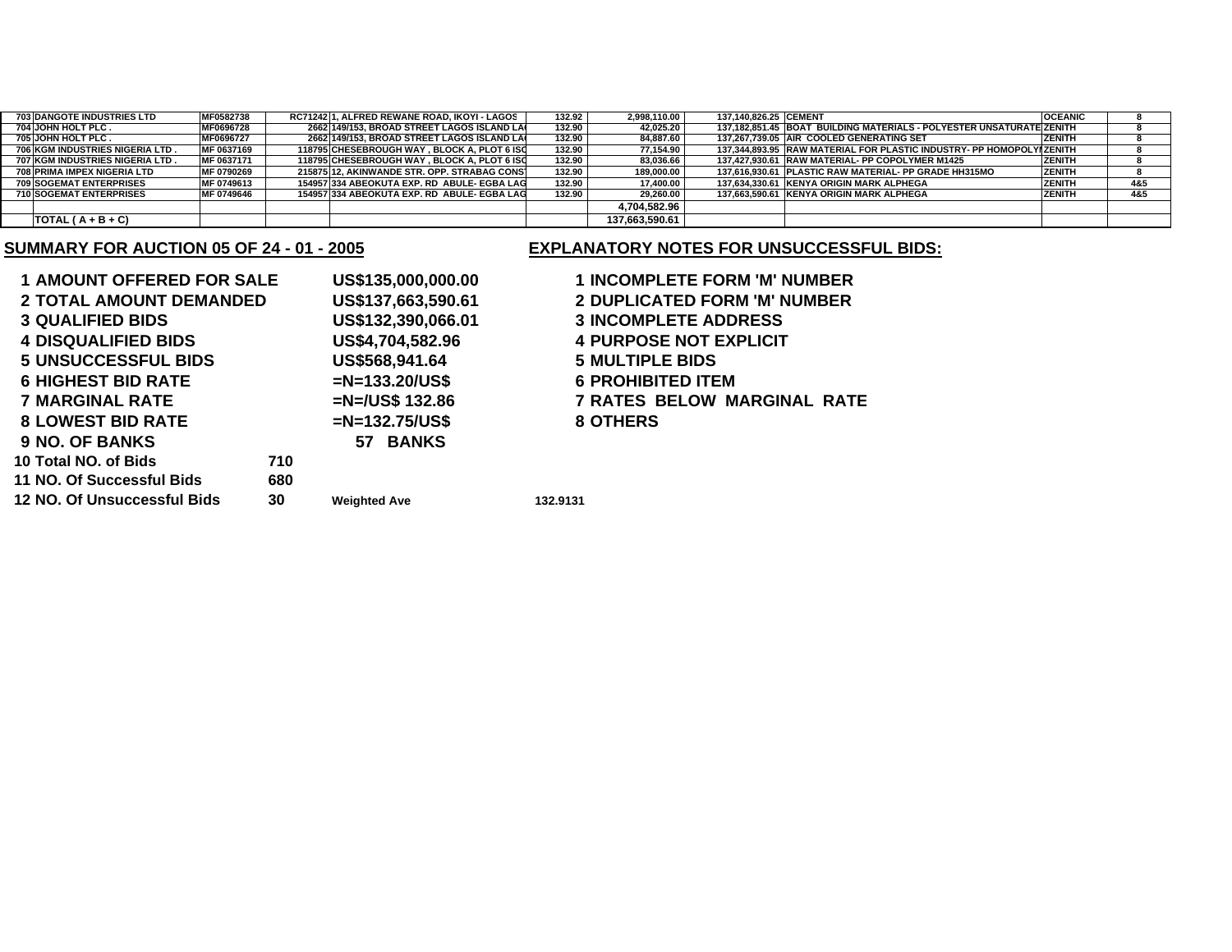| | | | | | | | | | | |
|---|---|---|---|---|---|---|---|---|---|---|
| 703 | DANGOTE INDUSTRIES LTD | MF0582738 | RC71242 | 1, ALFRED REWANE ROAD, IKOYI - LAGOS | 132.92 | 2,998,110.00 | 137,140,826.25 | CEMENT | OCEANIC | 8 |
| 704 | JOHN HOLT PLC . | MF0696728 | 2662 | 149/153, BROAD STREET LAGOS ISLAND LA | 132.90 | 42,025.20 | 137,182,851.45 | BOAT BUILDING MATERIALS - POLYESTER UNSATURATE | ZENITH | 8 |
| 705 | JOHN HOLT PLC . | MF0696727 | 2662 | 149/153, BROAD STREET LAGOS ISLAND LA | 132.90 | 84,887.60 | 137,267,739.05 | AIR COOLED GENERATING SET | ZENITH | 8 |
| 706 | KGM INDUSTRIES NIGERIA LTD . | MF 0637169 | 118795 | CHESEBROUGH WAY , BLOCK A, PLOT 6 ISO | 132.90 | 77,154.90 | 137,344,893.95 | RAW MATERIAL FOR PLASTIC INDUSTRY- PP HOMOPOLY | ZENITH | 8 |
| 707 | KGM INDUSTRIES NIGERIA LTD . | MF 0637171 | 118795 | CHESEBROUGH WAY , BLOCK A, PLOT 6 ISO | 132.90 | 83,036.66 | 137,427,930.61 | RAW MATERIAL- PP COPOLYMER M1425 | ZENITH | 8 |
| 708 | PRIMA IMPEX NIGERIA LTD | MF 0790269 | 215875 | 12, AKINWANDE STR. OPP. STRABAG CONS | 132.90 | 189,000.00 | 137,616,930.61 | PLASTIC RAW MATERIAL- PP GRADE HH315MO | ZENITH | 8 |
| 709 | SOGEMAT ENTERPRISES | MF 0749613 | 154957 | 334 ABEOKUTA EXP. RD ABULE- EGBA LAG | 132.90 | 17,400.00 | 137,634,330.61 | KENYA ORIGIN MARK ALPHEGA | ZENITH | 4&5 |
| 710 | SOGEMAT ENTERPRISES | MF 0749646 | 154957 | 334 ABEOKUTA EXP. RD ABULE- EGBA LAG | 132.90 | 29,260.00 | 137,663,590.61 | KENYA ORIGIN MARK ALPHEGA | ZENITH | 4&5 |
| | | | | | | 4,704,582.96 | | | | |
| | TOTAL ( A + B + C) | | | | | 137,663,590.61 | | | | |

## SUMMARY FOR AUCTION 05 OF 24 - 01 - 2005

| | | | |
|---|---|---|---|
| 1 AMOUNT OFFERED FOR SALE | | US$135,000,000.00 | |
| 2 TOTAL AMOUNT DEMANDED | | US$137,663,590.61 | |
| 3 QUALIFIED BIDS | | US$132,390,066.01 | |
| 4 DISQUALIFIED BIDS | | US$4,704,582.96 | |
| 5 UNSUCCESSFUL BIDS | | US$568,941.64 | |
| 6 HIGHEST BID RATE | | =N=133.20/US$ | |
| 7 MARGINAL RATE | | =N=/US$ 132.86 | |
| 8 LOWEST BID RATE | | =N=132.75/US$ | |
| 9 NO. OF BANKS | | 57 BANKS | |
| 10 Total NO. of Bids | 710 | | |
| 11 NO. Of Successful Bids | 680 | | |
| 12 NO. Of Unsuccessful Bids | 30 | Weighted Ave | 132.9131 |

## EXPLANATORY NOTES FOR UNSUCCESSFUL BIDS:

1 INCOMPLETE FORM 'M' NUMBER
2 DUPLICATED FORM 'M' NUMBER
3 INCOMPLETE ADDRESS
4 PURPOSE NOT EXPLICIT
5 MULTIPLE BIDS
6 PROHIBITED ITEM
7 RATES BELOW MARGINAL RATE
8 OTHERS